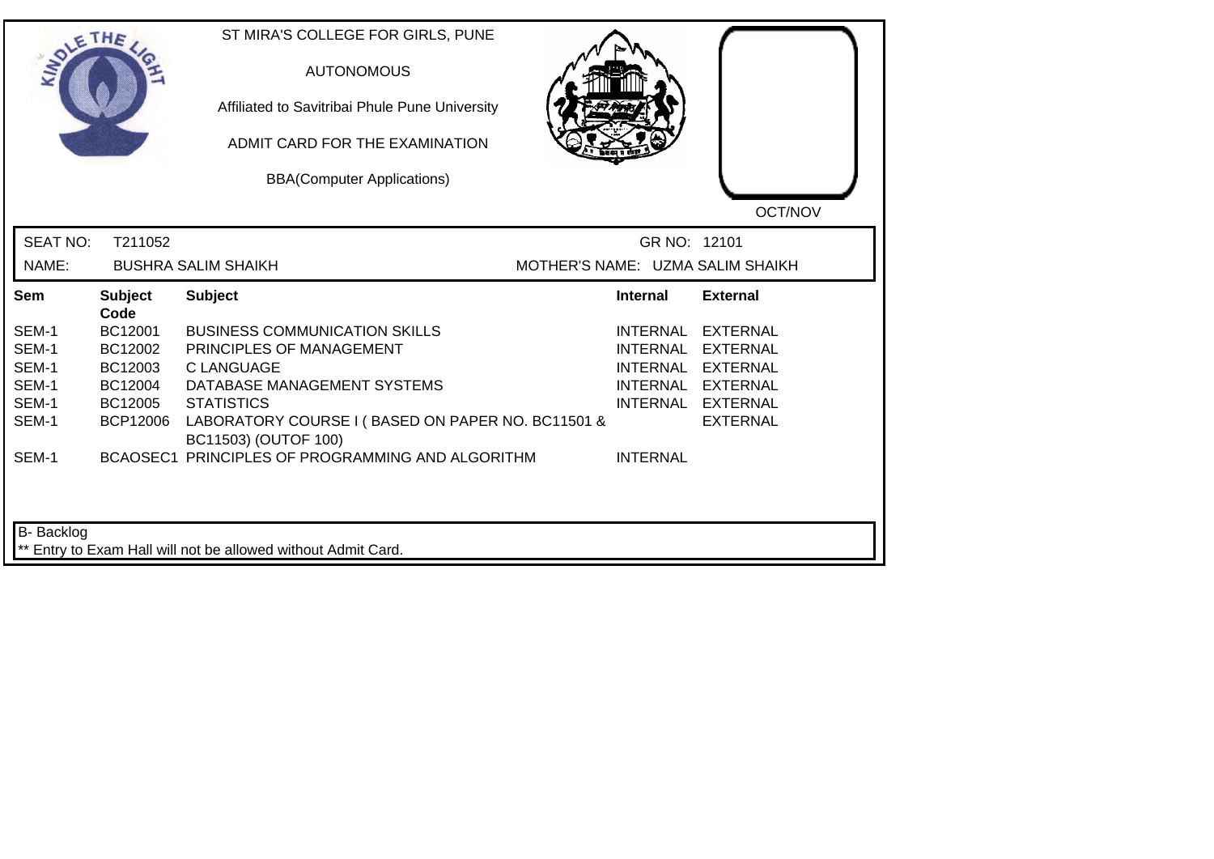ST MIRA'S COLLEGE FOR GIRLS, PUNE

AUTONOMOUS

Affiliated to Savitribai Phule Pune University

ADMIT CARD FOR THE EXAMINATION

BBA(Computer Applications)

OCT/NOV

SEAT NO: T211052 GR NO: 12101

NAME: BUSHRA SALIM SHAIKH MOTHER'S NAME: UZMA SALIM SHAIKH

| Sem | Subject Code | Subject | Internal | External |
|---|---|---|---|---|
| SEM-1 | BC12001 | BUSINESS COMMUNICATION SKILLS | INTERNAL | EXTERNAL |
| SEM-1 | BC12002 | PRINCIPLES OF MANAGEMENT | INTERNAL | EXTERNAL |
| SEM-1 | BC12003 | C LANGUAGE | INTERNAL | EXTERNAL |
| SEM-1 | BC12004 | DATABASE MANAGEMENT SYSTEMS | INTERNAL | EXTERNAL |
| SEM-1 | BC12005 | STATISTICS | INTERNAL | EXTERNAL |
| SEM-1 | BCP12006 | LABORATORY COURSE I ( BASED ON PAPER NO. BC11501 & BC11503) (OUTOF 100) | | EXTERNAL |
| SEM-1 | BCAOSEC1 | PRINCIPLES OF PROGRAMMING AND ALGORITHM | INTERNAL | |

B- Backlog

** Entry to Exam Hall will not be allowed without Admit Card.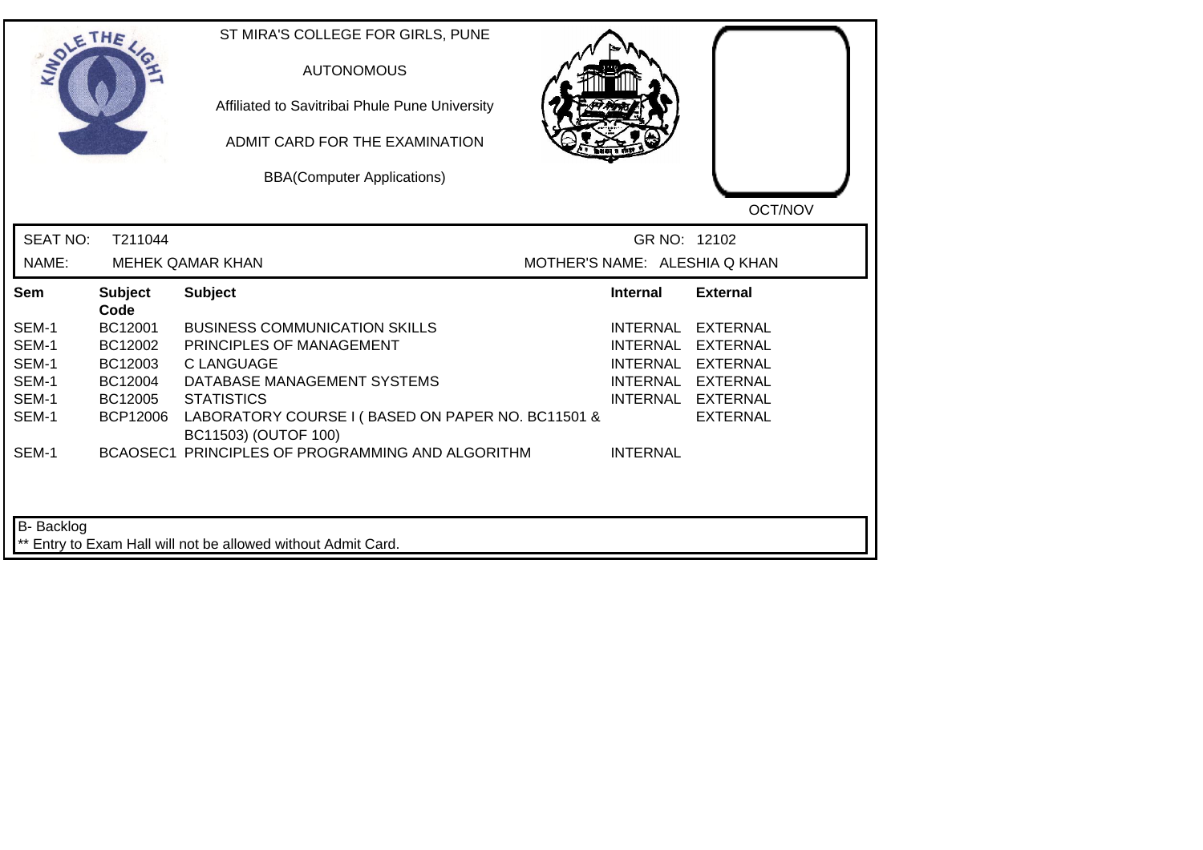ST MIRA'S COLLEGE FOR GIRLS, PUNE

AUTONOMOUS

Affiliated to Savitribai Phule Pune University

ADMIT CARD FOR THE EXAMINATION

BBA(Computer Applications)

OCT/NOV

SEAT NO: T211044 GR NO: 12102

NAME: MEHEK QAMAR KHAN MOTHER'S NAME: ALESHIA Q KHAN

| Sem | Subject Code | Subject | Internal | External |
|---|---|---|---|---|
| SEM-1 | BC12001 | BUSINESS COMMUNICATION SKILLS | INTERNAL | EXTERNAL |
| SEM-1 | BC12002 | PRINCIPLES OF MANAGEMENT | INTERNAL | EXTERNAL |
| SEM-1 | BC12003 | C LANGUAGE | INTERNAL | EXTERNAL |
| SEM-1 | BC12004 | DATABASE MANAGEMENT SYSTEMS | INTERNAL | EXTERNAL |
| SEM-1 | BC12005 | STATISTICS | INTERNAL | EXTERNAL |
| SEM-1 | BCP12006 | LABORATORY COURSE I ( BASED ON PAPER NO. BC11501 & BC11503) (OUTOF 100) | | EXTERNAL |
| SEM-1 | BCAOSEC1 | PRINCIPLES OF PROGRAMMING AND ALGORITHM | INTERNAL | |

B- Backlog

** Entry to Exam Hall will not be allowed without Admit Card.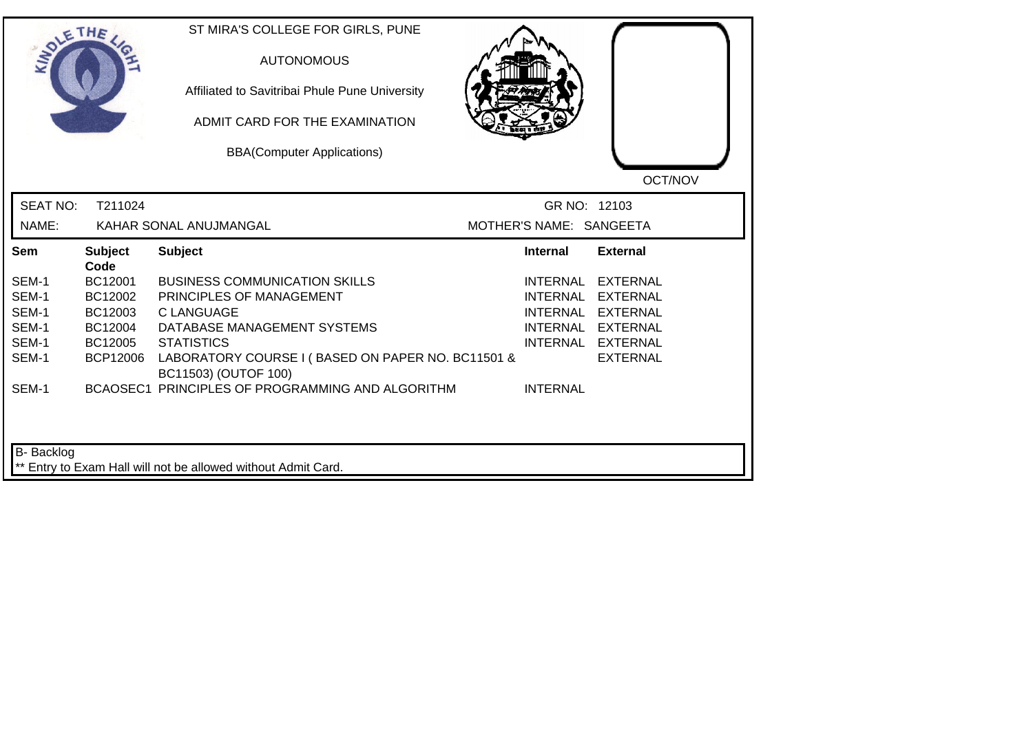ST MIRA'S COLLEGE FOR GIRLS, PUNE

AUTONOMOUS

Affiliated to Savitribai Phule Pune University

ADMIT CARD FOR THE EXAMINATION

BBA(Computer Applications)

OCT/NOV

SEAT NO: T211024 GR NO: 12103

NAME: KAHAR SONAL ANUJMANGAL MOTHER'S NAME: SANGEETA

| Sem | Subject Code | Subject | Internal | External |
|---|---|---|---|---|
| SEM-1 | BC12001 | BUSINESS COMMUNICATION SKILLS | INTERNAL | EXTERNAL |
| SEM-1 | BC12002 | PRINCIPLES OF MANAGEMENT | INTERNAL | EXTERNAL |
| SEM-1 | BC12003 | C LANGUAGE | INTERNAL | EXTERNAL |
| SEM-1 | BC12004 | DATABASE MANAGEMENT SYSTEMS | INTERNAL | EXTERNAL |
| SEM-1 | BC12005 | STATISTICS | INTERNAL | EXTERNAL |
| SEM-1 | BCP12006 | LABORATORY COURSE I ( BASED ON PAPER NO. BC11501 & BC11503) (OUTOF 100) | | EXTERNAL |
| SEM-1 | BCAOSEC1 | PRINCIPLES OF PROGRAMMING AND ALGORITHM | INTERNAL | |

B- Backlog

** Entry to Exam Hall will not be allowed without Admit Card.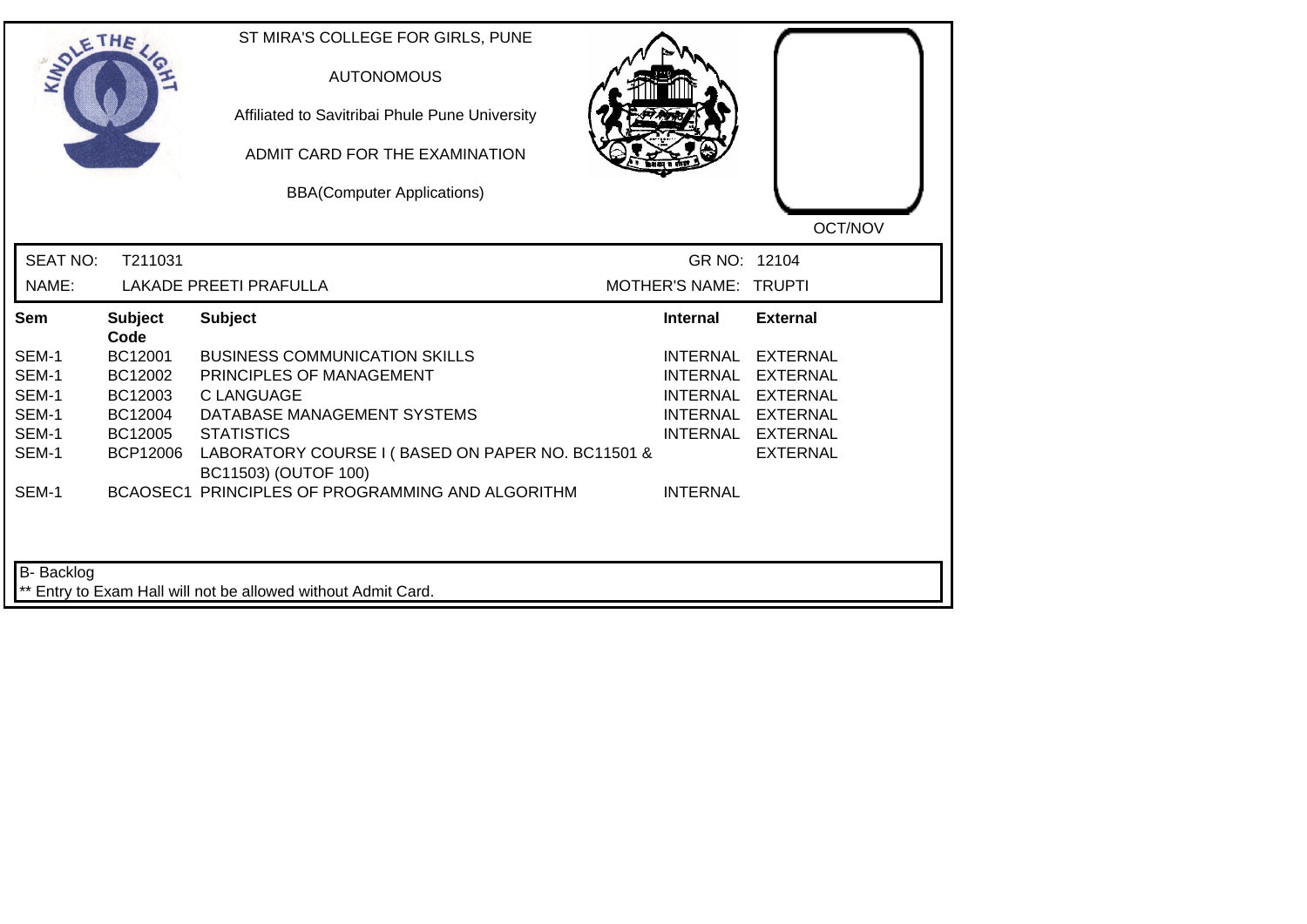ST MIRA'S COLLEGE FOR GIRLS, PUNE

AUTONOMOUS

Affiliated to Savitribai Phule Pune University

ADMIT CARD FOR THE EXAMINATION

BBA(Computer Applications)

OCT/NOV

**SEAT NO:** T211031 **GR NO:** 12104

**NAME:** LAKADE PREETI PRAFULLA **MOTHER'S NAME:** TRUPTI

| Sem | Subject Code | Subject | Internal | External |
|---|---|---|---|---|
| SEM-1 | BC12001 | BUSINESS COMMUNICATION SKILLS | INTERNAL | EXTERNAL |
| SEM-1 | BC12002 | PRINCIPLES OF MANAGEMENT | INTERNAL | EXTERNAL |
| SEM-1 | BC12003 | C LANGUAGE | INTERNAL | EXTERNAL |
| SEM-1 | BC12004 | DATABASE MANAGEMENT SYSTEMS | INTERNAL | EXTERNAL |
| SEM-1 | BC12005 | STATISTICS | INTERNAL | EXTERNAL |
| SEM-1 | BCP12006 | LABORATORY COURSE I ( BASED ON PAPER NO. BC11501 & BC11503) (OUTOF 100) | | EXTERNAL |
| SEM-1 | BCAOSEC1 | PRINCIPLES OF PROGRAMMING AND ALGORITHM | INTERNAL | |

B- Backlog

** Entry to Exam Hall will not be allowed without Admit Card.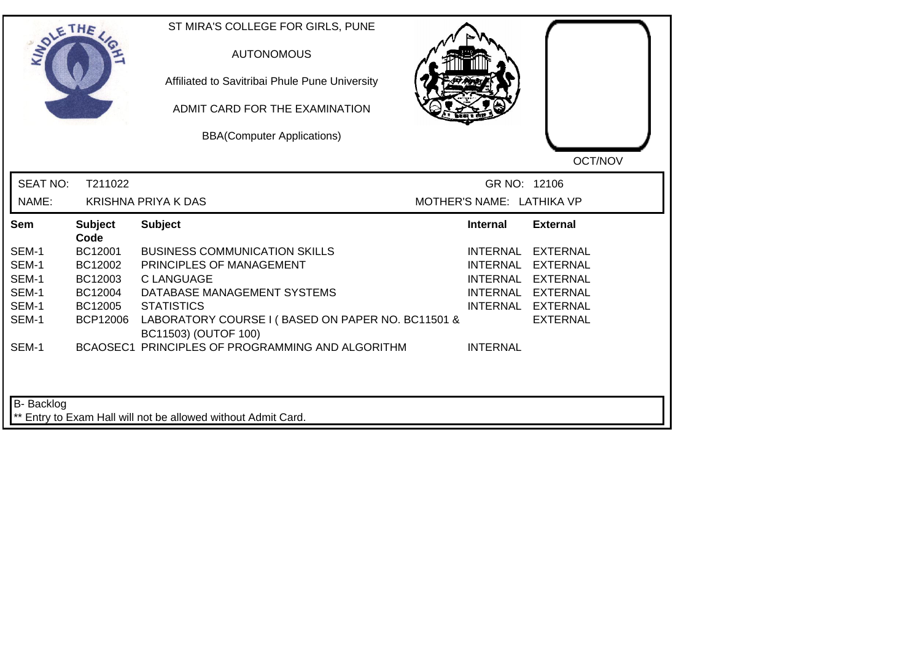ST MIRA'S COLLEGE FOR GIRLS, PUNE

AUTONOMOUS

Affiliated to Savitribai Phule Pune University

ADMIT CARD FOR THE EXAMINATION

BBA(Computer Applications)

OCT/NOV

SEAT NO: T211022 GR NO: 12106

NAME: KRISHNA PRIYA K DAS MOTHER'S NAME: LATHIKA VP

| Sem | Subject Code | Subject | Internal | External |
|---|---|---|---|---|
| SEM-1 | BC12001 | BUSINESS COMMUNICATION SKILLS | INTERNAL | EXTERNAL |
| SEM-1 | BC12002 | PRINCIPLES OF MANAGEMENT | INTERNAL | EXTERNAL |
| SEM-1 | BC12003 | C LANGUAGE | INTERNAL | EXTERNAL |
| SEM-1 | BC12004 | DATABASE MANAGEMENT SYSTEMS | INTERNAL | EXTERNAL |
| SEM-1 | BC12005 | STATISTICS | INTERNAL | EXTERNAL |
| SEM-1 | BCP12006 | LABORATORY COURSE I ( BASED ON PAPER NO. BC11501 & BC11503) (OUTOF 100) | | EXTERNAL |
| SEM-1 | BCAOSEC1 | PRINCIPLES OF PROGRAMMING AND ALGORITHM | INTERNAL | |

B- Backlog

** Entry to Exam Hall will not be allowed without Admit Card.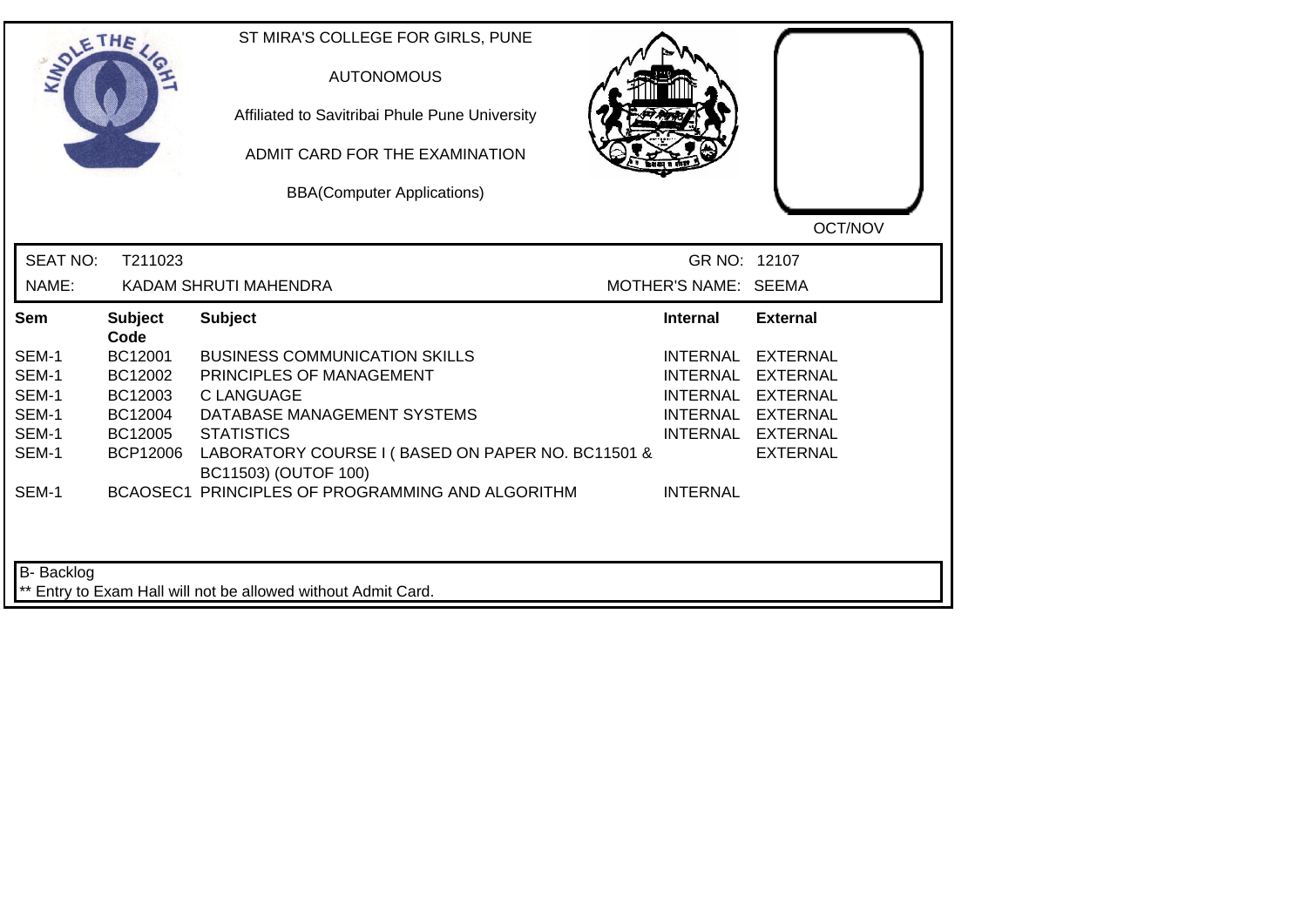ST MIRA'S COLLEGE FOR GIRLS, PUNE

AUTONOMOUS

Affiliated to Savitribai Phule Pune University

ADMIT CARD FOR THE EXAMINATION

BBA(Computer Applications)

OCT/NOV

| SEAT NO: | T211023 | GR NO: | 12107 |
|---|---|---|---|
| NAME: | KADAM SHRUTI MAHENDRA | MOTHER'S NAME: | SEEMA |

| Sem | Subject Code | Subject | Internal | External |
|---|---|---|---|---|
| SEM-1 | BC12001 | BUSINESS COMMUNICATION SKILLS | INTERNAL | EXTERNAL |
| SEM-1 | BC12002 | PRINCIPLES OF MANAGEMENT | INTERNAL | EXTERNAL |
| SEM-1 | BC12003 | C LANGUAGE | INTERNAL | EXTERNAL |
| SEM-1 | BC12004 | DATABASE MANAGEMENT SYSTEMS | INTERNAL | EXTERNAL |
| SEM-1 | BC12005 | STATISTICS | INTERNAL | EXTERNAL |
| SEM-1 | BCP12006 | LABORATORY COURSE I ( BASED ON PAPER NO. BC11501 & BC11503) (OUTOF 100) | | EXTERNAL |
| SEM-1 | BCAOSEC1 | PRINCIPLES OF PROGRAMMING AND ALGORITHM | INTERNAL | |

B- Backlog

** Entry to Exam Hall will not be allowed without Admit Card.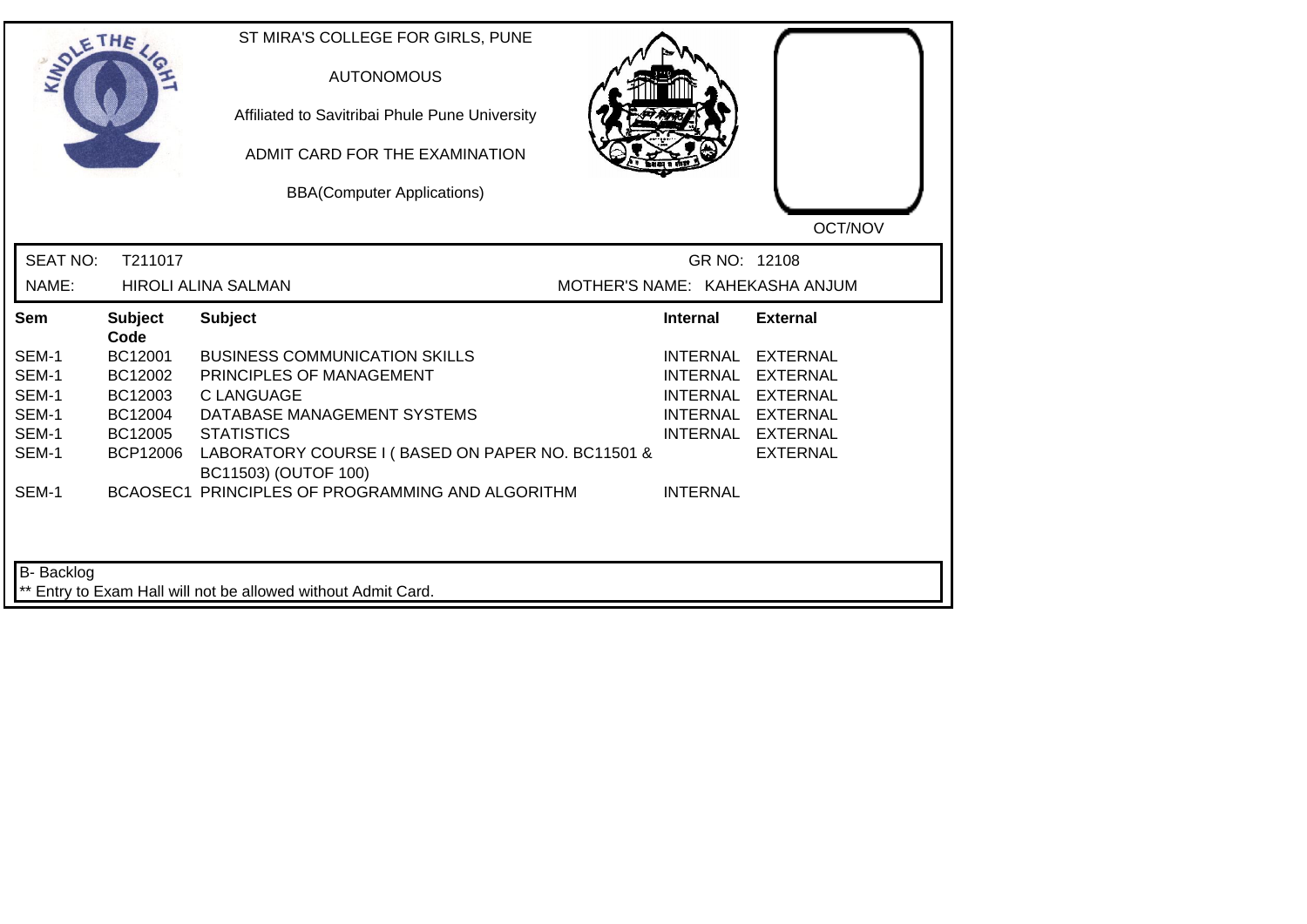ST MIRA'S COLLEGE FOR GIRLS, PUNE

AUTONOMOUS

Affiliated to Savitribai Phule Pune University

ADMIT CARD FOR THE EXAMINATION

BBA(Computer Applications)

OCT/NOV

| SEAT NO: | T211017 | GR NO: | 12108 |
|---|---|---|---|
| NAME: | HIROLI ALINA SALMAN | MOTHER'S NAME: | KAHEKASHA ANJUM |

| Sem | Subject Code | Subject | Internal | External |
|---|---|---|---|---|
| SEM-1 | BC12001 | BUSINESS COMMUNICATION SKILLS | INTERNAL | EXTERNAL |
| SEM-1 | BC12002 | PRINCIPLES OF MANAGEMENT | INTERNAL | EXTERNAL |
| SEM-1 | BC12003 | C LANGUAGE | INTERNAL | EXTERNAL |
| SEM-1 | BC12004 | DATABASE MANAGEMENT SYSTEMS | INTERNAL | EXTERNAL |
| SEM-1 | BC12005 | STATISTICS | INTERNAL | EXTERNAL |
| SEM-1 | BCP12006 | LABORATORY COURSE I ( BASED ON PAPER NO. BC11501 & BC11503) (OUTOF 100) | | EXTERNAL |
| SEM-1 | BCAOSEC1 | PRINCIPLES OF PROGRAMMING AND ALGORITHM | INTERNAL | |

B- Backlog

** Entry to Exam Hall will not be allowed without Admit Card.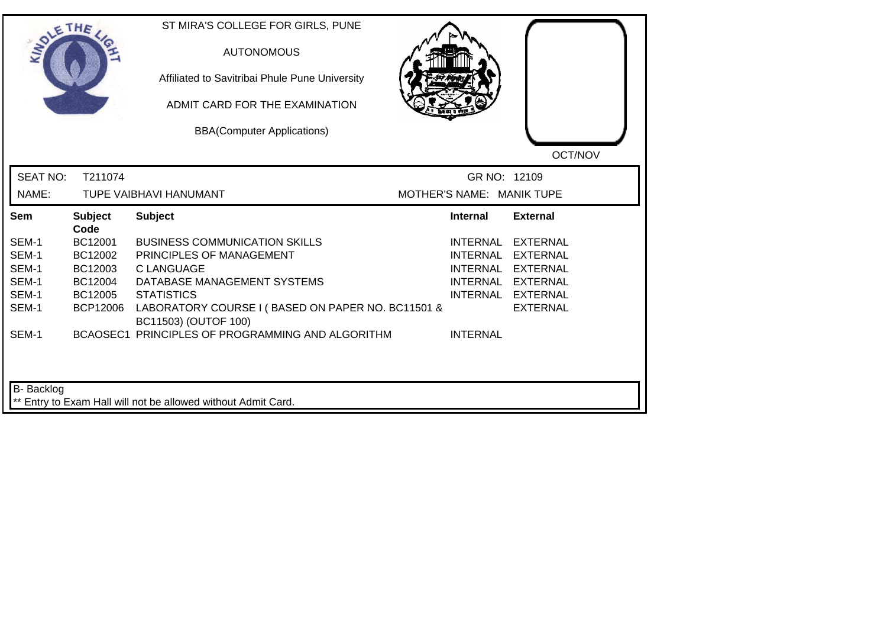ST MIRA'S COLLEGE FOR GIRLS, PUNE

AUTONOMOUS

Affiliated to Savitribai Phule Pune University

ADMIT CARD FOR THE EXAMINATION

BBA(Computer Applications)

OCT/NOV

SEAT NO: T211074 GR NO: 12109

NAME: TUPE VAIBHAVI HANUMANT MOTHER'S NAME: MANIK TUPE

| Sem | Subject Code | Subject | Internal | External |
|---|---|---|---|---|
| SEM-1 | BC12001 | BUSINESS COMMUNICATION SKILLS | INTERNAL | EXTERNAL |
| SEM-1 | BC12002 | PRINCIPLES OF MANAGEMENT | INTERNAL | EXTERNAL |
| SEM-1 | BC12003 | C LANGUAGE | INTERNAL | EXTERNAL |
| SEM-1 | BC12004 | DATABASE MANAGEMENT SYSTEMS | INTERNAL | EXTERNAL |
| SEM-1 | BC12005 | STATISTICS | INTERNAL | EXTERNAL |
| SEM-1 | BCP12006 | LABORATORY COURSE I ( BASED ON PAPER NO. BC11501 & BC11503) (OUTOF 100) | | EXTERNAL |
| SEM-1 | BCAOSEC1 | PRINCIPLES OF PROGRAMMING AND ALGORITHM | INTERNAL | |

B- Backlog

** Entry to Exam Hall will not be allowed without Admit Card.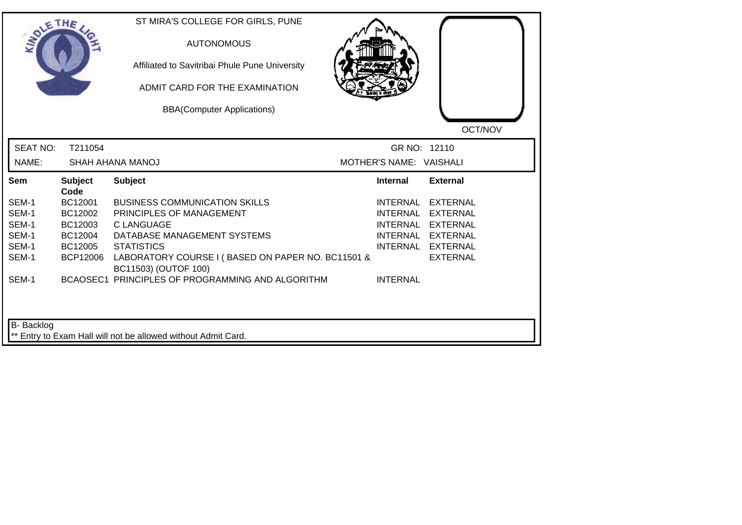ST MIRA'S COLLEGE FOR GIRLS, PUNE

AUTONOMOUS

Affiliated to Savitribai Phule Pune University

ADMIT CARD FOR THE EXAMINATION

BBA(Computer Applications)

OCT/NOV

SEAT NO: T211054 GR NO: 12110

NAME: SHAH AHANA MANOJ MOTHER'S NAME: VAISHALI

| Sem | Subject Code | Subject | Internal | External |
|---|---|---|---|---|
| SEM-1 | BC12001 | BUSINESS COMMUNICATION SKILLS | INTERNAL | EXTERNAL |
| SEM-1 | BC12002 | PRINCIPLES OF MANAGEMENT | INTERNAL | EXTERNAL |
| SEM-1 | BC12003 | C LANGUAGE | INTERNAL | EXTERNAL |
| SEM-1 | BC12004 | DATABASE MANAGEMENT SYSTEMS | INTERNAL | EXTERNAL |
| SEM-1 | BC12005 | STATISTICS | INTERNAL | EXTERNAL |
| SEM-1 | BCP12006 | LABORATORY COURSE I ( BASED ON PAPER NO. BC11501 & BC11503) (OUTOF 100) | | EXTERNAL |
| SEM-1 | BCAOSEC1 | PRINCIPLES OF PROGRAMMING AND ALGORITHM | INTERNAL | |

B- Backlog

** Entry to Exam Hall will not be allowed without Admit Card.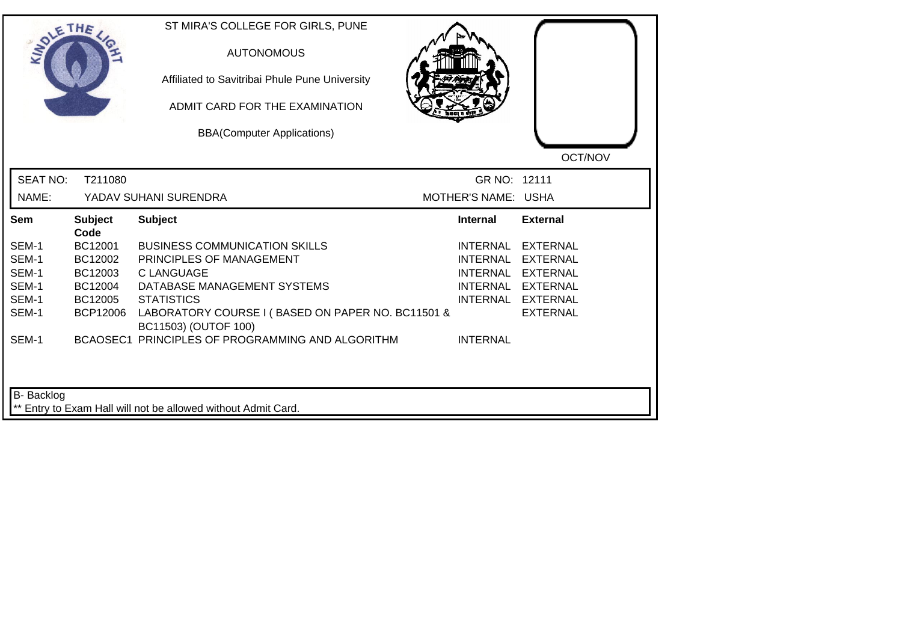ST MIRA'S COLLEGE FOR GIRLS, PUNE

AUTONOMOUS

Affiliated to Savitribai Phule Pune University

ADMIT CARD FOR THE EXAMINATION

BBA(Computer Applications)

OCT/NOV

SEAT NO: T211080 GR NO: 12111

NAME: YADAV SUHANI SURENDRA MOTHER'S NAME: USHA

| Sem | Subject Code | Subject | Internal | External |
|---|---|---|---|---|
| SEM-1 | BC12001 | BUSINESS COMMUNICATION SKILLS | INTERNAL | EXTERNAL |
| SEM-1 | BC12002 | PRINCIPLES OF MANAGEMENT | INTERNAL | EXTERNAL |
| SEM-1 | BC12003 | C LANGUAGE | INTERNAL | EXTERNAL |
| SEM-1 | BC12004 | DATABASE MANAGEMENT SYSTEMS | INTERNAL | EXTERNAL |
| SEM-1 | BC12005 | STATISTICS | INTERNAL | EXTERNAL |
| SEM-1 | BCP12006 | LABORATORY COURSE I ( BASED ON PAPER NO. BC11501 & BC11503) (OUTOF 100) | | EXTERNAL |
| SEM-1 | BCAOSEC1 | PRINCIPLES OF PROGRAMMING AND ALGORITHM | INTERNAL | |

B- Backlog

** Entry to Exam Hall will not be allowed without Admit Card.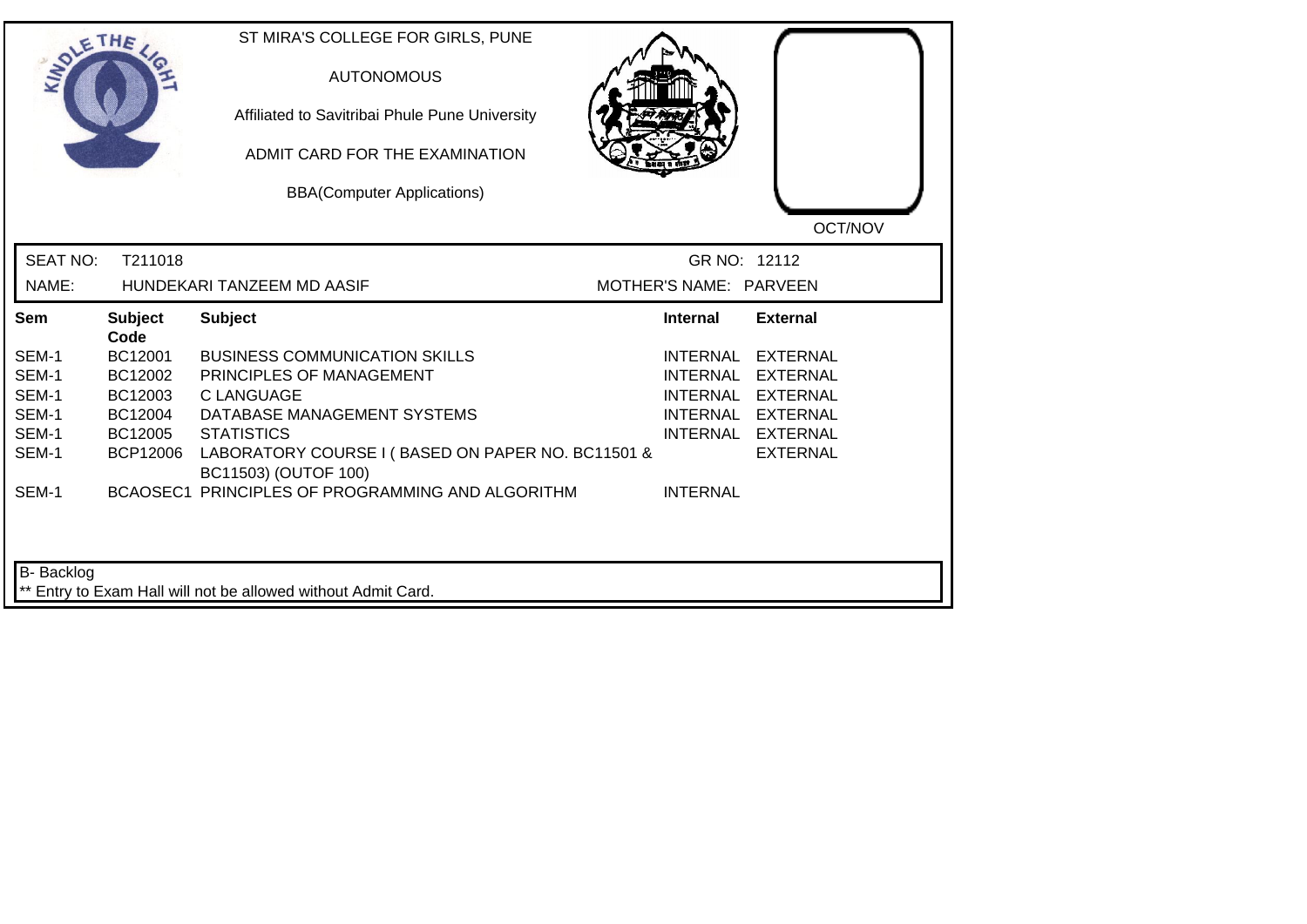ST MIRA'S COLLEGE FOR GIRLS, PUNE

AUTONOMOUS

Affiliated to Savitribai Phule Pune University

ADMIT CARD FOR THE EXAMINATION

BBA(Computer Applications)

OCT/NOV

SEAT NO: T211018 GR NO: 12112

NAME: HUNDEKARI TANZEEM MD AASIF MOTHER'S NAME: PARVEEN

| Sem | Subject Code | Subject | Internal | External |
|---|---|---|---|---|
| SEM-1 | BC12001 | BUSINESS COMMUNICATION SKILLS | INTERNAL | EXTERNAL |
| SEM-1 | BC12002 | PRINCIPLES OF MANAGEMENT | INTERNAL | EXTERNAL |
| SEM-1 | BC12003 | C LANGUAGE | INTERNAL | EXTERNAL |
| SEM-1 | BC12004 | DATABASE MANAGEMENT SYSTEMS | INTERNAL | EXTERNAL |
| SEM-1 | BC12005 | STATISTICS | INTERNAL | EXTERNAL |
| SEM-1 | BCP12006 | LABORATORY COURSE I ( BASED ON PAPER NO. BC11501 & BC11503) (OUTOF 100) | | EXTERNAL |
| SEM-1 | BCAOSEC1 | PRINCIPLES OF PROGRAMMING AND ALGORITHM | INTERNAL | |

B- Backlog

** Entry to Exam Hall will not be allowed without Admit Card.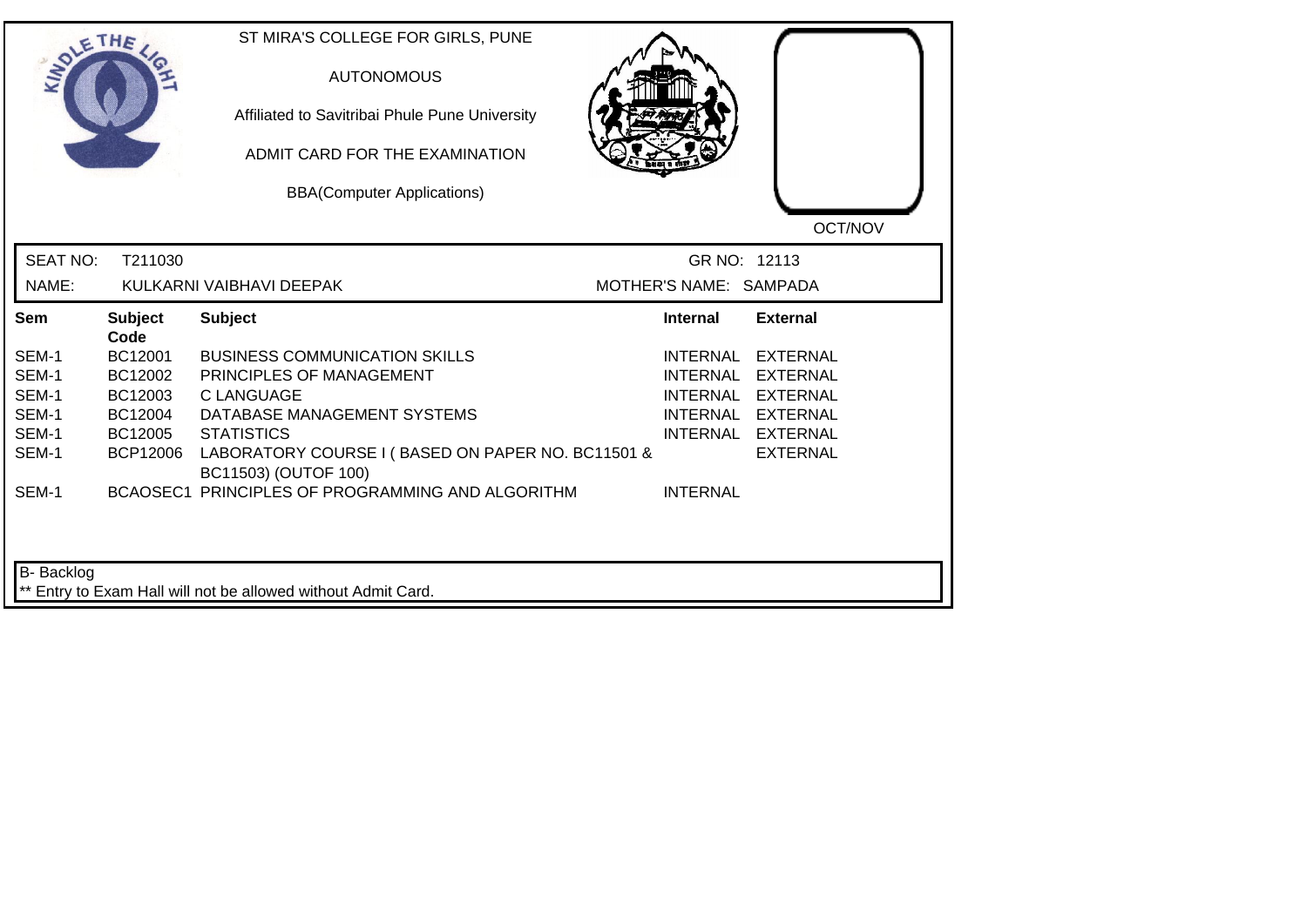ST MIRA'S COLLEGE FOR GIRLS, PUNE

AUTONOMOUS

Affiliated to Savitribai Phule Pune University

ADMIT CARD FOR THE EXAMINATION

BBA(Computer Applications)

OCT/NOV

SEAT NO: T211030 GR NO: 12113

NAME: KULKARNI VAIBHAVI DEEPAK MOTHER'S NAME: SAMPADA

| Sem | Subject Code | Subject | Internal | External |
|---|---|---|---|---|
| SEM-1 | BC12001 | BUSINESS COMMUNICATION SKILLS | INTERNAL | EXTERNAL |
| SEM-1 | BC12002 | PRINCIPLES OF MANAGEMENT | INTERNAL | EXTERNAL |
| SEM-1 | BC12003 | C LANGUAGE | INTERNAL | EXTERNAL |
| SEM-1 | BC12004 | DATABASE MANAGEMENT SYSTEMS | INTERNAL | EXTERNAL |
| SEM-1 | BC12005 | STATISTICS | INTERNAL | EXTERNAL |
| SEM-1 | BCP12006 | LABORATORY COURSE I ( BASED ON PAPER NO. BC11501 & BC11503) (OUTOF 100) | | EXTERNAL |
| SEM-1 | BCAOSEC1 | PRINCIPLES OF PROGRAMMING AND ALGORITHM | INTERNAL | |

B- Backlog

** Entry to Exam Hall will not be allowed without Admit Card.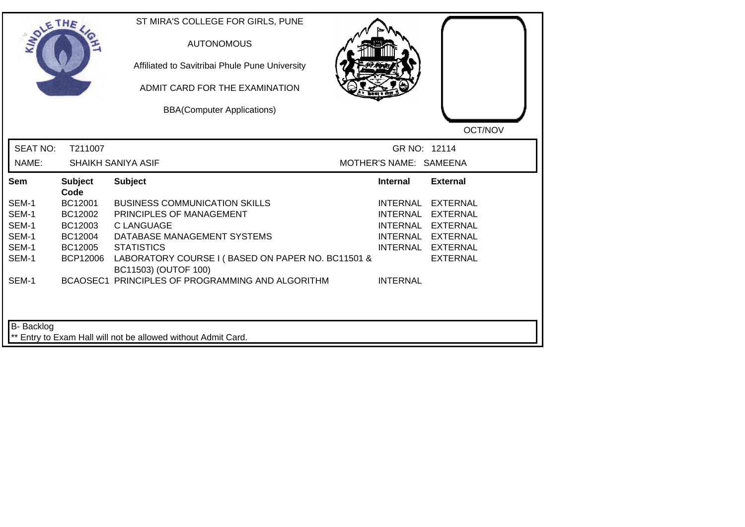ST MIRA'S COLLEGE FOR GIRLS, PUNE

AUTONOMOUS

Affiliated to Savitribai Phule Pune University

ADMIT CARD FOR THE EXAMINATION

BBA(Computer Applications)

OCT/NOV

SEAT NO: T211007 GR NO: 12114

NAME: SHAIKH SANIYA ASIF MOTHER'S NAME: SAMEENA

| Sem | Subject Code | Subject | Internal | External |
|---|---|---|---|---|
| SEM-1 | BC12001 | BUSINESS COMMUNICATION SKILLS | INTERNAL | EXTERNAL |
| SEM-1 | BC12002 | PRINCIPLES OF MANAGEMENT | INTERNAL | EXTERNAL |
| SEM-1 | BC12003 | C LANGUAGE | INTERNAL | EXTERNAL |
| SEM-1 | BC12004 | DATABASE MANAGEMENT SYSTEMS | INTERNAL | EXTERNAL |
| SEM-1 | BC12005 | STATISTICS | INTERNAL | EXTERNAL |
| SEM-1 | BCP12006 | LABORATORY COURSE I ( BASED ON PAPER NO. BC11501 & BC11503) (OUTOF 100) | | EXTERNAL |
| SEM-1 | BCAOSEC1 | PRINCIPLES OF PROGRAMMING AND ALGORITHM | INTERNAL | |

B- Backlog

** Entry to Exam Hall will not be allowed without Admit Card.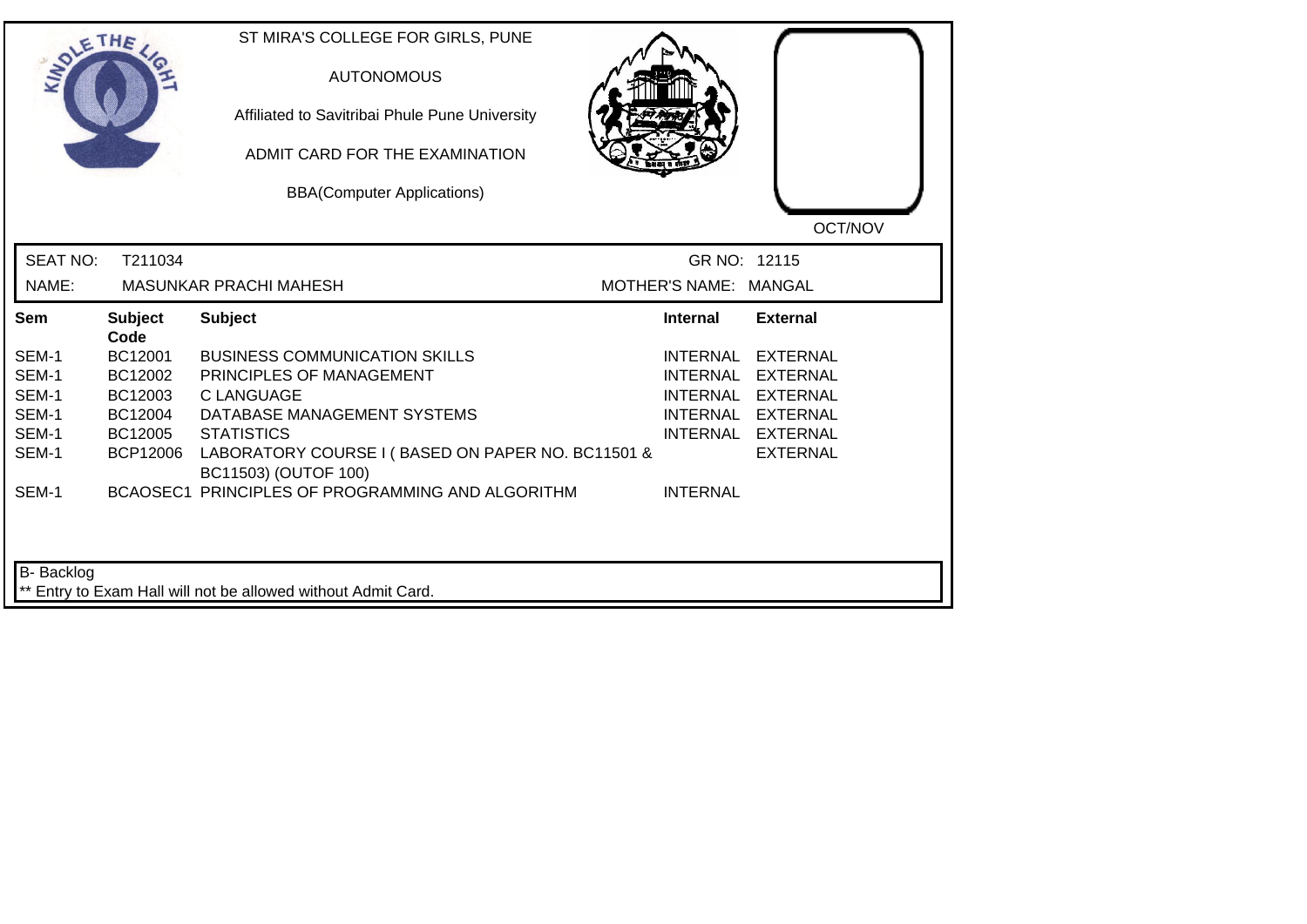ST MIRA'S COLLEGE FOR GIRLS, PUNE

AUTONOMOUS

Affiliated to Savitribai Phule Pune University

ADMIT CARD FOR THE EXAMINATION

BBA(Computer Applications)

OCT/NOV

SEAT NO: T211034 GR NO: 12115

NAME: MASUNKAR PRACHI MAHESH MOTHER'S NAME: MANGAL

| Sem | Subject Code | Subject | Internal | External |
|---|---|---|---|---|
| SEM-1 | BC12001 | BUSINESS COMMUNICATION SKILLS | INTERNAL | EXTERNAL |
| SEM-1 | BC12002 | PRINCIPLES OF MANAGEMENT | INTERNAL | EXTERNAL |
| SEM-1 | BC12003 | C LANGUAGE | INTERNAL | EXTERNAL |
| SEM-1 | BC12004 | DATABASE MANAGEMENT SYSTEMS | INTERNAL | EXTERNAL |
| SEM-1 | BC12005 | STATISTICS | INTERNAL | EXTERNAL |
| SEM-1 | BCP12006 | LABORATORY COURSE I ( BASED ON PAPER NO. BC11501 & BC11503) (OUTOF 100) | | EXTERNAL |
| SEM-1 | BCAOSEC1 | PRINCIPLES OF PROGRAMMING AND ALGORITHM | INTERNAL | |

B- Backlog

** Entry to Exam Hall will not be allowed without Admit Card.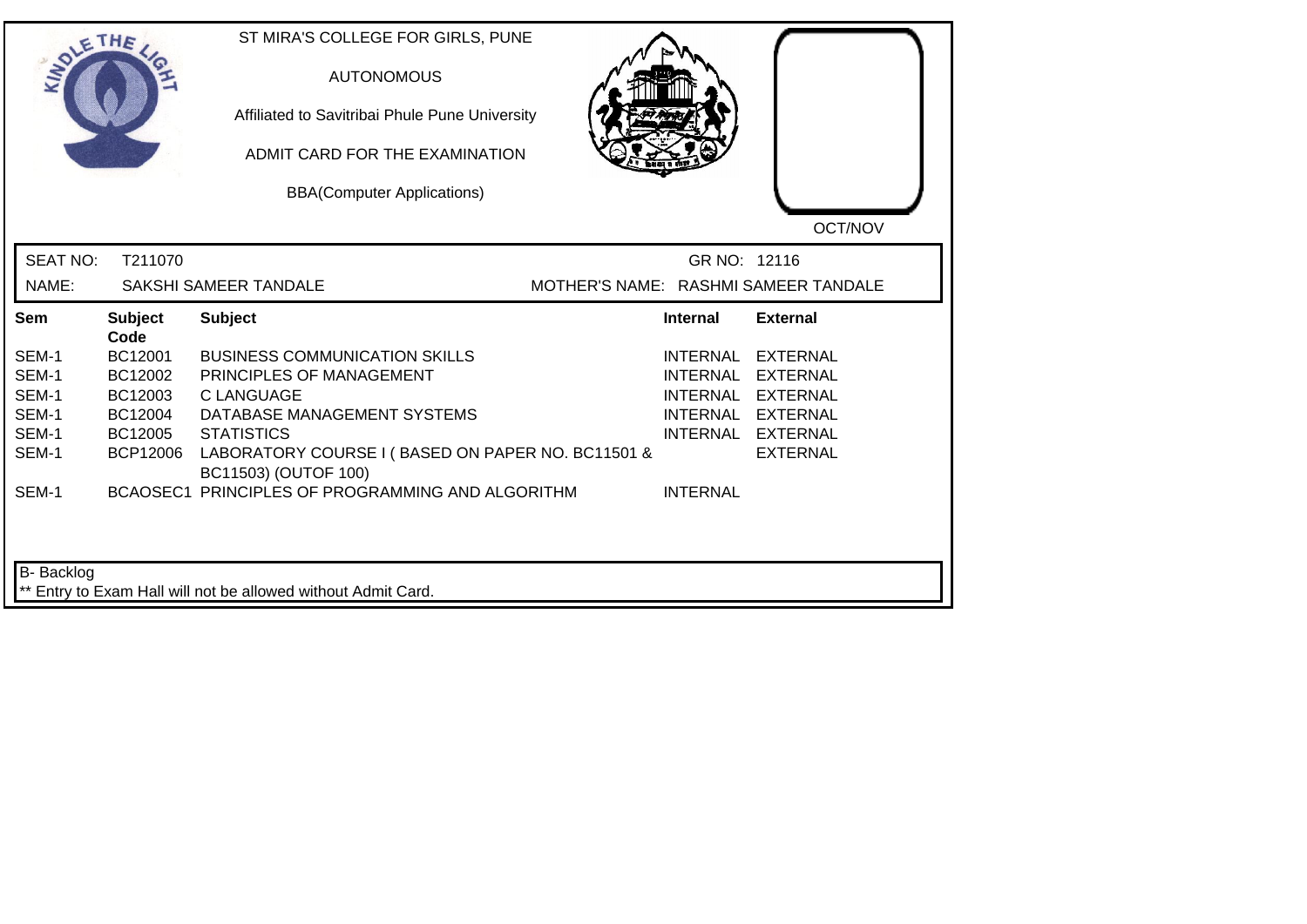ST MIRA'S COLLEGE FOR GIRLS, PUNE

AUTONOMOUS

Affiliated to Savitribai Phule Pune University

ADMIT CARD FOR THE EXAMINATION

BBA(Computer Applications)

OCT/NOV

SEAT NO: T211070 GR NO: 12116

NAME: SAKSHI SAMEER TANDALE MOTHER'S NAME: RASHMI SAMEER TANDALE

| Sem | Subject Code | Subject | Internal | External |
|---|---|---|---|---|
| SEM-1 | BC12001 | BUSINESS COMMUNICATION SKILLS | INTERNAL | EXTERNAL |
| SEM-1 | BC12002 | PRINCIPLES OF MANAGEMENT | INTERNAL | EXTERNAL |
| SEM-1 | BC12003 | C LANGUAGE | INTERNAL | EXTERNAL |
| SEM-1 | BC12004 | DATABASE MANAGEMENT SYSTEMS | INTERNAL | EXTERNAL |
| SEM-1 | BC12005 | STATISTICS | INTERNAL | EXTERNAL |
| SEM-1 | BCP12006 | LABORATORY COURSE I ( BASED ON PAPER NO. BC11501 & BC11503) (OUTOF 100) | | EXTERNAL |
| SEM-1 | BCAOSEC1 | PRINCIPLES OF PROGRAMMING AND ALGORITHM | INTERNAL | |

B- Backlog

** Entry to Exam Hall will not be allowed without Admit Card.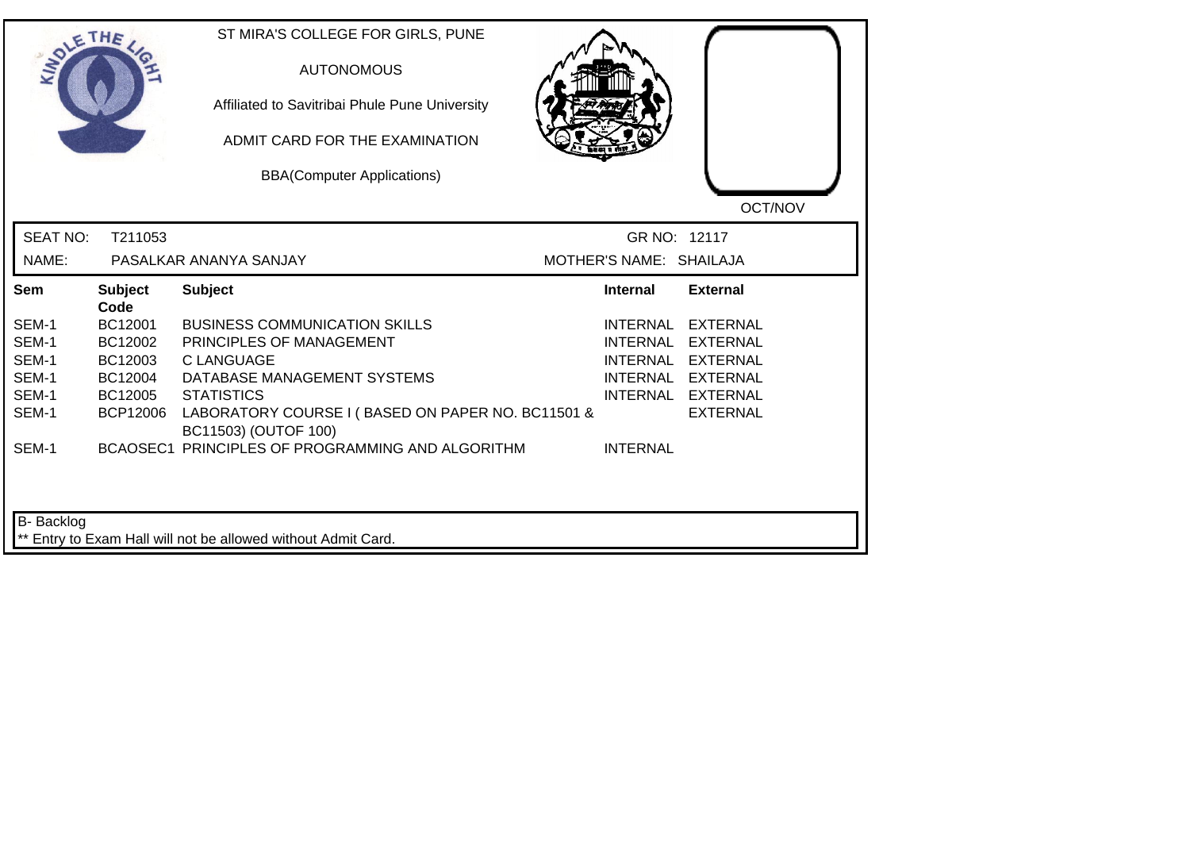ST MIRA'S COLLEGE FOR GIRLS, PUNE

AUTONOMOUS

Affiliated to Savitribai Phule Pune University

ADMIT CARD FOR THE EXAMINATION

BBA(Computer Applications)

OCT/NOV

SEAT NO: T211053 GR NO: 12117

NAME: PASALKAR ANANYA SANJAY MOTHER'S NAME: SHAILAJA

| Sem | Subject Code | Subject | Internal | External |
|---|---|---|---|---|
| SEM-1 | BC12001 | BUSINESS COMMUNICATION SKILLS | INTERNAL | EXTERNAL |
| SEM-1 | BC12002 | PRINCIPLES OF MANAGEMENT | INTERNAL | EXTERNAL |
| SEM-1 | BC12003 | C LANGUAGE | INTERNAL | EXTERNAL |
| SEM-1 | BC12004 | DATABASE MANAGEMENT SYSTEMS | INTERNAL | EXTERNAL |
| SEM-1 | BC12005 | STATISTICS | INTERNAL | EXTERNAL |
| SEM-1 | BCP12006 | LABORATORY COURSE I ( BASED ON PAPER NO. BC11501 & BC11503) (OUTOF 100) | | EXTERNAL |
| SEM-1 | BCAOSEC1 | PRINCIPLES OF PROGRAMMING AND ALGORITHM | INTERNAL | |

B- Backlog

** Entry to Exam Hall will not be allowed without Admit Card.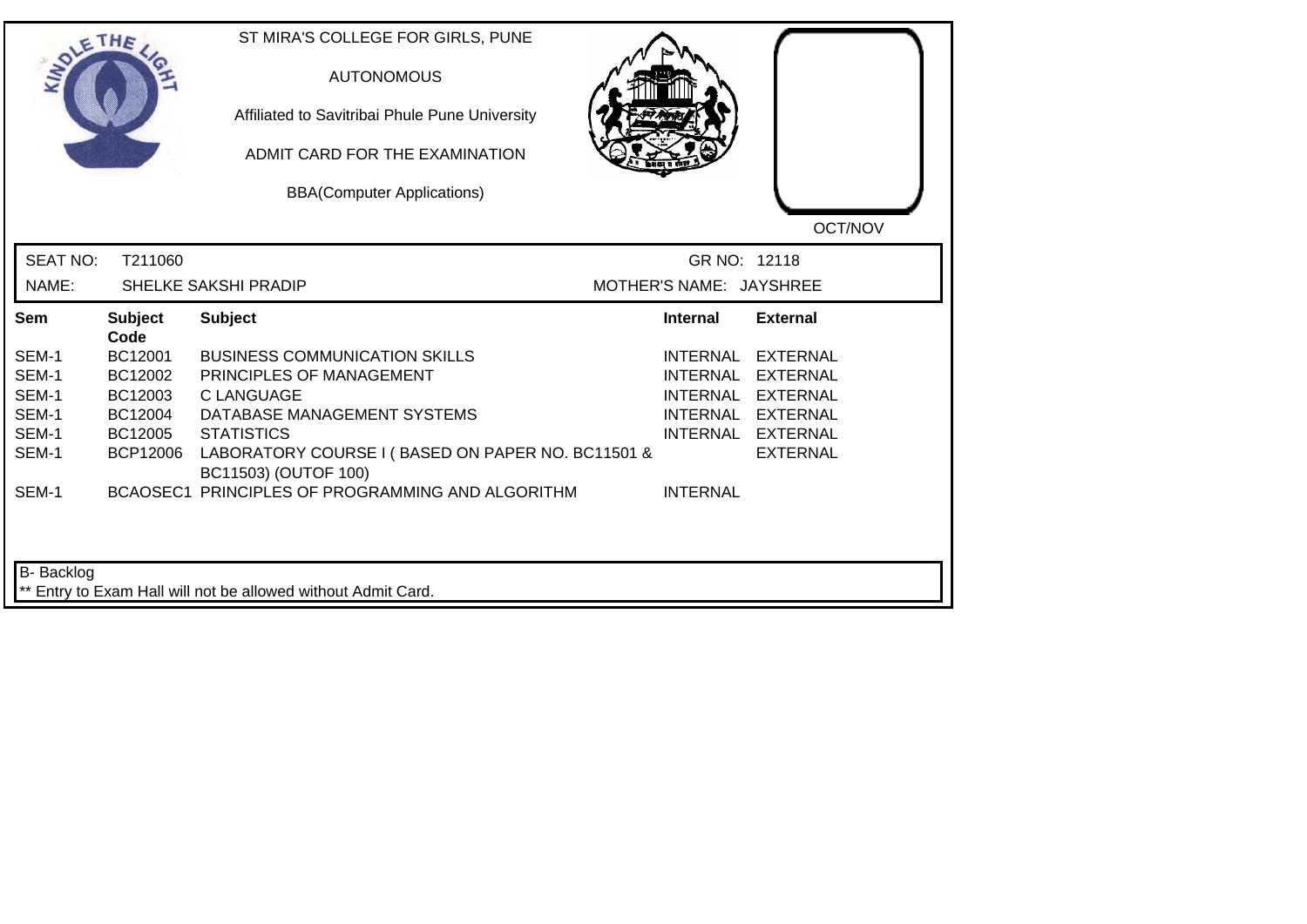ST MIRA'S COLLEGE FOR GIRLS, PUNE

AUTONOMOUS

Affiliated to Savitribai Phule Pune University

ADMIT CARD FOR THE EXAMINATION

BBA(Computer Applications)

OCT/NOV

SEAT NO: T211060 GR NO: 12118

NAME: SHELKE SAKSHI PRADIP MOTHER'S NAME: JAYSHREE

| Sem | Subject Code | Subject | Internal | External |
|---|---|---|---|---|
| SEM-1 | BC12001 | BUSINESS COMMUNICATION SKILLS | INTERNAL | EXTERNAL |
| SEM-1 | BC12002 | PRINCIPLES OF MANAGEMENT | INTERNAL | EXTERNAL |
| SEM-1 | BC12003 | C LANGUAGE | INTERNAL | EXTERNAL |
| SEM-1 | BC12004 | DATABASE MANAGEMENT SYSTEMS | INTERNAL | EXTERNAL |
| SEM-1 | BC12005 | STATISTICS | INTERNAL | EXTERNAL |
| SEM-1 | BCP12006 | LABORATORY COURSE I ( BASED ON PAPER NO. BC11501 & BC11503) (OUTOF 100) | | EXTERNAL |
| SEM-1 | BCAOSEC1 | PRINCIPLES OF PROGRAMMING AND ALGORITHM | INTERNAL | |

B- Backlog

** Entry to Exam Hall will not be allowed without Admit Card.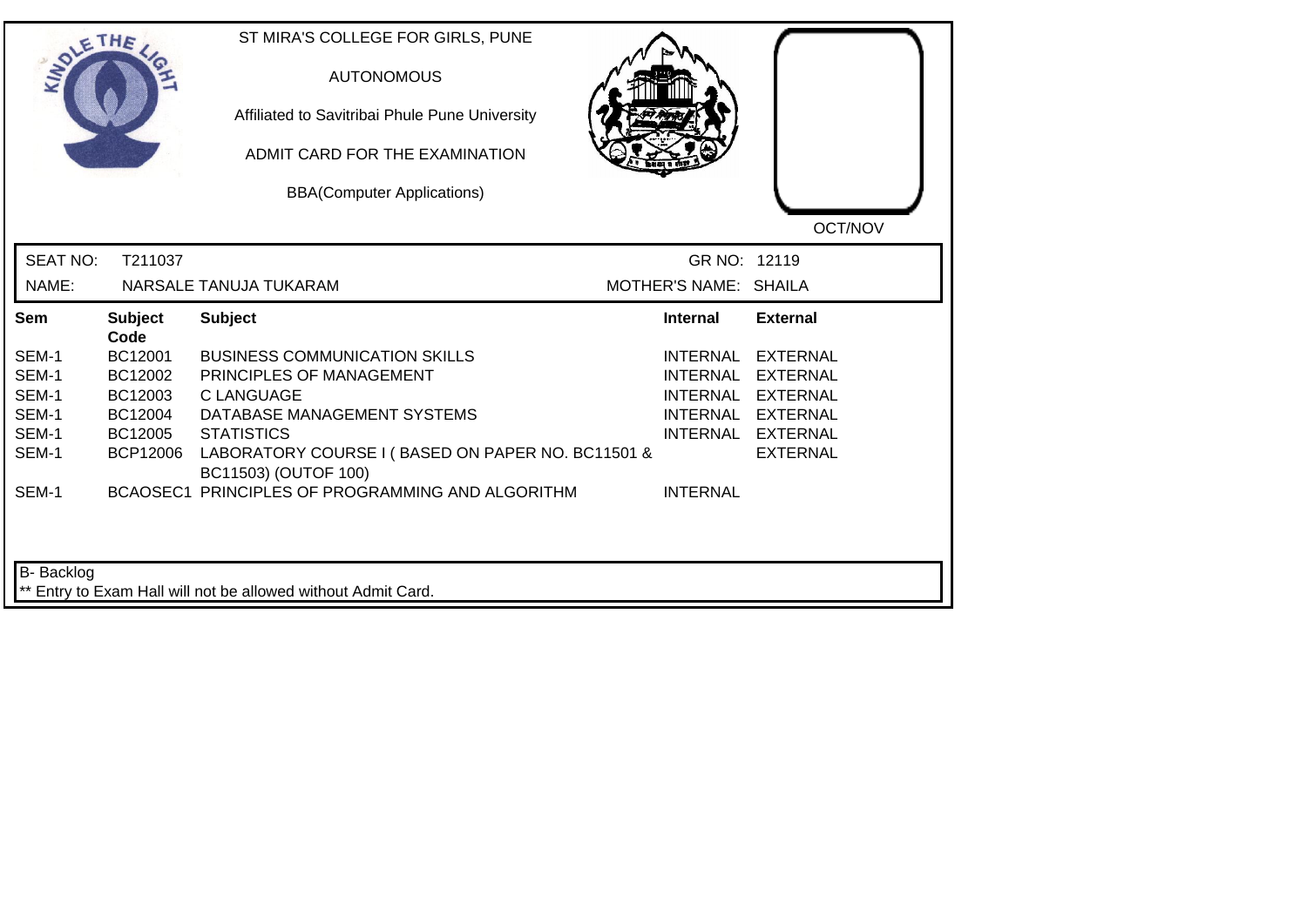ST MIRA'S COLLEGE FOR GIRLS, PUNE

AUTONOMOUS

Affiliated to Savitribai Phule Pune University

ADMIT CARD FOR THE EXAMINATION

BBA(Computer Applications)

OCT/NOV

SEAT NO: T211037 GR NO: 12119

NAME: NARSALE TANUJA TUKARAM MOTHER'S NAME: SHAILA

| Sem | Subject Code | Subject | Internal | External |
|---|---|---|---|---|
| SEM-1 | BC12001 | BUSINESS COMMUNICATION SKILLS | INTERNAL | EXTERNAL |
| SEM-1 | BC12002 | PRINCIPLES OF MANAGEMENT | INTERNAL | EXTERNAL |
| SEM-1 | BC12003 | C LANGUAGE | INTERNAL | EXTERNAL |
| SEM-1 | BC12004 | DATABASE MANAGEMENT SYSTEMS | INTERNAL | EXTERNAL |
| SEM-1 | BC12005 | STATISTICS | INTERNAL | EXTERNAL |
| SEM-1 | BCP12006 | LABORATORY COURSE I ( BASED ON PAPER NO. BC11501 & BC11503) (OUTOF 100) | | EXTERNAL |
| SEM-1 | BCAOSEC1 | PRINCIPLES OF PROGRAMMING AND ALGORITHM | INTERNAL | |

B- Backlog

** Entry to Exam Hall will not be allowed without Admit Card.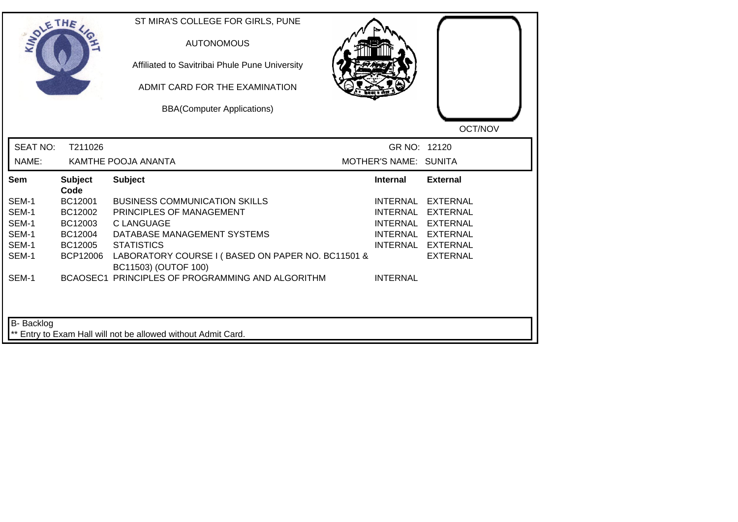ST MIRA'S COLLEGE FOR GIRLS, PUNE

AUTONOMOUS

Affiliated to Savitribai Phule Pune University

ADMIT CARD FOR THE EXAMINATION

BBA(Computer Applications)

OCT/NOV

SEAT NO: T211026 GR NO: 12120

NAME: KAMTHE POOJA ANANTA MOTHER'S NAME: SUNITA

| Sem | Subject Code | Subject | Internal | External |
|---|---|---|---|---|
| SEM-1 | BC12001 | BUSINESS COMMUNICATION SKILLS | INTERNAL | EXTERNAL |
| SEM-1 | BC12002 | PRINCIPLES OF MANAGEMENT | INTERNAL | EXTERNAL |
| SEM-1 | BC12003 | C LANGUAGE | INTERNAL | EXTERNAL |
| SEM-1 | BC12004 | DATABASE MANAGEMENT SYSTEMS | INTERNAL | EXTERNAL |
| SEM-1 | BC12005 | STATISTICS | INTERNAL | EXTERNAL |
| SEM-1 | BCP12006 | LABORATORY COURSE I ( BASED ON PAPER NO. BC11501 & BC11503) (OUTOF 100) | | EXTERNAL |
| SEM-1 | BCAOSEC1 | PRINCIPLES OF PROGRAMMING AND ALGORITHM | INTERNAL | |

B- Backlog

** Entry to Exam Hall will not be allowed without Admit Card.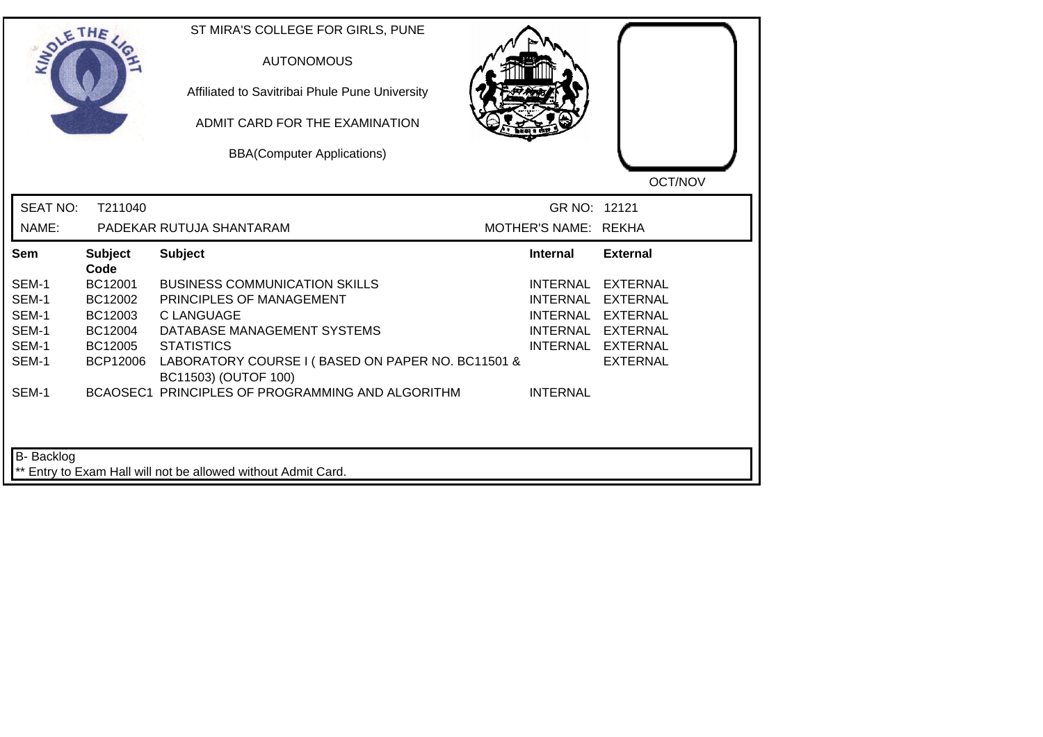ST MIRA'S COLLEGE FOR GIRLS, PUNE

AUTONOMOUS

Affiliated to Savitribai Phule Pune University

ADMIT CARD FOR THE EXAMINATION

BBA(Computer Applications)

OCT/NOV

SEAT NO: T211040 GR NO: 12121

NAME: PADEKAR RUTUJA SHANTARAM MOTHER'S NAME: REKHA

| Sem | Subject Code | Subject | Internal | External |
|---|---|---|---|---|
| SEM-1 | BC12001 | BUSINESS COMMUNICATION SKILLS | INTERNAL | EXTERNAL |
| SEM-1 | BC12002 | PRINCIPLES OF MANAGEMENT | INTERNAL | EXTERNAL |
| SEM-1 | BC12003 | C LANGUAGE | INTERNAL | EXTERNAL |
| SEM-1 | BC12004 | DATABASE MANAGEMENT SYSTEMS | INTERNAL | EXTERNAL |
| SEM-1 | BC12005 | STATISTICS | INTERNAL | EXTERNAL |
| SEM-1 | BCP12006 | LABORATORY COURSE I ( BASED ON PAPER NO. BC11501 & BC11503) (OUTOF 100) | | EXTERNAL |
| SEM-1 | BCAOSEC1 | PRINCIPLES OF PROGRAMMING AND ALGORITHM | INTERNAL | |

B- Backlog

** Entry to Exam Hall will not be allowed without Admit Card.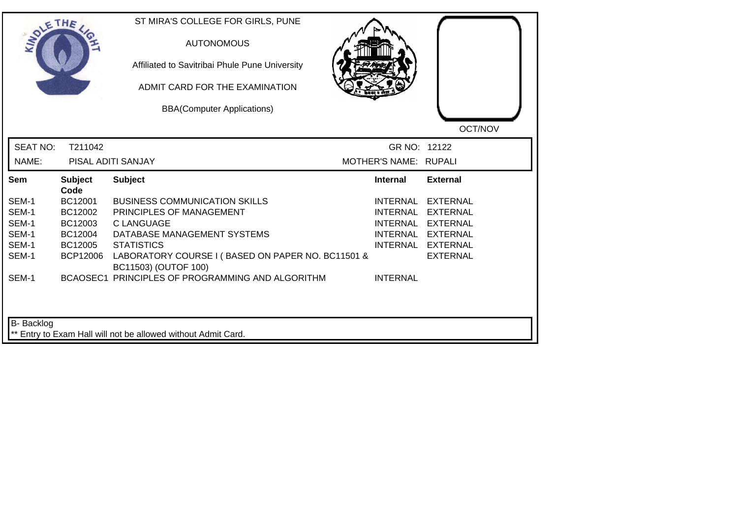ST MIRA'S COLLEGE FOR GIRLS, PUNE

AUTONOMOUS

Affiliated to Savitribai Phule Pune University

ADMIT CARD FOR THE EXAMINATION

BBA(Computer Applications)

OCT/NOV

SEAT NO: T211042 GR NO: 12122

NAME: PISAL ADITI SANJAY MOTHER'S NAME: RUPALI

| Sem | Subject Code | Subject | Internal | External |
|---|---|---|---|---|
| SEM-1 | BC12001 | BUSINESS COMMUNICATION SKILLS | INTERNAL | EXTERNAL |
| SEM-1 | BC12002 | PRINCIPLES OF MANAGEMENT | INTERNAL | EXTERNAL |
| SEM-1 | BC12003 | C LANGUAGE | INTERNAL | EXTERNAL |
| SEM-1 | BC12004 | DATABASE MANAGEMENT SYSTEMS | INTERNAL | EXTERNAL |
| SEM-1 | BC12005 | STATISTICS | INTERNAL | EXTERNAL |
| SEM-1 | BCP12006 | LABORATORY COURSE I ( BASED ON PAPER NO. BC11501 & BC11503) (OUTOF 100) | | EXTERNAL |
| SEM-1 | BCAOSEC1 | PRINCIPLES OF PROGRAMMING AND ALGORITHM | INTERNAL | |

B- Backlog

** Entry to Exam Hall will not be allowed without Admit Card.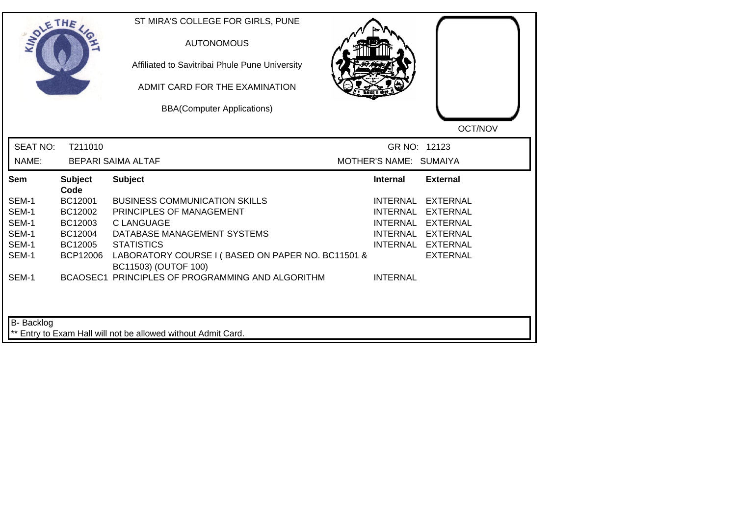ST MIRA'S COLLEGE FOR GIRLS, PUNE

AUTONOMOUS

Affiliated to Savitribai Phule Pune University

ADMIT CARD FOR THE EXAMINATION

BBA(Computer Applications)

OCT/NOV

SEAT NO: T211010 GR NO: 12123

NAME: BEPARI SAIMA ALTAF MOTHER'S NAME: SUMAIYA

| Sem | Subject Code | Subject | Internal | External |
|---|---|---|---|---|
| SEM-1 | BC12001 | BUSINESS COMMUNICATION SKILLS | INTERNAL | EXTERNAL |
| SEM-1 | BC12002 | PRINCIPLES OF MANAGEMENT | INTERNAL | EXTERNAL |
| SEM-1 | BC12003 | C LANGUAGE | INTERNAL | EXTERNAL |
| SEM-1 | BC12004 | DATABASE MANAGEMENT SYSTEMS | INTERNAL | EXTERNAL |
| SEM-1 | BC12005 | STATISTICS | INTERNAL | EXTERNAL |
| SEM-1 | BCP12006 | LABORATORY COURSE I ( BASED ON PAPER NO. BC11501 & BC11503) (OUTOF 100) | | EXTERNAL |
| SEM-1 | BCAOSEC1 | PRINCIPLES OF PROGRAMMING AND ALGORITHM | INTERNAL | |

B- Backlog

** Entry to Exam Hall will not be allowed without Admit Card.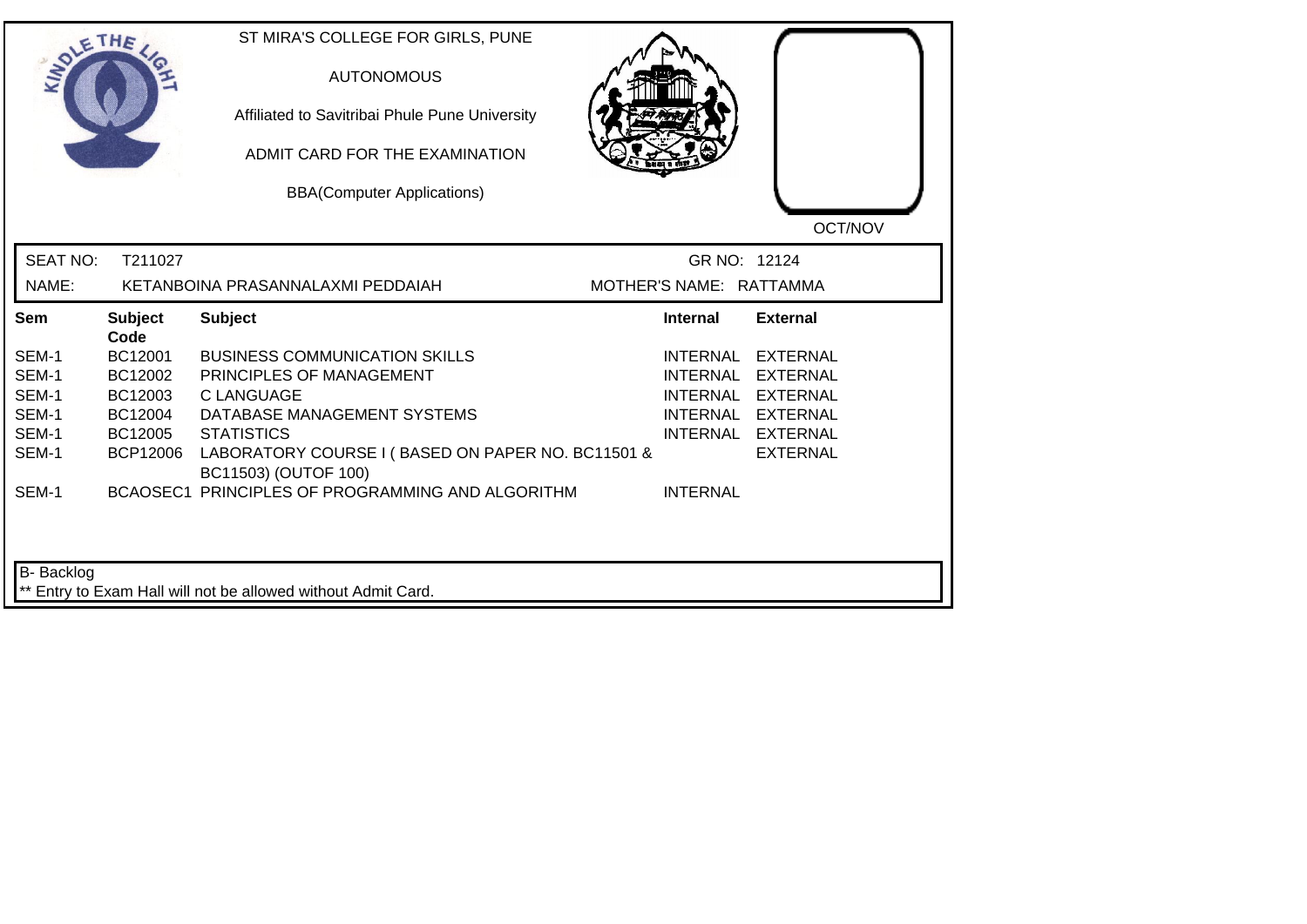ST MIRA'S COLLEGE FOR GIRLS, PUNE

AUTONOMOUS

Affiliated to Savitribai Phule Pune University

ADMIT CARD FOR THE EXAMINATION

BBA(Computer Applications)

OCT/NOV

SEAT NO: T211027 GR NO: 12124

NAME: KETANBOINA PRASANNALAXMI PEDDAIAH MOTHER'S NAME: RATTAMMA

| Sem | Subject Code | Subject | Internal | External |
|---|---|---|---|---|
| SEM-1 | BC12001 | BUSINESS COMMUNICATION SKILLS | INTERNAL | EXTERNAL |
| SEM-1 | BC12002 | PRINCIPLES OF MANAGEMENT | INTERNAL | EXTERNAL |
| SEM-1 | BC12003 | C LANGUAGE | INTERNAL | EXTERNAL |
| SEM-1 | BC12004 | DATABASE MANAGEMENT SYSTEMS | INTERNAL | EXTERNAL |
| SEM-1 | BC12005 | STATISTICS | INTERNAL | EXTERNAL |
| SEM-1 | BCP12006 | LABORATORY COURSE I ( BASED ON PAPER NO. BC11501 & BC11503) (OUTOF 100) | | EXTERNAL |
| SEM-1 | BCAOSEC1 | PRINCIPLES OF PROGRAMMING AND ALGORITHM | INTERNAL | |

B- Backlog

** Entry to Exam Hall will not be allowed without Admit Card.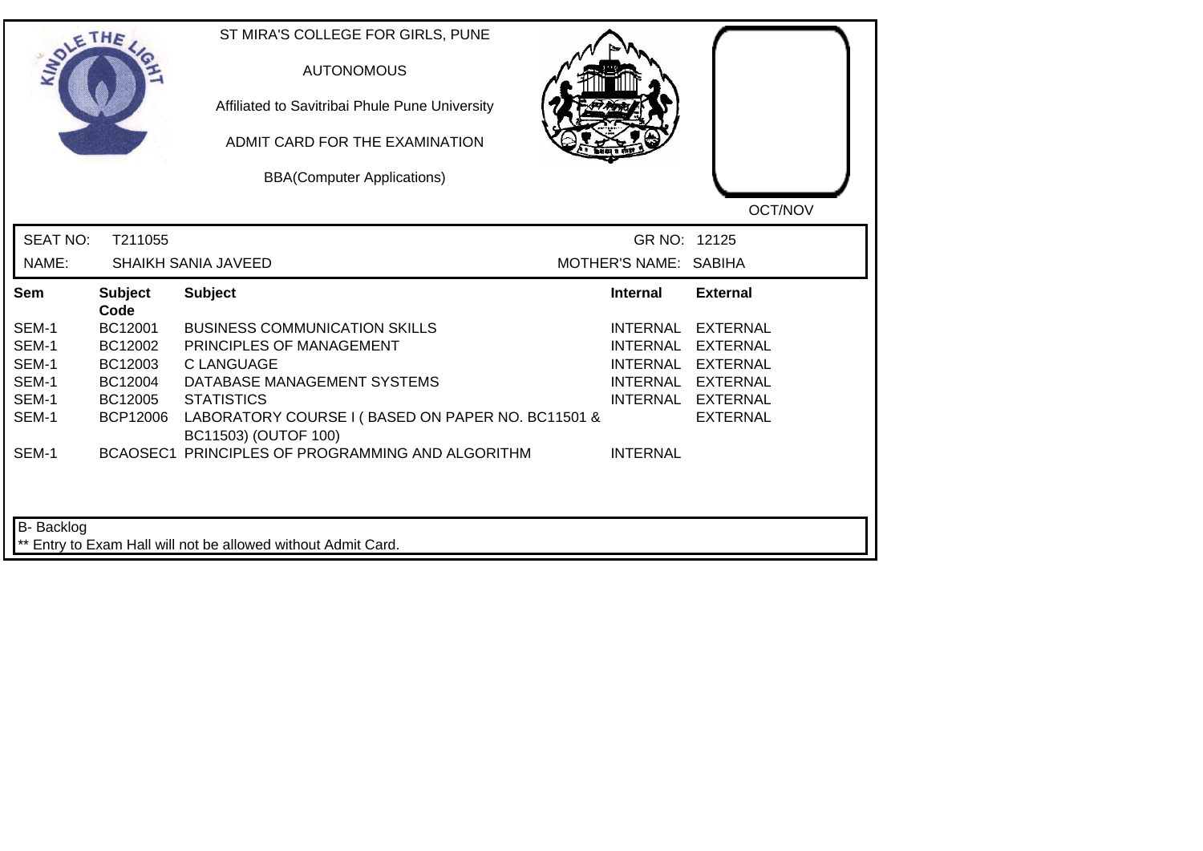ST MIRA'S COLLEGE FOR GIRLS, PUNE

AUTONOMOUS

Affiliated to Savitribai Phule Pune University

ADMIT CARD FOR THE EXAMINATION

BBA(Computer Applications)

OCT/NOV

SEAT NO: T211055 GR NO: 12125

NAME: SHAIKH SANIA JAVEED MOTHER'S NAME: SABIHA

| Sem | Subject Code | Subject | Internal | External |
|---|---|---|---|---|
| SEM-1 | BC12001 | BUSINESS COMMUNICATION SKILLS | INTERNAL | EXTERNAL |
| SEM-1 | BC12002 | PRINCIPLES OF MANAGEMENT | INTERNAL | EXTERNAL |
| SEM-1 | BC12003 | C LANGUAGE | INTERNAL | EXTERNAL |
| SEM-1 | BC12004 | DATABASE MANAGEMENT SYSTEMS | INTERNAL | EXTERNAL |
| SEM-1 | BC12005 | STATISTICS | INTERNAL | EXTERNAL |
| SEM-1 | BCP12006 | LABORATORY COURSE I ( BASED ON PAPER NO. BC11501 & BC11503) (OUTOF 100) | | EXTERNAL |
| SEM-1 | BCAOSEC1 | PRINCIPLES OF PROGRAMMING AND ALGORITHM | INTERNAL | |

B- Backlog

** Entry to Exam Hall will not be allowed without Admit Card.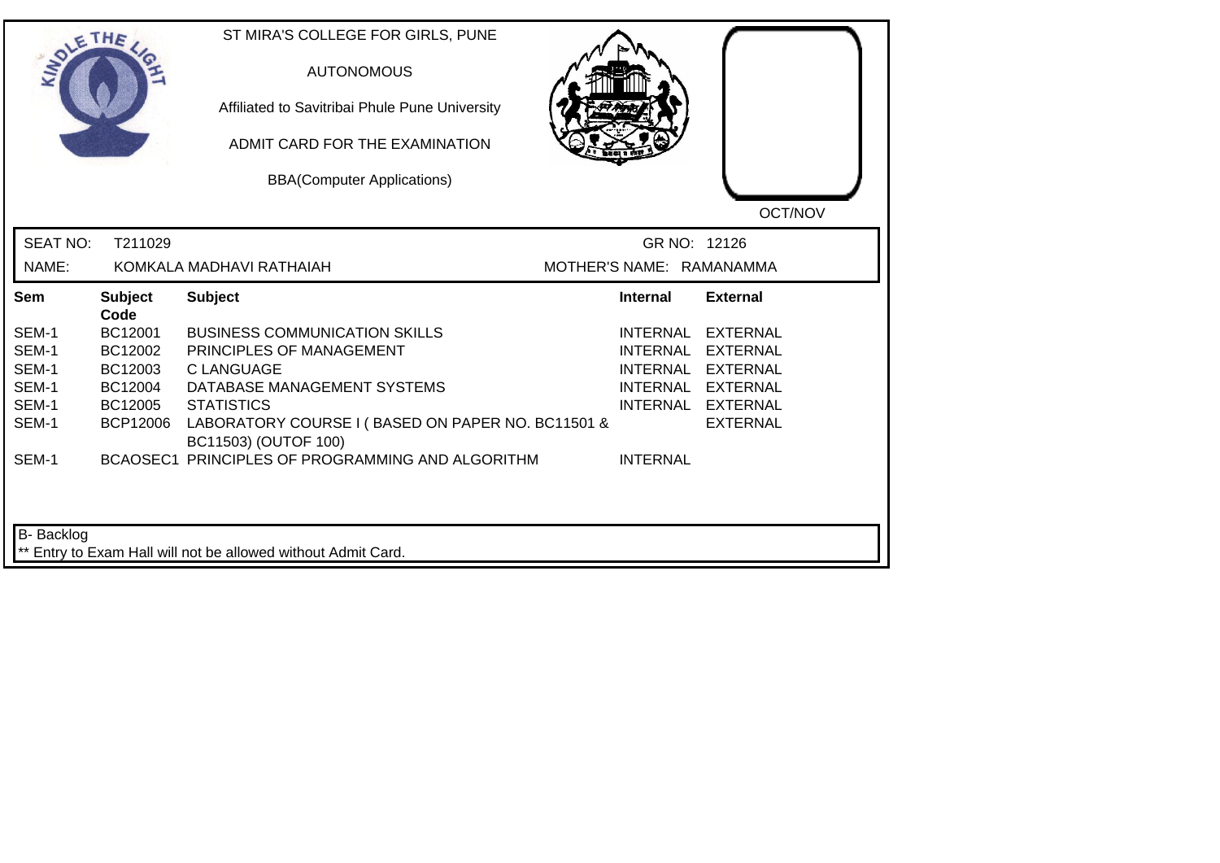ST MIRA'S COLLEGE FOR GIRLS, PUNE

AUTONOMOUS

Affiliated to Savitribai Phule Pune University

ADMIT CARD FOR THE EXAMINATION

BBA(Computer Applications)

OCT/NOV

SEAT NO: T211029 GR NO: 12126

NAME: KOMKALA MADHAVI RATHAIAH MOTHER'S NAME: RAMANAMMA

| Sem | Subject Code | Subject | Internal | External |
|---|---|---|---|---|
| SEM-1 | BC12001 | BUSINESS COMMUNICATION SKILLS | INTERNAL | EXTERNAL |
| SEM-1 | BC12002 | PRINCIPLES OF MANAGEMENT | INTERNAL | EXTERNAL |
| SEM-1 | BC12003 | C LANGUAGE | INTERNAL | EXTERNAL |
| SEM-1 | BC12004 | DATABASE MANAGEMENT SYSTEMS | INTERNAL | EXTERNAL |
| SEM-1 | BC12005 | STATISTICS | INTERNAL | EXTERNAL |
| SEM-1 | BCP12006 | LABORATORY COURSE I ( BASED ON PAPER NO. BC11501 & BC11503) (OUTOF 100) | | EXTERNAL |
| SEM-1 | BCAOSEC1 | PRINCIPLES OF PROGRAMMING AND ALGORITHM | INTERNAL | |

B- Backlog

** Entry to Exam Hall will not be allowed without Admit Card.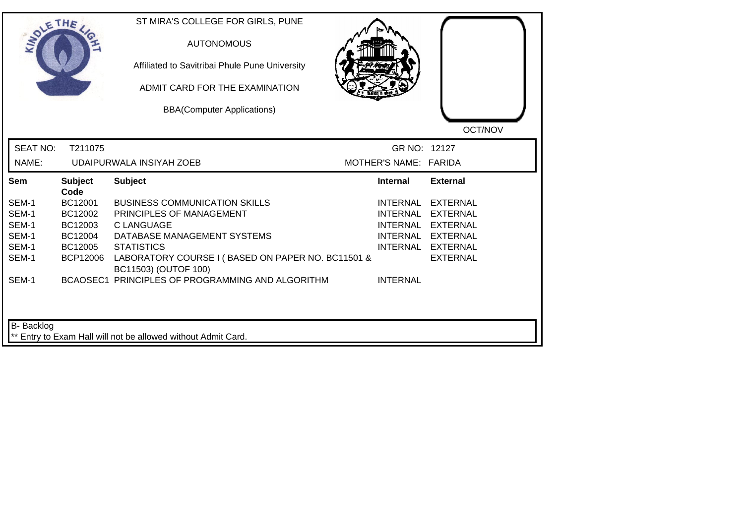ST MIRA'S COLLEGE FOR GIRLS, PUNE

AUTONOMOUS

Affiliated to Savitribai Phule Pune University

ADMIT CARD FOR THE EXAMINATION

BBA(Computer Applications)

OCT/NOV

SEAT NO: T211075 GR NO: 12127

NAME: UDAIPURWALA INSIYAH ZOEB MOTHER'S NAME: FARIDA

| Sem | Subject Code | Subject | Internal | External |
|---|---|---|---|---|
| SEM-1 | BC12001 | BUSINESS COMMUNICATION SKILLS | INTERNAL | EXTERNAL |
| SEM-1 | BC12002 | PRINCIPLES OF MANAGEMENT | INTERNAL | EXTERNAL |
| SEM-1 | BC12003 | C LANGUAGE | INTERNAL | EXTERNAL |
| SEM-1 | BC12004 | DATABASE MANAGEMENT SYSTEMS | INTERNAL | EXTERNAL |
| SEM-1 | BC12005 | STATISTICS | INTERNAL | EXTERNAL |
| SEM-1 | BCP12006 | LABORATORY COURSE I ( BASED ON PAPER NO. BC11501 & BC11503) (OUTOF 100) | | EXTERNAL |
| SEM-1 | BCAOSEC1 | PRINCIPLES OF PROGRAMMING AND ALGORITHM | INTERNAL | |

B- Backlog

** Entry to Exam Hall will not be allowed without Admit Card.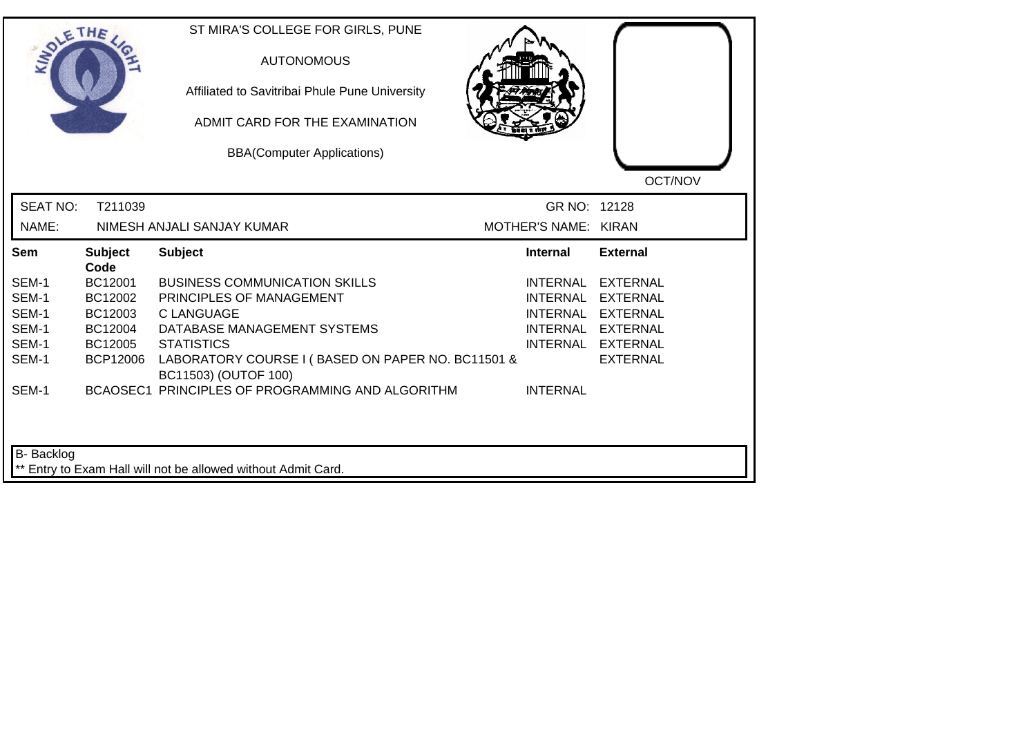ST MIRA'S COLLEGE FOR GIRLS, PUNE

AUTONOMOUS

Affiliated to Savitribai Phule Pune University

ADMIT CARD FOR THE EXAMINATION

BBA(Computer Applications)

OCT/NOV

SEAT NO: T211039 GR NO: 12128

NAME: NIMESH ANJALI SANJAY KUMAR MOTHER'S NAME: KIRAN

| Sem | Subject Code | Subject | Internal | External |
|---|---|---|---|---|
| SEM-1 | BC12001 | BUSINESS COMMUNICATION SKILLS | INTERNAL | EXTERNAL |
| SEM-1 | BC12002 | PRINCIPLES OF MANAGEMENT | INTERNAL | EXTERNAL |
| SEM-1 | BC12003 | C LANGUAGE | INTERNAL | EXTERNAL |
| SEM-1 | BC12004 | DATABASE MANAGEMENT SYSTEMS | INTERNAL | EXTERNAL |
| SEM-1 | BC12005 | STATISTICS | INTERNAL | EXTERNAL |
| SEM-1 | BCP12006 | LABORATORY COURSE I ( BASED ON PAPER NO. BC11501 & BC11503) (OUTOF 100) | | EXTERNAL |
| SEM-1 | BCAOSEC1 | PRINCIPLES OF PROGRAMMING AND ALGORITHM | INTERNAL | |

B- Backlog

** Entry to Exam Hall will not be allowed without Admit Card.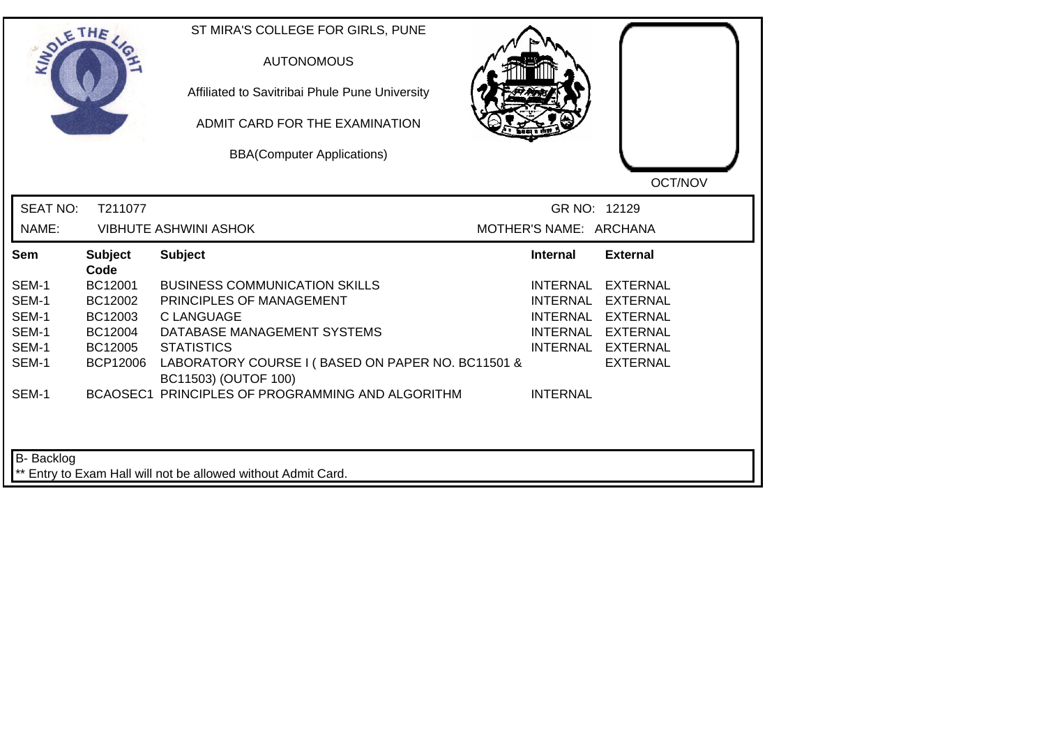ST MIRA'S COLLEGE FOR GIRLS, PUNE

AUTONOMOUS

Affiliated to Savitribai Phule Pune University

ADMIT CARD FOR THE EXAMINATION

BBA(Computer Applications)

OCT/NOV

SEAT NO: T211077 GR NO: 12129

NAME: VIBHUTE ASHWINI ASHOK MOTHER'S NAME: ARCHANA

| Sem | Subject Code | Subject | Internal | External |
|---|---|---|---|---|
| SEM-1 | BC12001 | BUSINESS COMMUNICATION SKILLS | INTERNAL | EXTERNAL |
| SEM-1 | BC12002 | PRINCIPLES OF MANAGEMENT | INTERNAL | EXTERNAL |
| SEM-1 | BC12003 | C LANGUAGE | INTERNAL | EXTERNAL |
| SEM-1 | BC12004 | DATABASE MANAGEMENT SYSTEMS | INTERNAL | EXTERNAL |
| SEM-1 | BC12005 | STATISTICS | INTERNAL | EXTERNAL |
| SEM-1 | BCP12006 | LABORATORY COURSE I ( BASED ON PAPER NO. BC11501 & BC11503) (OUTOF 100) | | EXTERNAL |
| SEM-1 | BCAOSEC1 | PRINCIPLES OF PROGRAMMING AND ALGORITHM | INTERNAL | |

B- Backlog

** Entry to Exam Hall will not be allowed without Admit Card.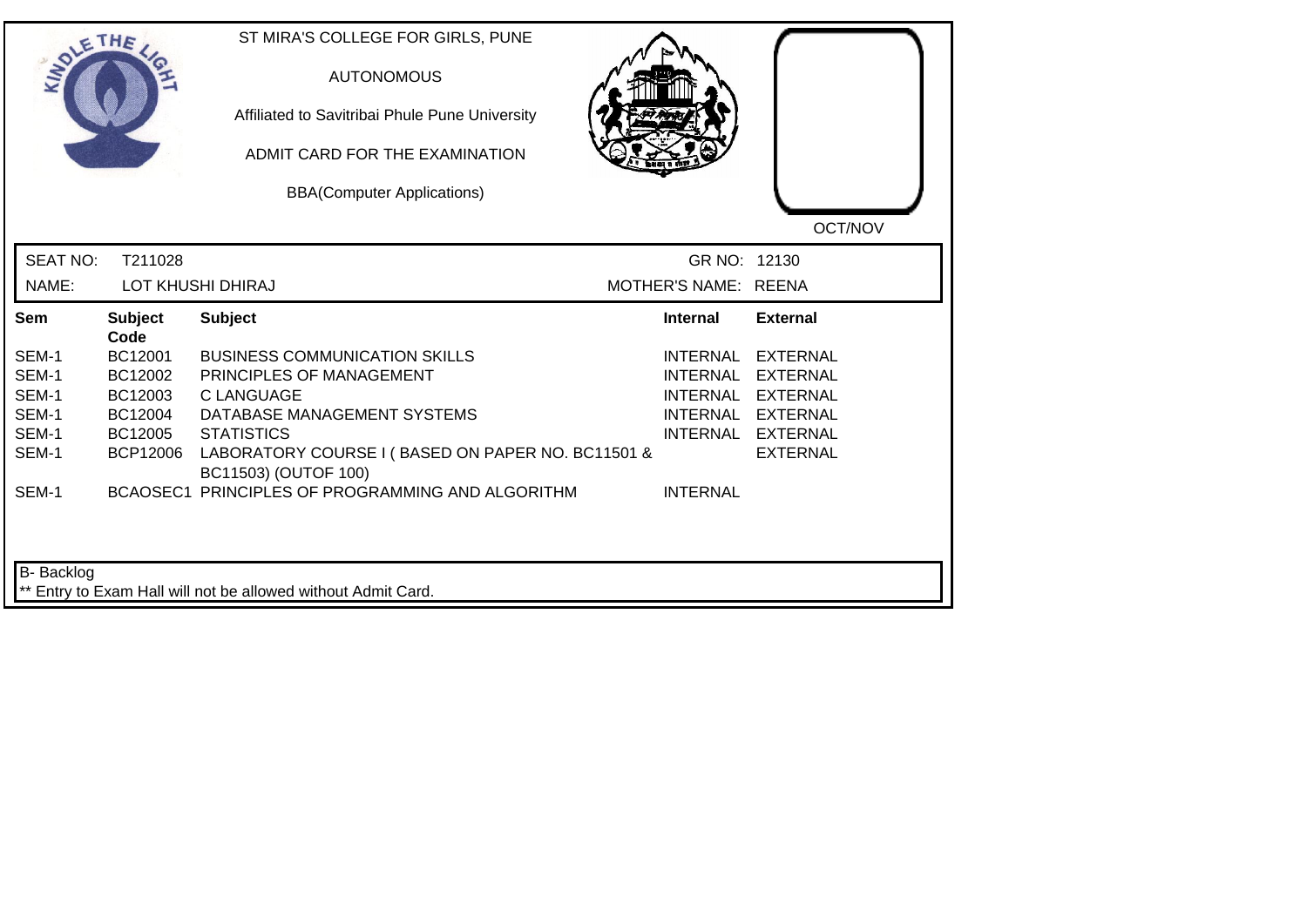ST MIRA'S COLLEGE FOR GIRLS, PUNE

AUTONOMOUS

Affiliated to Savitribai Phule Pune University

ADMIT CARD FOR THE EXAMINATION

BBA(Computer Applications)

OCT/NOV

SEAT NO: T211028 GR NO: 12130

NAME: LOT KHUSHI DHIRAJ MOTHER'S NAME: REENA

| Sem | Subject Code | Subject | Internal | External |
|---|---|---|---|---|
| SEM-1 | BC12001 | BUSINESS COMMUNICATION SKILLS | INTERNAL | EXTERNAL |
| SEM-1 | BC12002 | PRINCIPLES OF MANAGEMENT | INTERNAL | EXTERNAL |
| SEM-1 | BC12003 | C LANGUAGE | INTERNAL | EXTERNAL |
| SEM-1 | BC12004 | DATABASE MANAGEMENT SYSTEMS | INTERNAL | EXTERNAL |
| SEM-1 | BC12005 | STATISTICS | INTERNAL | EXTERNAL |
| SEM-1 | BCP12006 | LABORATORY COURSE I ( BASED ON PAPER NO. BC11501 & BC11503) (OUTOF 100) | | EXTERNAL |
| SEM-1 | BCAOSEC1 | PRINCIPLES OF PROGRAMMING AND ALGORITHM | INTERNAL | |

B- Backlog

** Entry to Exam Hall will not be allowed without Admit Card.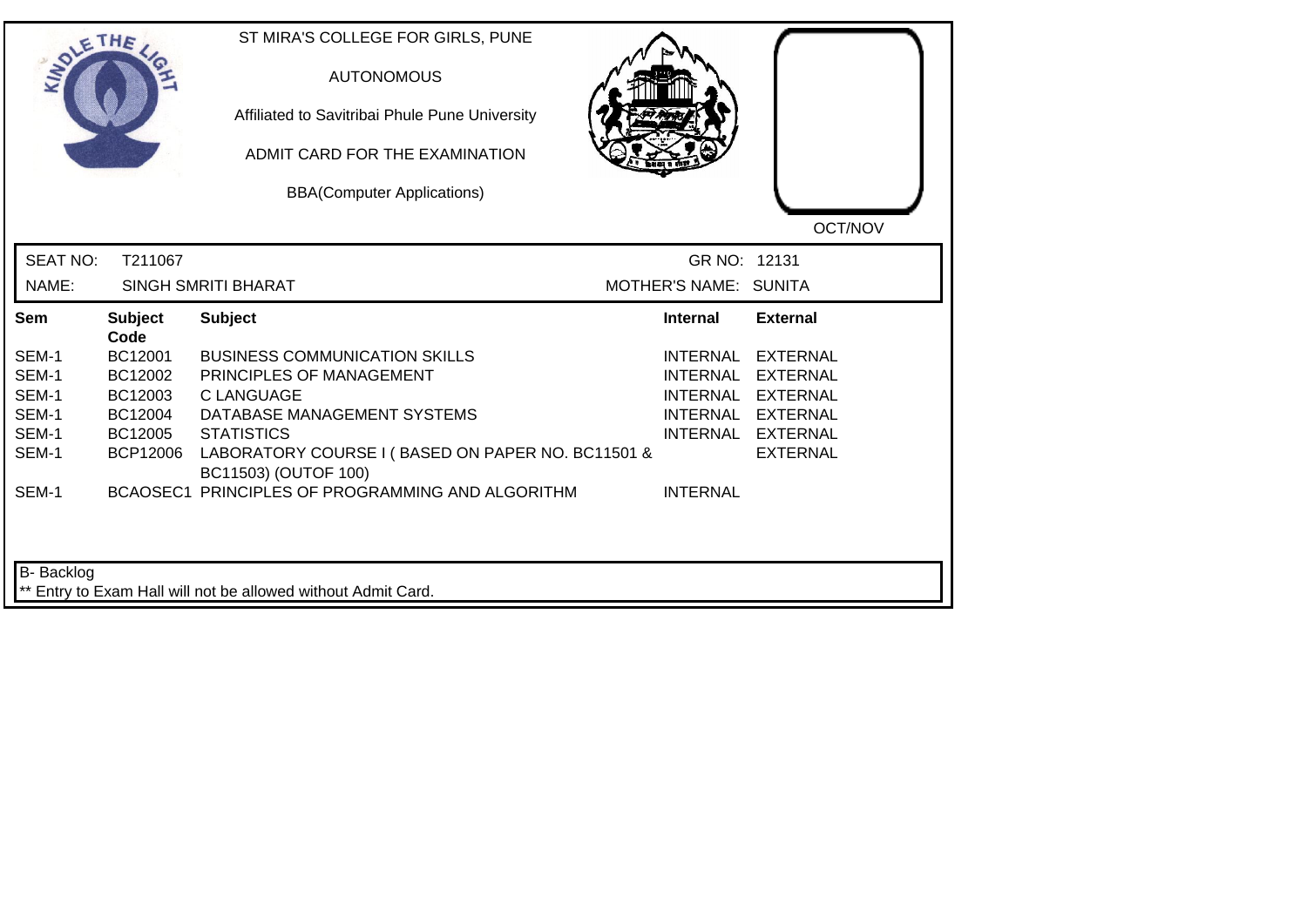ST MIRA'S COLLEGE FOR GIRLS, PUNE

AUTONOMOUS

Affiliated to Savitribai Phule Pune University

ADMIT CARD FOR THE EXAMINATION

BBA(Computer Applications)

OCT/NOV

SEAT NO: T211067 GR NO: 12131

NAME: SINGH SMRITI BHARAT MOTHER'S NAME: SUNITA

| Sem | Subject Code | Subject | Internal | External |
|---|---|---|---|---|
| SEM-1 | BC12001 | BUSINESS COMMUNICATION SKILLS | INTERNAL | EXTERNAL |
| SEM-1 | BC12002 | PRINCIPLES OF MANAGEMENT | INTERNAL | EXTERNAL |
| SEM-1 | BC12003 | C LANGUAGE | INTERNAL | EXTERNAL |
| SEM-1 | BC12004 | DATABASE MANAGEMENT SYSTEMS | INTERNAL | EXTERNAL |
| SEM-1 | BC12005 | STATISTICS | INTERNAL | EXTERNAL |
| SEM-1 | BCP12006 | LABORATORY COURSE I ( BASED ON PAPER NO. BC11501 & BC11503) (OUTOF 100) | | EXTERNAL |
| SEM-1 | BCAOSEC1 | PRINCIPLES OF PROGRAMMING AND ALGORITHM | INTERNAL | |

B- Backlog

** Entry to Exam Hall will not be allowed without Admit Card.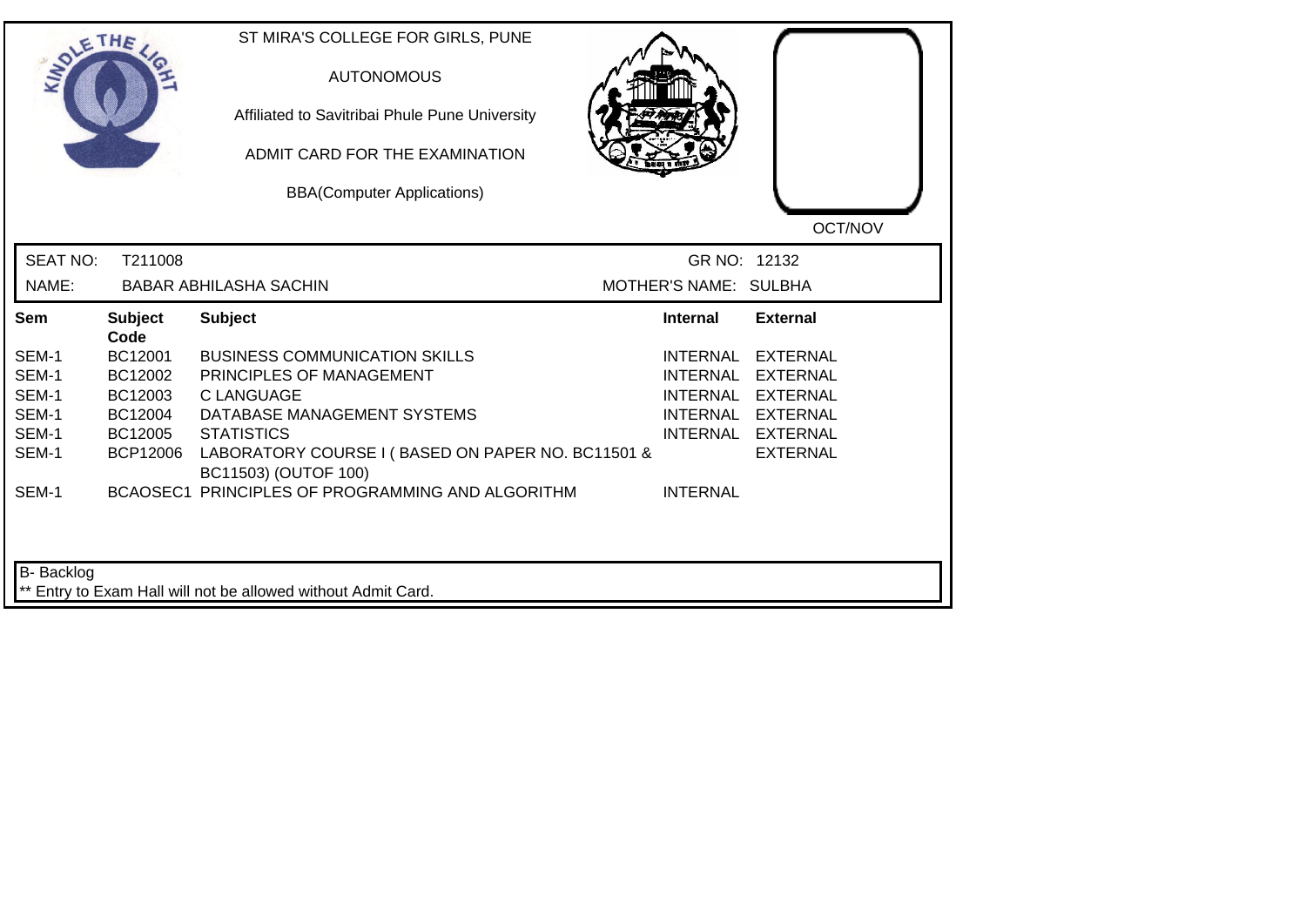ST MIRA'S COLLEGE FOR GIRLS, PUNE

AUTONOMOUS

Affiliated to Savitribai Phule Pune University

ADMIT CARD FOR THE EXAMINATION

BBA(Computer Applications)

OCT/NOV

SEAT NO: T211008 | GR NO: 12132

NAME: BABAR ABHILASHA SACHIN | MOTHER'S NAME: SULBHA

| Sem | Subject Code | Subject | Internal | External |
|---|---|---|---|---|
| SEM-1 | BC12001 | BUSINESS COMMUNICATION SKILLS | INTERNAL | EXTERNAL |
| SEM-1 | BC12002 | PRINCIPLES OF MANAGEMENT | INTERNAL | EXTERNAL |
| SEM-1 | BC12003 | C LANGUAGE | INTERNAL | EXTERNAL |
| SEM-1 | BC12004 | DATABASE MANAGEMENT SYSTEMS | INTERNAL | EXTERNAL |
| SEM-1 | BC12005 | STATISTICS | INTERNAL | EXTERNAL |
| SEM-1 | BCP12006 | LABORATORY COURSE I ( BASED ON PAPER NO. BC11501 & BC11503) (OUTOF 100) | | EXTERNAL |
| SEM-1 | BCAOSEC1 | PRINCIPLES OF PROGRAMMING AND ALGORITHM | INTERNAL | |

B- Backlog

** Entry to Exam Hall will not be allowed without Admit Card.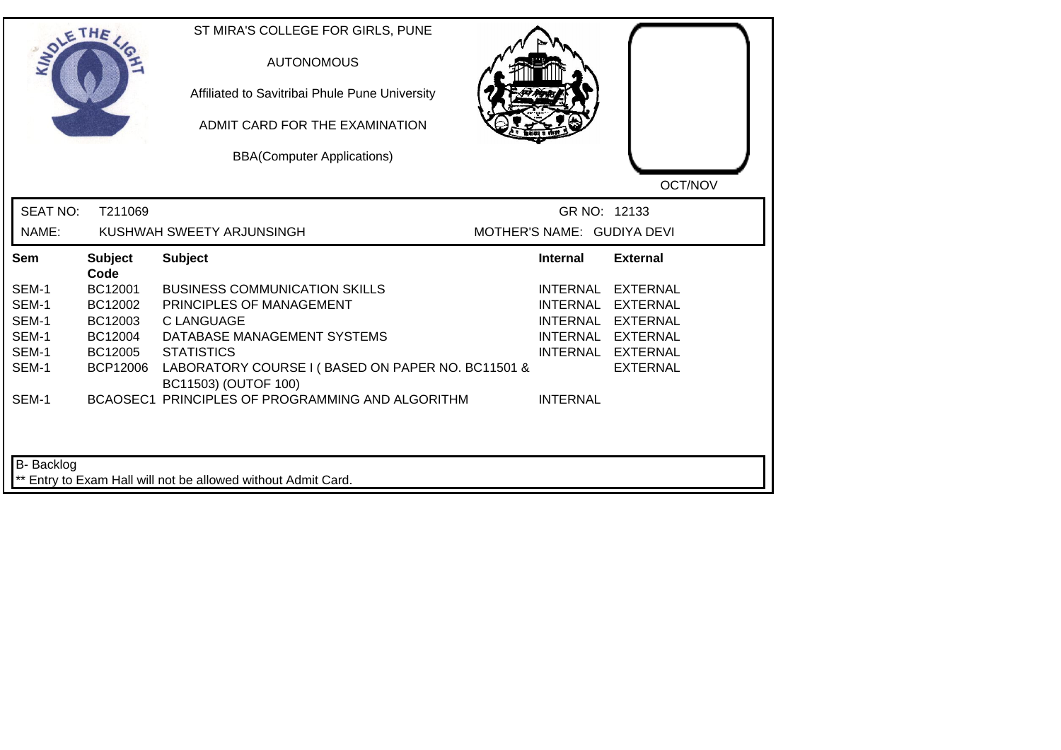ST MIRA'S COLLEGE FOR GIRLS, PUNE

AUTONOMOUS

Affiliated to Savitribai Phule Pune University

ADMIT CARD FOR THE EXAMINATION

BBA(Computer Applications)

OCT/NOV

SEAT NO: T211069 GR NO: 12133

NAME: KUSHWAH SWEETY ARJUNSINGH MOTHER'S NAME: GUDIYA DEVI

| Sem | Subject Code | Subject | Internal | External |
|---|---|---|---|---|
| SEM-1 | BC12001 | BUSINESS COMMUNICATION SKILLS | INTERNAL | EXTERNAL |
| SEM-1 | BC12002 | PRINCIPLES OF MANAGEMENT | INTERNAL | EXTERNAL |
| SEM-1 | BC12003 | C LANGUAGE | INTERNAL | EXTERNAL |
| SEM-1 | BC12004 | DATABASE MANAGEMENT SYSTEMS | INTERNAL | EXTERNAL |
| SEM-1 | BC12005 | STATISTICS | INTERNAL | EXTERNAL |
| SEM-1 | BCP12006 | LABORATORY COURSE I ( BASED ON PAPER NO. BC11501 & BC11503) (OUTOF 100) | | EXTERNAL |
| SEM-1 | BCAOSEC1 | PRINCIPLES OF PROGRAMMING AND ALGORITHM | INTERNAL | |

B- Backlog

** Entry to Exam Hall will not be allowed without Admit Card.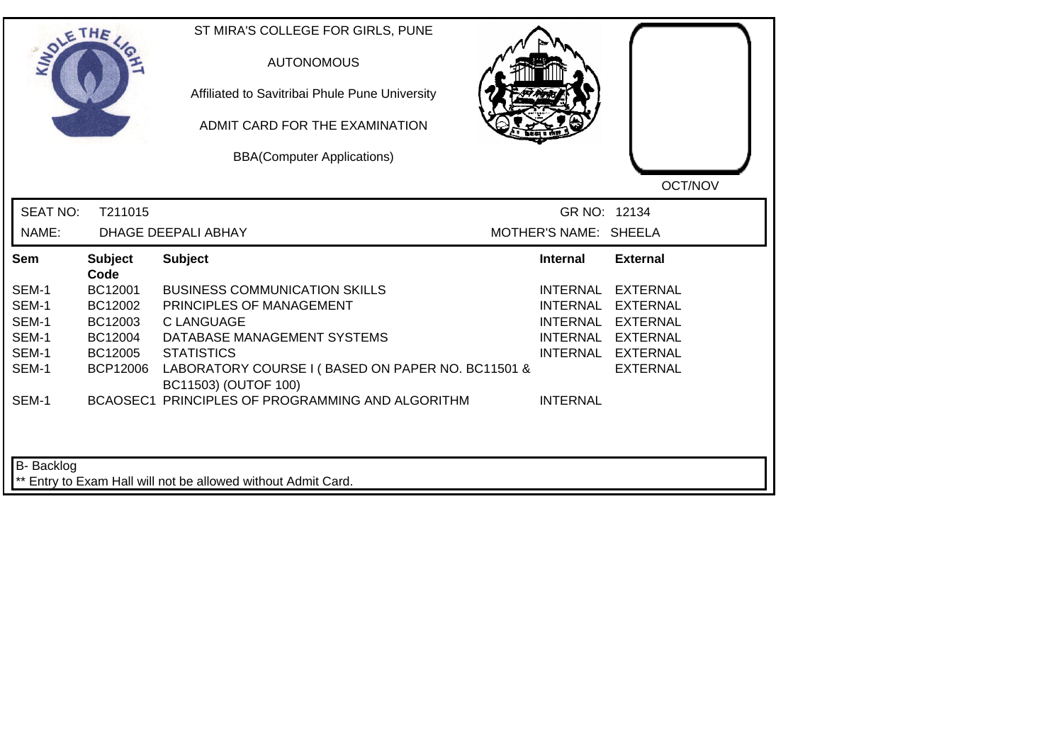ST MIRA'S COLLEGE FOR GIRLS, PUNE

AUTONOMOUS

Affiliated to Savitribai Phule Pune University

ADMIT CARD FOR THE EXAMINATION

BBA(Computer Applications)

OCT/NOV

SEAT NO: T211015 GR NO: 12134

NAME: DHAGE DEEPALI ABHAY MOTHER'S NAME: SHEELA

| Sem | Subject Code | Subject | Internal | External |
|---|---|---|---|---|
| SEM-1 | BC12001 | BUSINESS COMMUNICATION SKILLS | INTERNAL | EXTERNAL |
| SEM-1 | BC12002 | PRINCIPLES OF MANAGEMENT | INTERNAL | EXTERNAL |
| SEM-1 | BC12003 | C LANGUAGE | INTERNAL | EXTERNAL |
| SEM-1 | BC12004 | DATABASE MANAGEMENT SYSTEMS | INTERNAL | EXTERNAL |
| SEM-1 | BC12005 | STATISTICS | INTERNAL | EXTERNAL |
| SEM-1 | BCP12006 | LABORATORY COURSE I ( BASED ON PAPER NO. BC11501 & BC11503) (OUTOF 100) | | EXTERNAL |
| SEM-1 | BCAOSEC1 | PRINCIPLES OF PROGRAMMING AND ALGORITHM | INTERNAL | |

B- Backlog

** Entry to Exam Hall will not be allowed without Admit Card.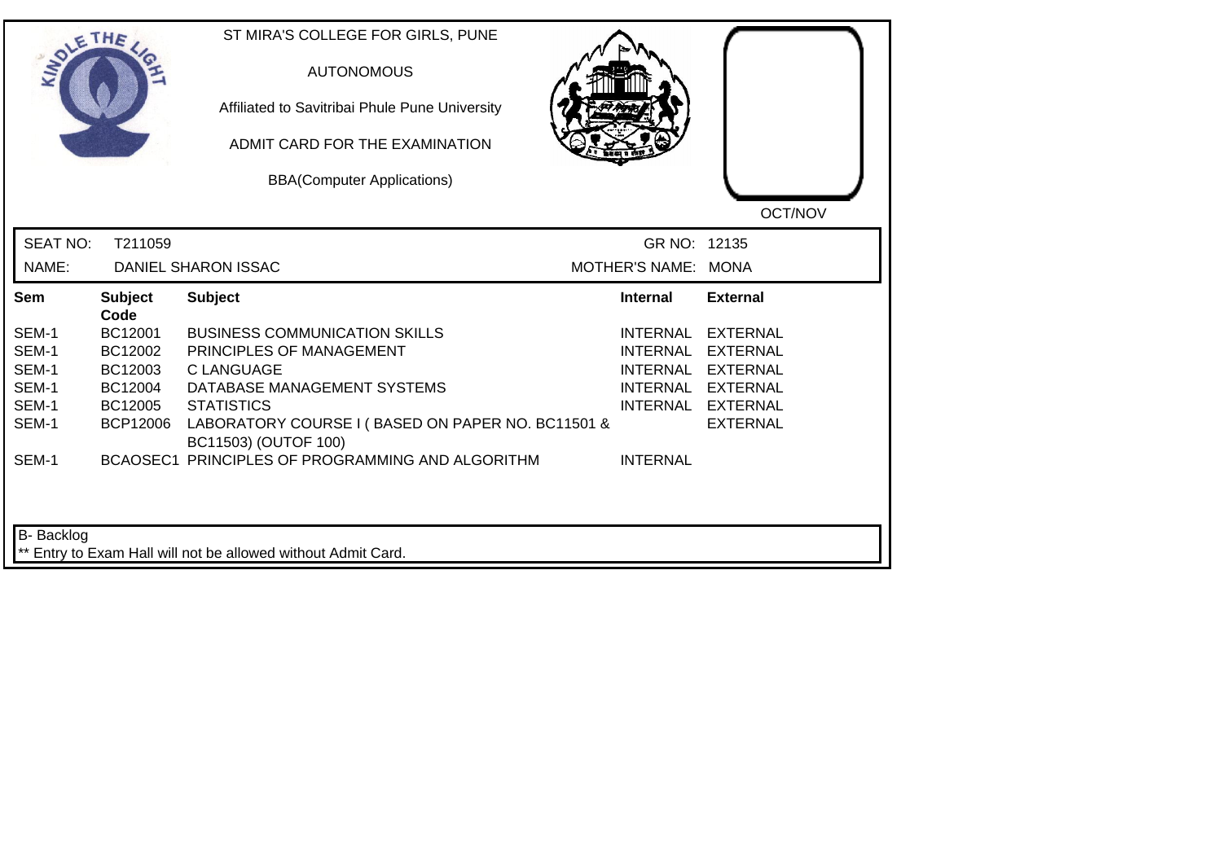ST MIRA'S COLLEGE FOR GIRLS, PUNE

AUTONOMOUS

Affiliated to Savitribai Phule Pune University

ADMIT CARD FOR THE EXAMINATION

BBA(Computer Applications)

OCT/NOV

SEAT NO: T211059 GR NO: 12135

NAME: DANIEL SHARON ISSAC MOTHER'S NAME: MONA

| Sem | Subject Code | Subject | Internal | External |
|---|---|---|---|---|
| SEM-1 | BC12001 | BUSINESS COMMUNICATION SKILLS | INTERNAL | EXTERNAL |
| SEM-1 | BC12002 | PRINCIPLES OF MANAGEMENT | INTERNAL | EXTERNAL |
| SEM-1 | BC12003 | C LANGUAGE | INTERNAL | EXTERNAL |
| SEM-1 | BC12004 | DATABASE MANAGEMENT SYSTEMS | INTERNAL | EXTERNAL |
| SEM-1 | BC12005 | STATISTICS | INTERNAL | EXTERNAL |
| SEM-1 | BCP12006 | LABORATORY COURSE I ( BASED ON PAPER NO. BC11501 & BC11503) (OUTOF 100) | | EXTERNAL |
| SEM-1 | BCAOSEC1 | PRINCIPLES OF PROGRAMMING AND ALGORITHM | INTERNAL | |

B- Backlog

** Entry to Exam Hall will not be allowed without Admit Card.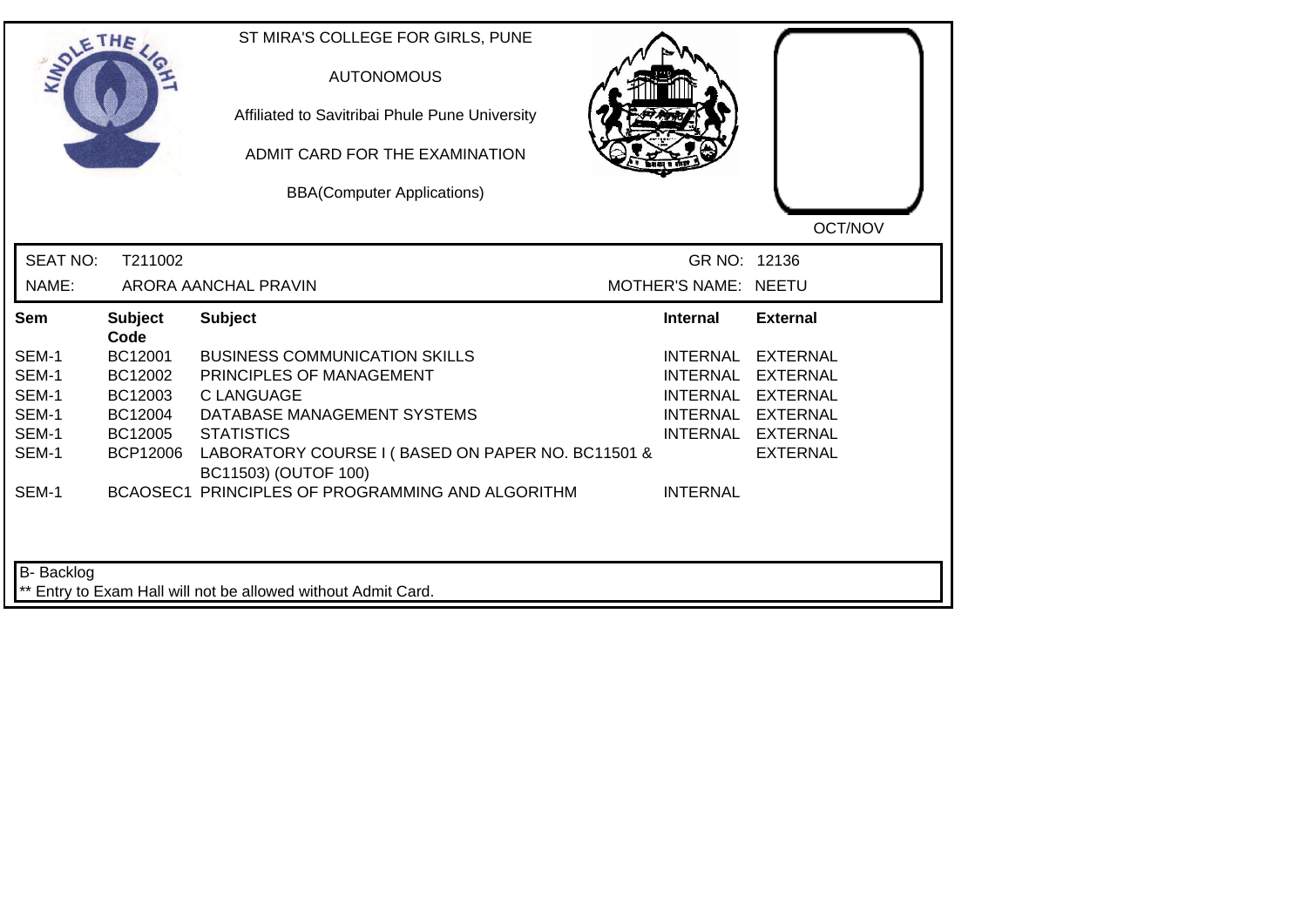ST MIRA'S COLLEGE FOR GIRLS, PUNE

AUTONOMOUS

Affiliated to Savitribai Phule Pune University

ADMIT CARD FOR THE EXAMINATION

BBA(Computer Applications)

OCT/NOV

SEAT NO: T211002 GR NO: 12136

NAME: ARORA AANCHAL PRAVIN MOTHER'S NAME: NEETU

| Sem | Subject Code | Subject | Internal | External |
|---|---|---|---|---|
| SEM-1 | BC12001 | BUSINESS COMMUNICATION SKILLS | INTERNAL | EXTERNAL |
| SEM-1 | BC12002 | PRINCIPLES OF MANAGEMENT | INTERNAL | EXTERNAL |
| SEM-1 | BC12003 | C LANGUAGE | INTERNAL | EXTERNAL |
| SEM-1 | BC12004 | DATABASE MANAGEMENT SYSTEMS | INTERNAL | EXTERNAL |
| SEM-1 | BC12005 | STATISTICS | INTERNAL | EXTERNAL |
| SEM-1 | BCP12006 | LABORATORY COURSE I ( BASED ON PAPER NO. BC11501 & BC11503) (OUTOF 100) | | EXTERNAL |
| SEM-1 | BCAOSEC1 | PRINCIPLES OF PROGRAMMING AND ALGORITHM | INTERNAL | |

B- Backlog

** Entry to Exam Hall will not be allowed without Admit Card.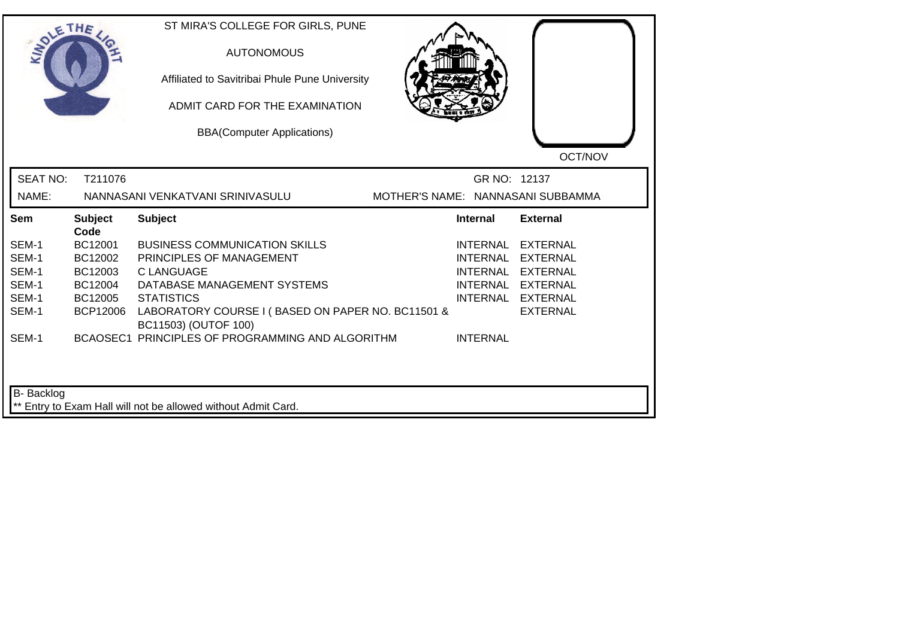ST MIRA'S COLLEGE FOR GIRLS, PUNE

AUTONOMOUS

Affiliated to Savitribai Phule Pune University

ADMIT CARD FOR THE EXAMINATION

BBA(Computer Applications)

OCT/NOV

SEAT NO: T211076 GR NO: 12137

NAME: NANNASANI VENKATVANI SRINIVASULU MOTHER'S NAME: NANNASANI SUBBAMMA

| Sem | Subject Code | Subject | Internal | External |
|---|---|---|---|---|
| SEM-1 | BC12001 | BUSINESS COMMUNICATION SKILLS | INTERNAL | EXTERNAL |
| SEM-1 | BC12002 | PRINCIPLES OF MANAGEMENT | INTERNAL | EXTERNAL |
| SEM-1 | BC12003 | C LANGUAGE | INTERNAL | EXTERNAL |
| SEM-1 | BC12004 | DATABASE MANAGEMENT SYSTEMS | INTERNAL | EXTERNAL |
| SEM-1 | BC12005 | STATISTICS | INTERNAL | EXTERNAL |
| SEM-1 | BCP12006 | LABORATORY COURSE I ( BASED ON PAPER NO. BC11501 & BC11503) (OUTOF 100) | | EXTERNAL |
| SEM-1 | BCAOSEC1 | PRINCIPLES OF PROGRAMMING AND ALGORITHM | INTERNAL | |

B- Backlog

** Entry to Exam Hall will not be allowed without Admit Card.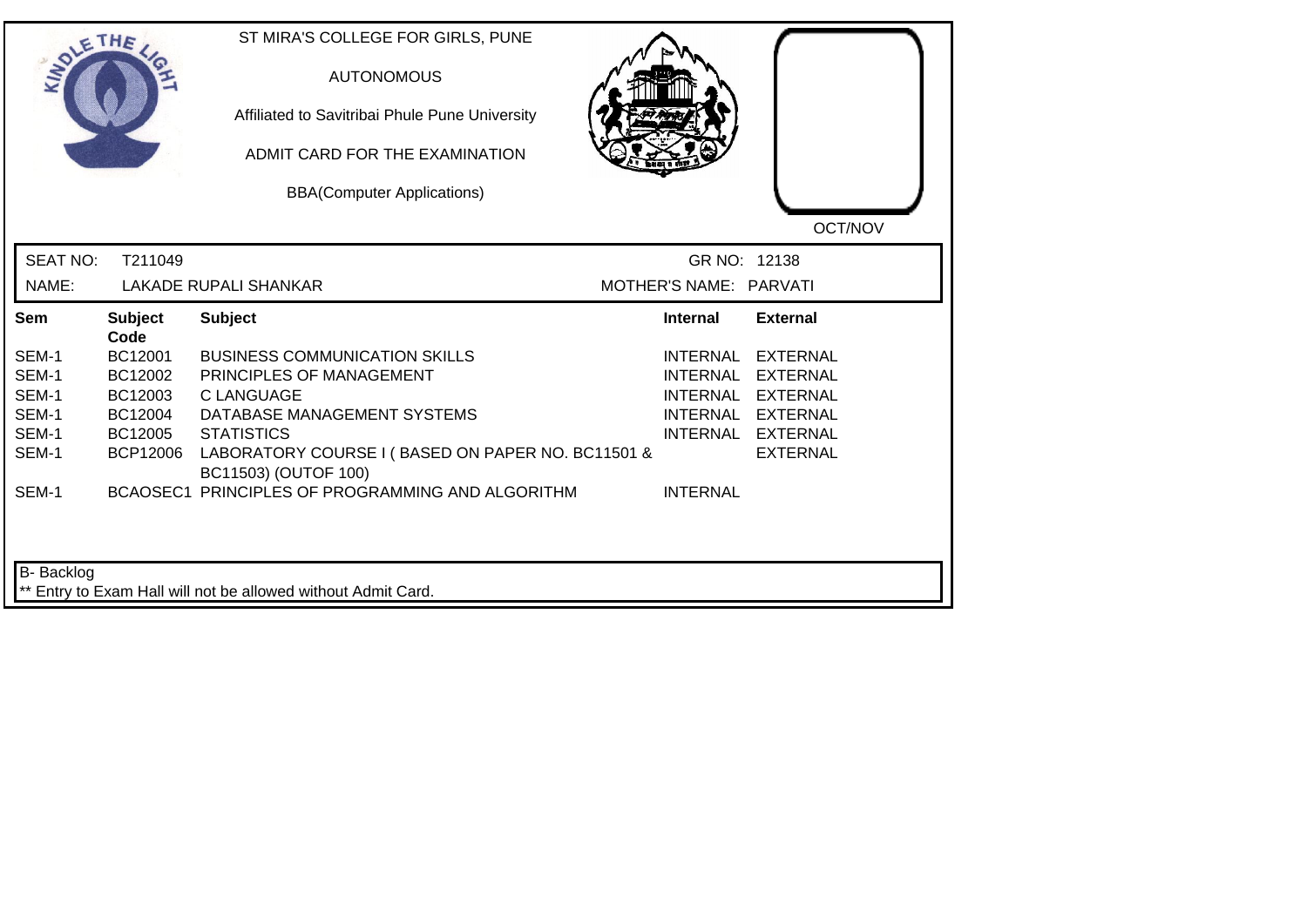ST MIRA'S COLLEGE FOR GIRLS, PUNE

AUTONOMOUS

Affiliated to Savitribai Phule Pune University

ADMIT CARD FOR THE EXAMINATION

BBA(Computer Applications)

OCT/NOV

SEAT NO: T211049 GR NO: 12138

NAME: LAKADE RUPALI SHANKAR MOTHER'S NAME: PARVATI

| Sem | Subject Code | Subject | Internal | External |
|---|---|---|---|---|
| SEM-1 | BC12001 | BUSINESS COMMUNICATION SKILLS | INTERNAL | EXTERNAL |
| SEM-1 | BC12002 | PRINCIPLES OF MANAGEMENT | INTERNAL | EXTERNAL |
| SEM-1 | BC12003 | C LANGUAGE | INTERNAL | EXTERNAL |
| SEM-1 | BC12004 | DATABASE MANAGEMENT SYSTEMS | INTERNAL | EXTERNAL |
| SEM-1 | BC12005 | STATISTICS | INTERNAL | EXTERNAL |
| SEM-1 | BCP12006 | LABORATORY COURSE I ( BASED ON PAPER NO. BC11501 & BC11503) (OUTOF 100) | | EXTERNAL |
| SEM-1 | BCAOSEC1 | PRINCIPLES OF PROGRAMMING AND ALGORITHM | INTERNAL | |

B- Backlog

** Entry to Exam Hall will not be allowed without Admit Card.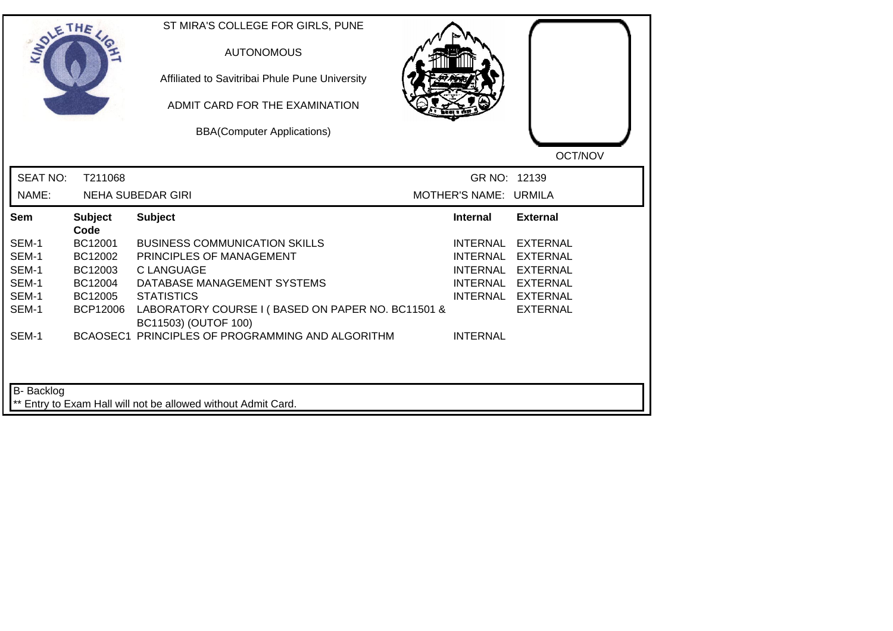ST MIRA'S COLLEGE FOR GIRLS, PUNE

AUTONOMOUS

Affiliated to Savitribai Phule Pune University

ADMIT CARD FOR THE EXAMINATION

BBA(Computer Applications)

OCT/NOV

SEAT NO: T211068 GR NO: 12139

NAME: NEHA SUBEDAR GIRI MOTHER'S NAME: URMILA

| Sem | Subject Code | Subject | Internal | External |
|---|---|---|---|---|
| SEM-1 | BC12001 | BUSINESS COMMUNICATION SKILLS | INTERNAL | EXTERNAL |
| SEM-1 | BC12002 | PRINCIPLES OF MANAGEMENT | INTERNAL | EXTERNAL |
| SEM-1 | BC12003 | C LANGUAGE | INTERNAL | EXTERNAL |
| SEM-1 | BC12004 | DATABASE MANAGEMENT SYSTEMS | INTERNAL | EXTERNAL |
| SEM-1 | BC12005 | STATISTICS | INTERNAL | EXTERNAL |
| SEM-1 | BCP12006 | LABORATORY COURSE I ( BASED ON PAPER NO. BC11501 & BC11503) (OUTOF 100) | | EXTERNAL |
| SEM-1 | BCAOSEC1 | PRINCIPLES OF PROGRAMMING AND ALGORITHM | INTERNAL | |

B- Backlog

** Entry to Exam Hall will not be allowed without Admit Card.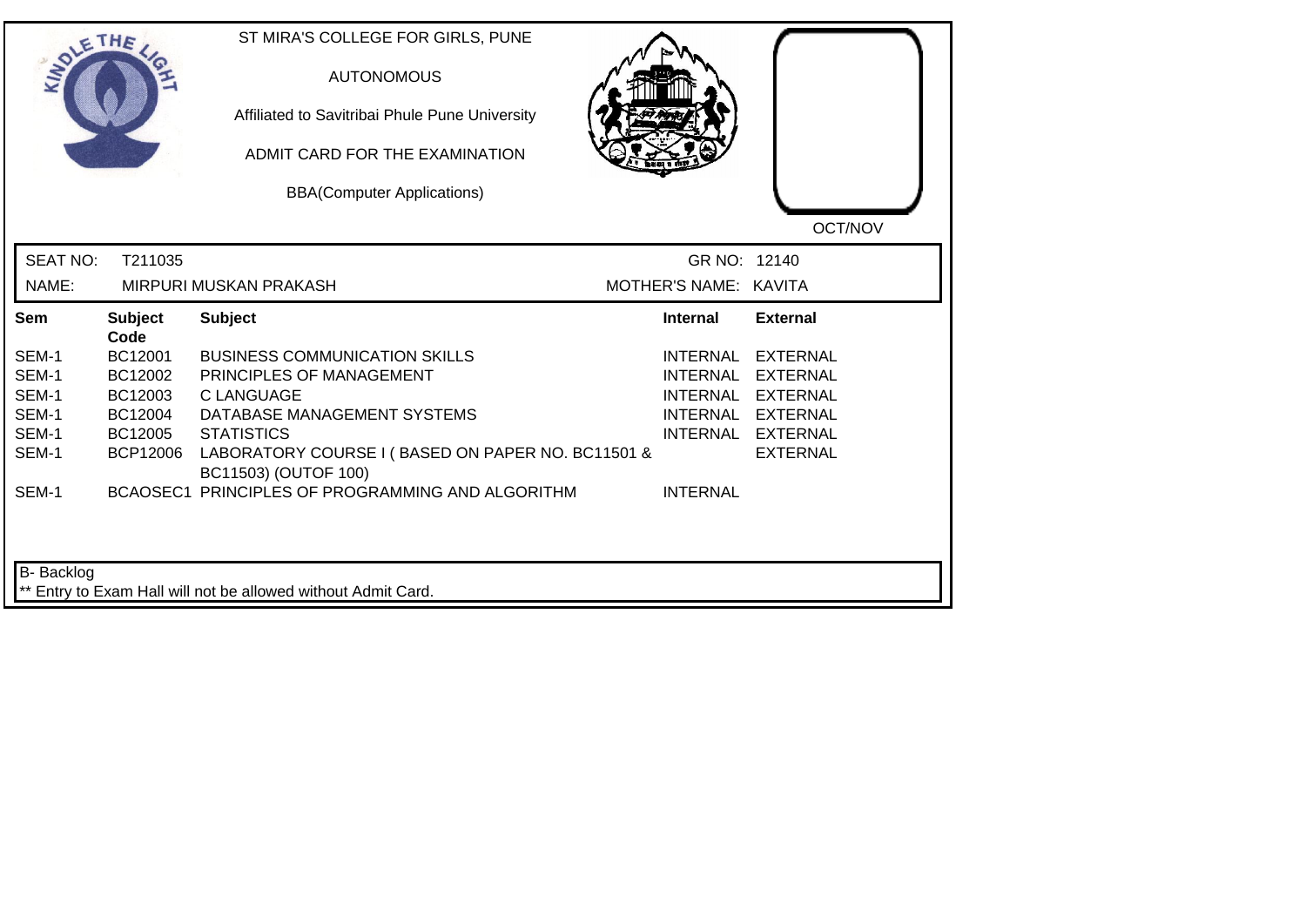ST MIRA'S COLLEGE FOR GIRLS, PUNE

AUTONOMOUS

Affiliated to Savitribai Phule Pune University

ADMIT CARD FOR THE EXAMINATION

BBA(Computer Applications)

OCT/NOV

SEAT NO: T211035 GR NO: 12140

NAME: MIRPURI MUSKAN PRAKASH MOTHER'S NAME: KAVITA

| Sem | Subject Code | Subject | Internal | External |
|---|---|---|---|---|
| SEM-1 | BC12001 | BUSINESS COMMUNICATION SKILLS | INTERNAL | EXTERNAL |
| SEM-1 | BC12002 | PRINCIPLES OF MANAGEMENT | INTERNAL | EXTERNAL |
| SEM-1 | BC12003 | C LANGUAGE | INTERNAL | EXTERNAL |
| SEM-1 | BC12004 | DATABASE MANAGEMENT SYSTEMS | INTERNAL | EXTERNAL |
| SEM-1 | BC12005 | STATISTICS | INTERNAL | EXTERNAL |
| SEM-1 | BCP12006 | LABORATORY COURSE I ( BASED ON PAPER NO. BC11501 & BC11503) (OUTOF 100) | | EXTERNAL |
| SEM-1 | BCAOSEC1 | PRINCIPLES OF PROGRAMMING AND ALGORITHM | INTERNAL | |

B- Backlog

** Entry to Exam Hall will not be allowed without Admit Card.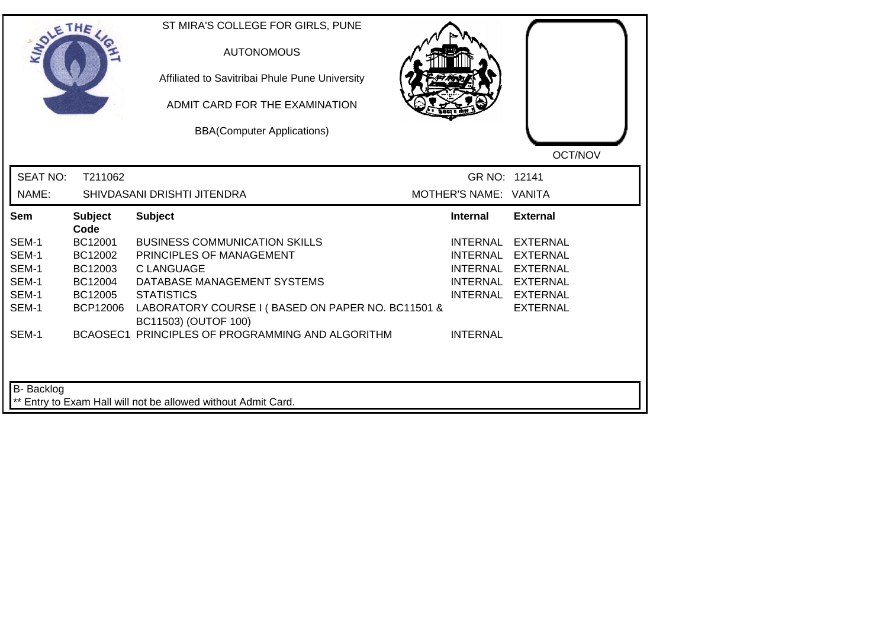ST MIRA'S COLLEGE FOR GIRLS, PUNE

AUTONOMOUS

Affiliated to Savitribai Phule Pune University

ADMIT CARD FOR THE EXAMINATION

BBA(Computer Applications)

OCT/NOV

SEAT NO: T211062 GR NO: 12141

NAME: SHIVDASANI DRISHTI JITENDRA MOTHER'S NAME: VANITA

| Sem | Subject Code | Subject | Internal | External |
|---|---|---|---|---|
| SEM-1 | BC12001 | BUSINESS COMMUNICATION SKILLS | INTERNAL | EXTERNAL |
| SEM-1 | BC12002 | PRINCIPLES OF MANAGEMENT | INTERNAL | EXTERNAL |
| SEM-1 | BC12003 | C LANGUAGE | INTERNAL | EXTERNAL |
| SEM-1 | BC12004 | DATABASE MANAGEMENT SYSTEMS | INTERNAL | EXTERNAL |
| SEM-1 | BC12005 | STATISTICS | INTERNAL | EXTERNAL |
| SEM-1 | BCP12006 | LABORATORY COURSE I ( BASED ON PAPER NO. BC11501 & BC11503) (OUTOF 100) | | EXTERNAL |
| SEM-1 | BCAOSEC1 | PRINCIPLES OF PROGRAMMING AND ALGORITHM | INTERNAL | |

B- Backlog

** Entry to Exam Hall will not be allowed without Admit Card.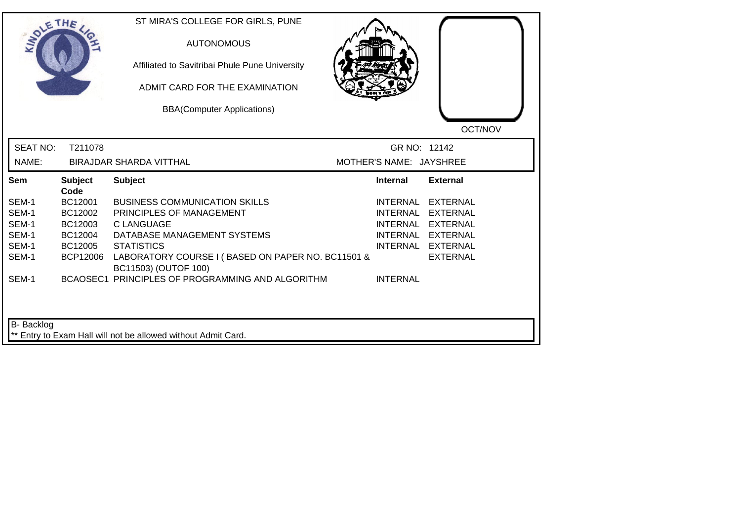ST MIRA'S COLLEGE FOR GIRLS, PUNE

AUTONOMOUS

Affiliated to Savitribai Phule Pune University

ADMIT CARD FOR THE EXAMINATION

BBA(Computer Applications)

OCT/NOV

SEAT NO: T211078 GR NO: 12142

NAME: BIRAJDAR SHARDA VITTHAL MOTHER'S NAME: JAYSHREE

| Sem | Subject Code | Subject | Internal | External |
|---|---|---|---|---|
| SEM-1 | BC12001 | BUSINESS COMMUNICATION SKILLS | INTERNAL | EXTERNAL |
| SEM-1 | BC12002 | PRINCIPLES OF MANAGEMENT | INTERNAL | EXTERNAL |
| SEM-1 | BC12003 | C LANGUAGE | INTERNAL | EXTERNAL |
| SEM-1 | BC12004 | DATABASE MANAGEMENT SYSTEMS | INTERNAL | EXTERNAL |
| SEM-1 | BC12005 | STATISTICS | INTERNAL | EXTERNAL |
| SEM-1 | BCP12006 | LABORATORY COURSE I ( BASED ON PAPER NO. BC11501 & BC11503) (OUTOF 100) | | EXTERNAL |
| SEM-1 | BCAOSEC1 | PRINCIPLES OF PROGRAMMING AND ALGORITHM | INTERNAL | |

B- Backlog

** Entry to Exam Hall will not be allowed without Admit Card.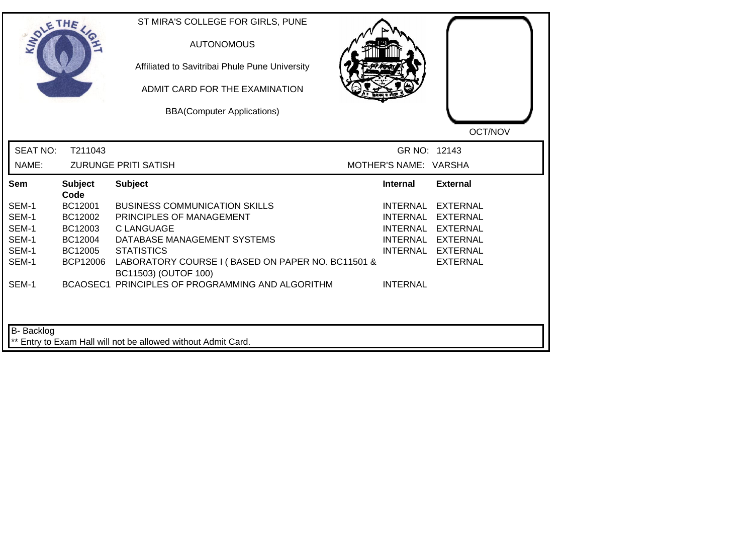ST MIRA'S COLLEGE FOR GIRLS, PUNE

AUTONOMOUS

Affiliated to Savitribai Phule Pune University

ADMIT CARD FOR THE EXAMINATION

BBA(Computer Applications)

OCT/NOV

SEAT NO: T211043 GR NO: 12143

NAME: ZURUNGE PRITI SATISH MOTHER'S NAME: VARSHA

| Sem | Subject Code | Subject | Internal | External |
|---|---|---|---|---|
| SEM-1 | BC12001 | BUSINESS COMMUNICATION SKILLS | INTERNAL | EXTERNAL |
| SEM-1 | BC12002 | PRINCIPLES OF MANAGEMENT | INTERNAL | EXTERNAL |
| SEM-1 | BC12003 | C LANGUAGE | INTERNAL | EXTERNAL |
| SEM-1 | BC12004 | DATABASE MANAGEMENT SYSTEMS | INTERNAL | EXTERNAL |
| SEM-1 | BC12005 | STATISTICS | INTERNAL | EXTERNAL |
| SEM-1 | BCP12006 | LABORATORY COURSE I ( BASED ON PAPER NO. BC11501 & BC11503) (OUTOF 100) | | EXTERNAL |
| SEM-1 | BCAOSEC1 | PRINCIPLES OF PROGRAMMING AND ALGORITHM | INTERNAL | |

B- Backlog

** Entry to Exam Hall will not be allowed without Admit Card.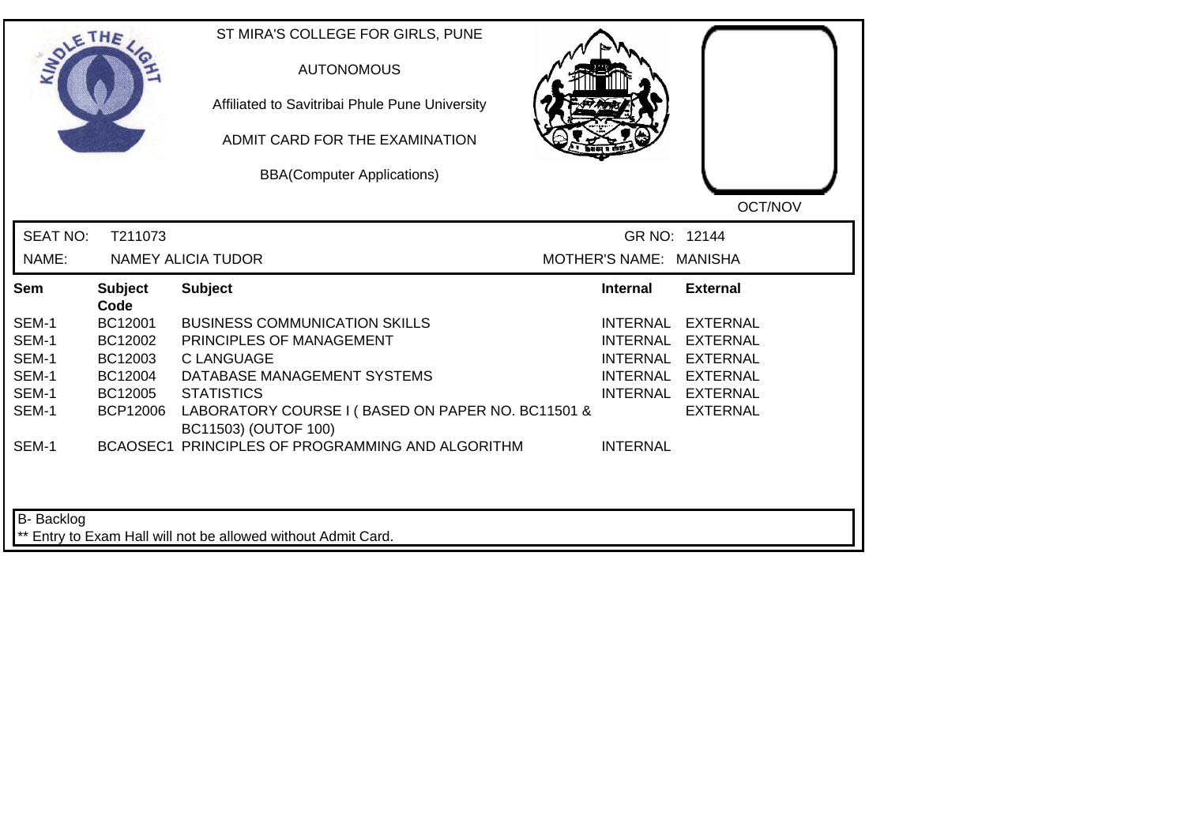ST MIRA'S COLLEGE FOR GIRLS, PUNE

AUTONOMOUS

Affiliated to Savitribai Phule Pune University

ADMIT CARD FOR THE EXAMINATION

BBA(Computer Applications)

OCT/NOV

SEAT NO: T211073 GR NO: 12144

NAME: NAMEY ALICIA TUDOR MOTHER'S NAME: MANISHA

| Sem | Subject Code | Subject | Internal | External |
|---|---|---|---|---|
| SEM-1 | BC12001 | BUSINESS COMMUNICATION SKILLS | INTERNAL | EXTERNAL |
| SEM-1 | BC12002 | PRINCIPLES OF MANAGEMENT | INTERNAL | EXTERNAL |
| SEM-1 | BC12003 | C LANGUAGE | INTERNAL | EXTERNAL |
| SEM-1 | BC12004 | DATABASE MANAGEMENT SYSTEMS | INTERNAL | EXTERNAL |
| SEM-1 | BC12005 | STATISTICS | INTERNAL | EXTERNAL |
| SEM-1 | BCP12006 | LABORATORY COURSE I ( BASED ON PAPER NO. BC11501 & BC11503) (OUTOF 100) | | EXTERNAL |
| SEM-1 | BCAOSEC1 | PRINCIPLES OF PROGRAMMING AND ALGORITHM | INTERNAL | |

B- Backlog

** Entry to Exam Hall will not be allowed without Admit Card.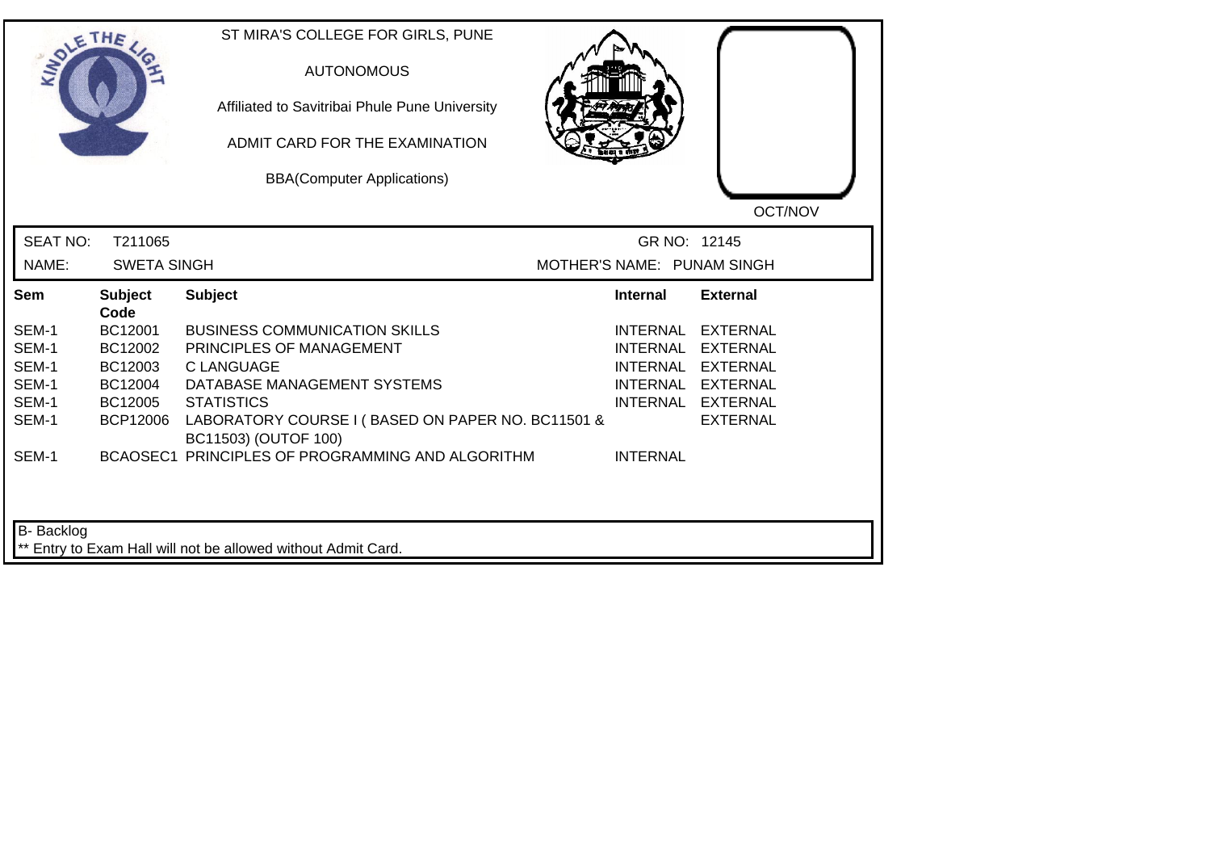ST MIRA'S COLLEGE FOR GIRLS, PUNE

AUTONOMOUS

Affiliated to Savitribai Phule Pune University

ADMIT CARD FOR THE EXAMINATION

BBA(Computer Applications)

OCT/NOV

SEAT NO: T211065 GR NO: 12145

NAME: SWETA SINGH MOTHER'S NAME: PUNAM SINGH

| Sem | Subject Code | Subject | Internal | External |
|---|---|---|---|---|
| SEM-1 | BC12001 | BUSINESS COMMUNICATION SKILLS | INTERNAL | EXTERNAL |
| SEM-1 | BC12002 | PRINCIPLES OF MANAGEMENT | INTERNAL | EXTERNAL |
| SEM-1 | BC12003 | C LANGUAGE | INTERNAL | EXTERNAL |
| SEM-1 | BC12004 | DATABASE MANAGEMENT SYSTEMS | INTERNAL | EXTERNAL |
| SEM-1 | BC12005 | STATISTICS | INTERNAL | EXTERNAL |
| SEM-1 | BCP12006 | LABORATORY COURSE I ( BASED ON PAPER NO. BC11501 & BC11503) (OUTOF 100) | | EXTERNAL |
| SEM-1 | BCAOSEC1 | PRINCIPLES OF PROGRAMMING AND ALGORITHM | INTERNAL | |

B- Backlog

** Entry to Exam Hall will not be allowed without Admit Card.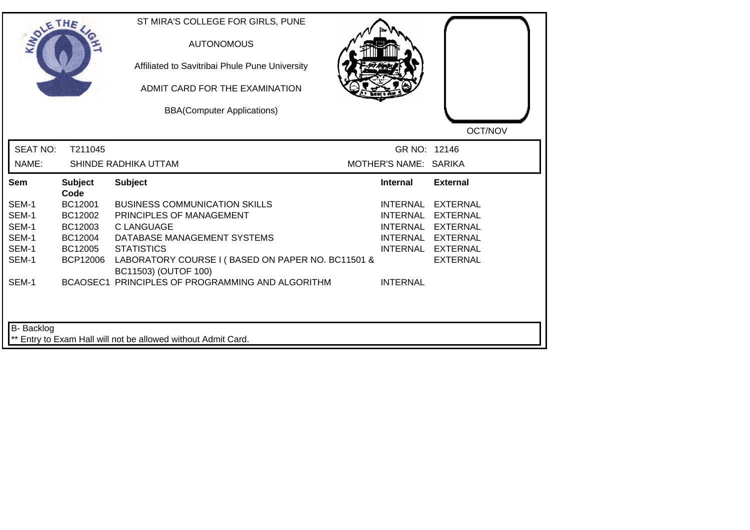ST MIRA'S COLLEGE FOR GIRLS, PUNE

AUTONOMOUS

Affiliated to Savitribai Phule Pune University

ADMIT CARD FOR THE EXAMINATION

BBA(Computer Applications)

OCT/NOV

SEAT NO: T211045 GR NO: 12146

NAME: SHINDE RADHIKA UTTAM MOTHER'S NAME: SARIKA

| Sem | Subject Code | Subject | Internal | External |
|---|---|---|---|---|
| SEM-1 | BC12001 | BUSINESS COMMUNICATION SKILLS | INTERNAL | EXTERNAL |
| SEM-1 | BC12002 | PRINCIPLES OF MANAGEMENT | INTERNAL | EXTERNAL |
| SEM-1 | BC12003 | C LANGUAGE | INTERNAL | EXTERNAL |
| SEM-1 | BC12004 | DATABASE MANAGEMENT SYSTEMS | INTERNAL | EXTERNAL |
| SEM-1 | BC12005 | STATISTICS | INTERNAL | EXTERNAL |
| SEM-1 | BCP12006 | LABORATORY COURSE I ( BASED ON PAPER NO. BC11501 & BC11503) (OUTOF 100) | | EXTERNAL |
| SEM-1 | BCAOSEC1 | PRINCIPLES OF PROGRAMMING AND ALGORITHM | INTERNAL | |

B- Backlog

** Entry to Exam Hall will not be allowed without Admit Card.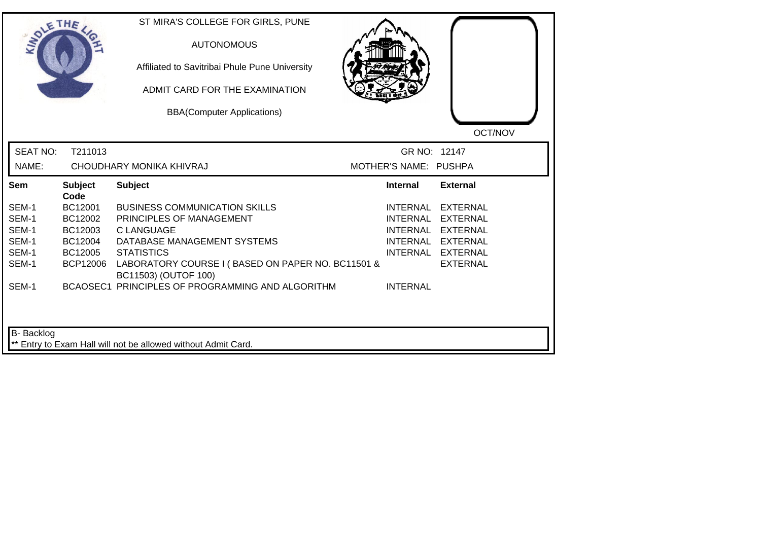ST MIRA'S COLLEGE FOR GIRLS, PUNE

AUTONOMOUS

Affiliated to Savitribai Phule Pune University

ADMIT CARD FOR THE EXAMINATION

BBA(Computer Applications)

OCT/NOV

SEAT NO: T211013 GR NO: 12147

NAME: CHOUDHARY MONIKA KHIVRAJ MOTHER'S NAME: PUSHPA

| Sem | Subject Code | Subject | Internal | External |
|---|---|---|---|---|
| SEM-1 | BC12001 | BUSINESS COMMUNICATION SKILLS | INTERNAL | EXTERNAL |
| SEM-1 | BC12002 | PRINCIPLES OF MANAGEMENT | INTERNAL | EXTERNAL |
| SEM-1 | BC12003 | C LANGUAGE | INTERNAL | EXTERNAL |
| SEM-1 | BC12004 | DATABASE MANAGEMENT SYSTEMS | INTERNAL | EXTERNAL |
| SEM-1 | BC12005 | STATISTICS | INTERNAL | EXTERNAL |
| SEM-1 | BCP12006 | LABORATORY COURSE I ( BASED ON PAPER NO. BC11501 & BC11503) (OUTOF 100) | | EXTERNAL |
| SEM-1 | BCAOSEC1 | PRINCIPLES OF PROGRAMMING AND ALGORITHM | INTERNAL | |

B- Backlog

** Entry to Exam Hall will not be allowed without Admit Card.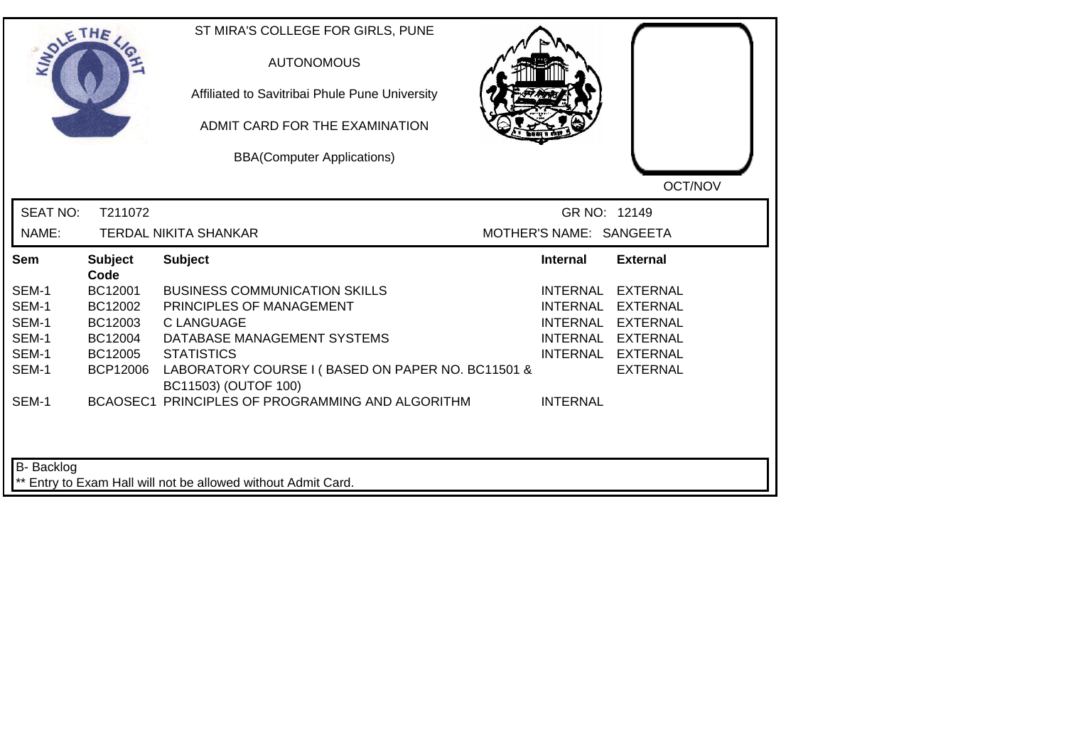ST MIRA'S COLLEGE FOR GIRLS, PUNE

AUTONOMOUS

Affiliated to Savitribai Phule Pune University

ADMIT CARD FOR THE EXAMINATION

BBA(Computer Applications)

OCT/NOV

SEAT NO: T211072 GR NO: 12149

NAME: TERDAL NIKITA SHANKAR MOTHER'S NAME: SANGEETA

| Sem | Subject Code | Subject | Internal | External |
|---|---|---|---|---|
| SEM-1 | BC12001 | BUSINESS COMMUNICATION SKILLS | INTERNAL | EXTERNAL |
| SEM-1 | BC12002 | PRINCIPLES OF MANAGEMENT | INTERNAL | EXTERNAL |
| SEM-1 | BC12003 | C LANGUAGE | INTERNAL | EXTERNAL |
| SEM-1 | BC12004 | DATABASE MANAGEMENT SYSTEMS | INTERNAL | EXTERNAL |
| SEM-1 | BC12005 | STATISTICS | INTERNAL | EXTERNAL |
| SEM-1 | BCP12006 | LABORATORY COURSE I ( BASED ON PAPER NO. BC11501 & BC11503) (OUTOF 100) | | EXTERNAL |
| SEM-1 | BCAOSEC1 | PRINCIPLES OF PROGRAMMING AND ALGORITHM | INTERNAL | |

B- Backlog

** Entry to Exam Hall will not be allowed without Admit Card.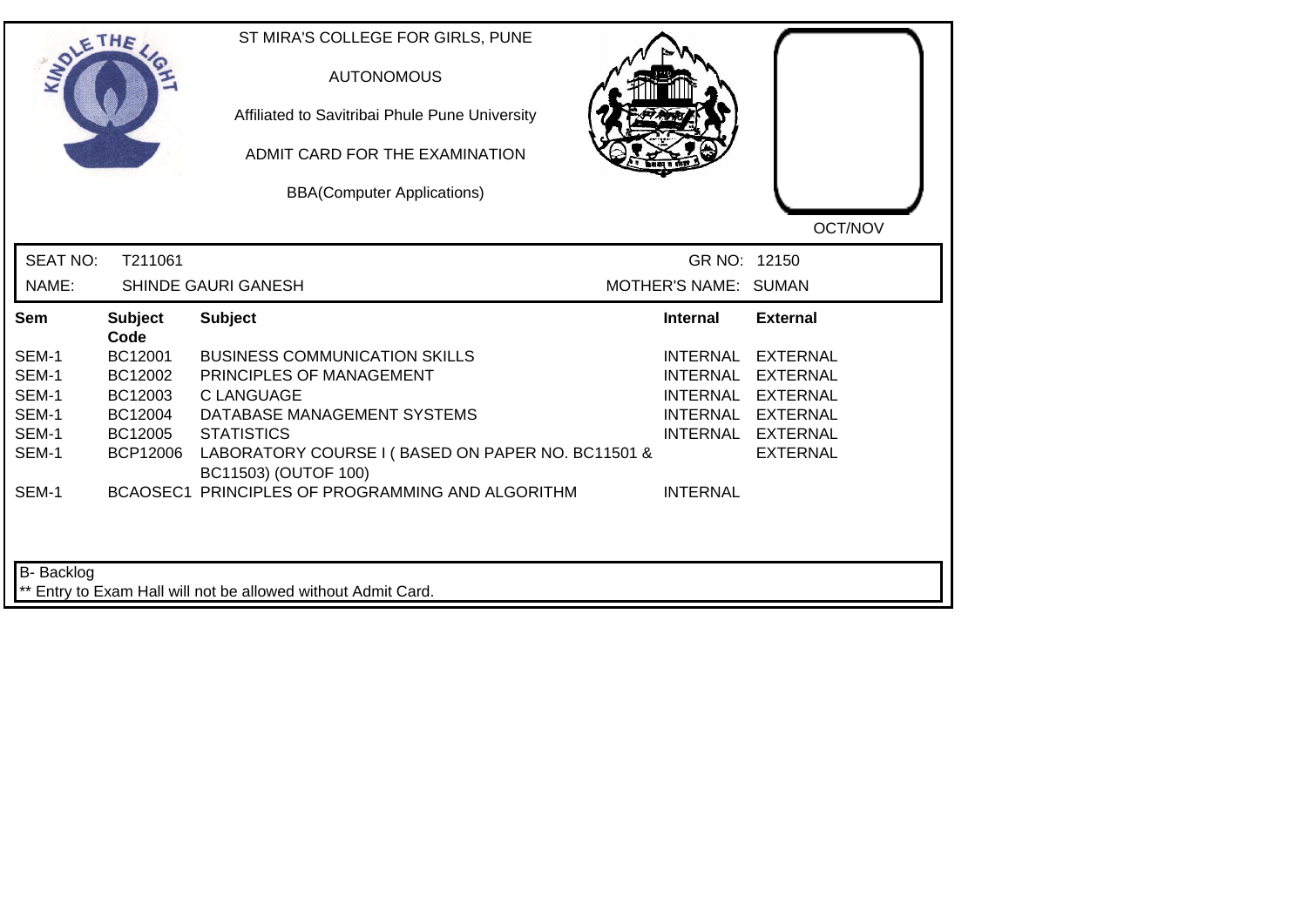ST MIRA'S COLLEGE FOR GIRLS, PUNE

AUTONOMOUS

Affiliated to Savitribai Phule Pune University

ADMIT CARD FOR THE EXAMINATION

BBA(Computer Applications)

OCT/NOV

SEAT NO: T211061 GR NO: 12150

NAME: SHINDE GAURI GANESH MOTHER'S NAME: SUMAN

| Sem | Subject Code | Subject | Internal | External |
|---|---|---|---|---|
| SEM-1 | BC12001 | BUSINESS COMMUNICATION SKILLS | INTERNAL | EXTERNAL |
| SEM-1 | BC12002 | PRINCIPLES OF MANAGEMENT | INTERNAL | EXTERNAL |
| SEM-1 | BC12003 | C LANGUAGE | INTERNAL | EXTERNAL |
| SEM-1 | BC12004 | DATABASE MANAGEMENT SYSTEMS | INTERNAL | EXTERNAL |
| SEM-1 | BC12005 | STATISTICS | INTERNAL | EXTERNAL |
| SEM-1 | BCP12006 | LABORATORY COURSE I ( BASED ON PAPER NO. BC11501 & BC11503) (OUTOF 100) | | EXTERNAL |
| SEM-1 | BCAOSEC1 | PRINCIPLES OF PROGRAMMING AND ALGORITHM | INTERNAL | |

B- Backlog

** Entry to Exam Hall will not be allowed without Admit Card.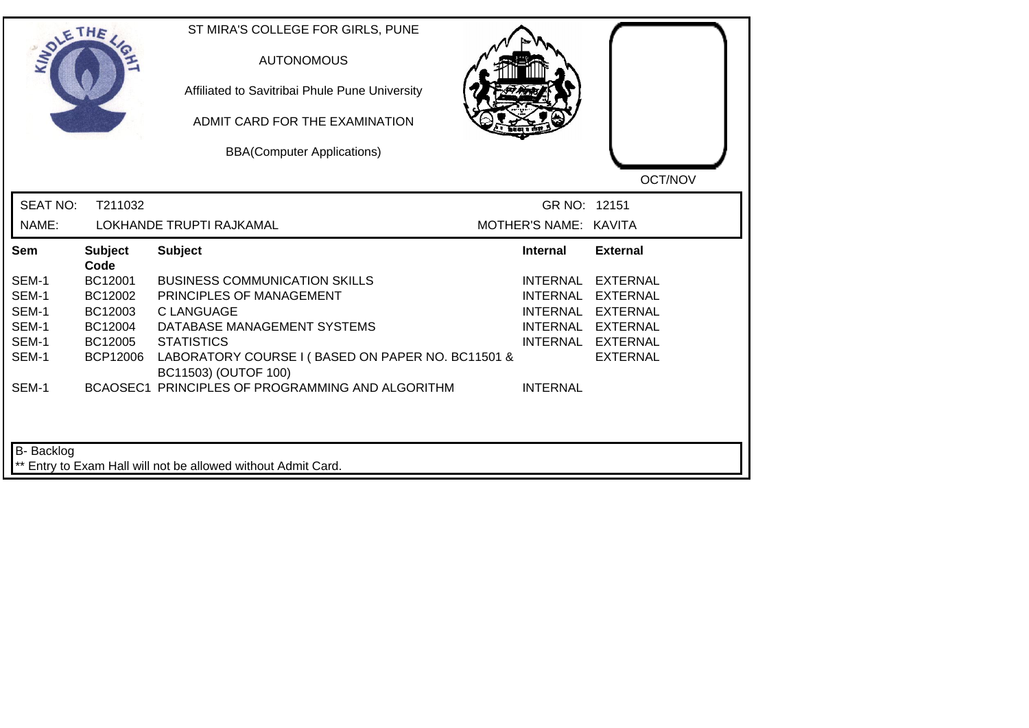ST MIRA'S COLLEGE FOR GIRLS, PUNE

AUTONOMOUS

Affiliated to Savitribai Phule Pune University

ADMIT CARD FOR THE EXAMINATION

BBA(Computer Applications)

OCT/NOV

SEAT NO: T211032 GR NO: 12151

NAME: LOKHANDE TRUPTI RAJKAMAL MOTHER'S NAME: KAVITA

| Sem | Subject Code | Subject | Internal | External |
|---|---|---|---|---|
| SEM-1 | BC12001 | BUSINESS COMMUNICATION SKILLS | INTERNAL | EXTERNAL |
| SEM-1 | BC12002 | PRINCIPLES OF MANAGEMENT | INTERNAL | EXTERNAL |
| SEM-1 | BC12003 | C LANGUAGE | INTERNAL | EXTERNAL |
| SEM-1 | BC12004 | DATABASE MANAGEMENT SYSTEMS | INTERNAL | EXTERNAL |
| SEM-1 | BC12005 | STATISTICS | INTERNAL | EXTERNAL |
| SEM-1 | BCP12006 | LABORATORY COURSE I ( BASED ON PAPER NO. BC11501 & BC11503) (OUTOF 100) | | EXTERNAL |
| SEM-1 | BCAOSEC1 | PRINCIPLES OF PROGRAMMING AND ALGORITHM | INTERNAL | |

B- Backlog

** Entry to Exam Hall will not be allowed without Admit Card.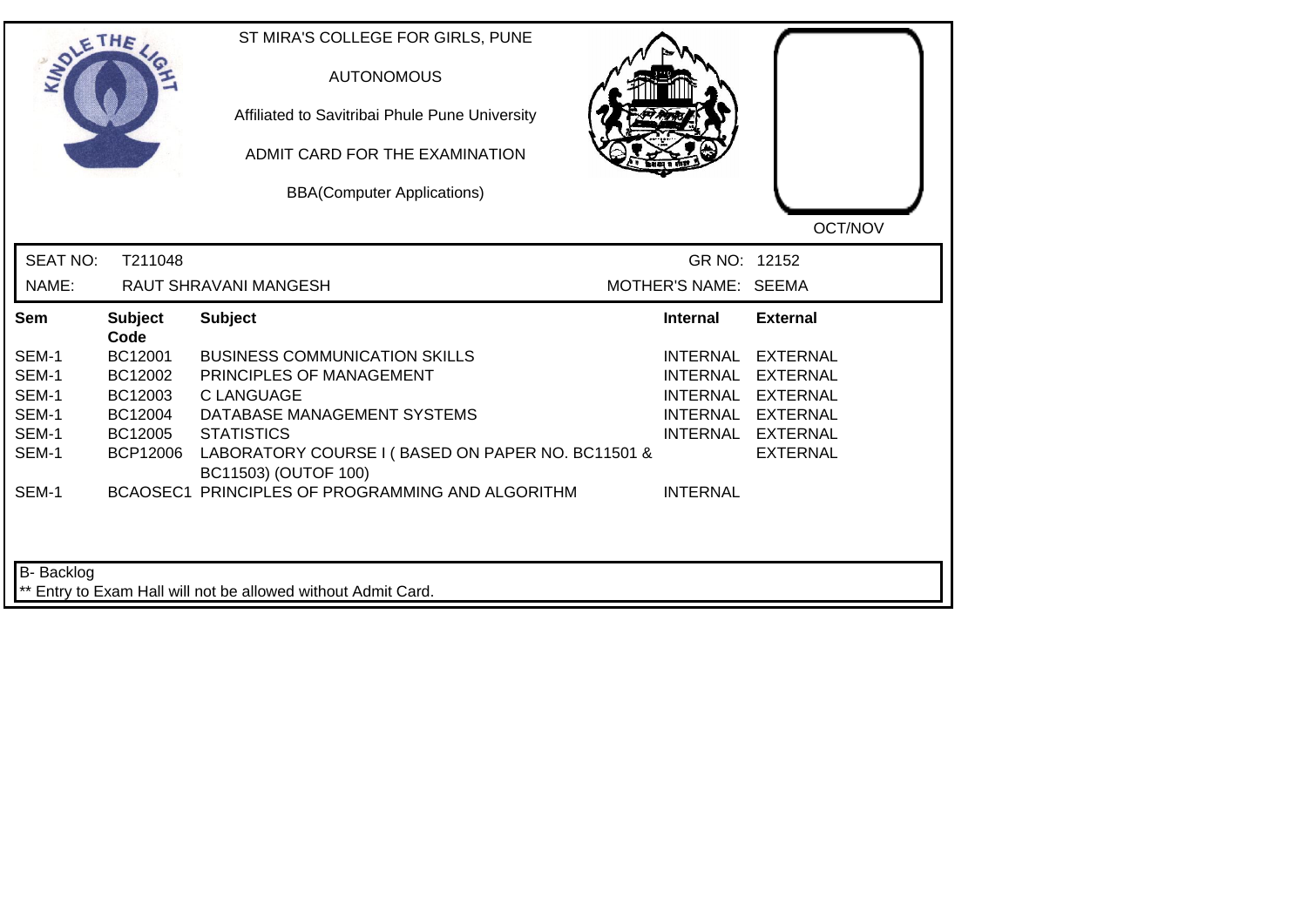ST MIRA'S COLLEGE FOR GIRLS, PUNE

AUTONOMOUS

Affiliated to Savitribai Phule Pune University

ADMIT CARD FOR THE EXAMINATION

BBA(Computer Applications)

OCT/NOV

SEAT NO: T211048 GR NO: 12152

NAME: RAUT SHRAVANI MANGESH MOTHER'S NAME: SEEMA

| Sem | Subject Code | Subject | Internal | External |
|---|---|---|---|---|
| SEM-1 | BC12001 | BUSINESS COMMUNICATION SKILLS | INTERNAL | EXTERNAL |
| SEM-1 | BC12002 | PRINCIPLES OF MANAGEMENT | INTERNAL | EXTERNAL |
| SEM-1 | BC12003 | C LANGUAGE | INTERNAL | EXTERNAL |
| SEM-1 | BC12004 | DATABASE MANAGEMENT SYSTEMS | INTERNAL | EXTERNAL |
| SEM-1 | BC12005 | STATISTICS | INTERNAL | EXTERNAL |
| SEM-1 | BCP12006 | LABORATORY COURSE I ( BASED ON PAPER NO. BC11501 & BC11503) (OUTOF 100) | | EXTERNAL |
| SEM-1 | BCAOSEC1 | PRINCIPLES OF PROGRAMMING AND ALGORITHM | INTERNAL | |

B- Backlog

** Entry to Exam Hall will not be allowed without Admit Card.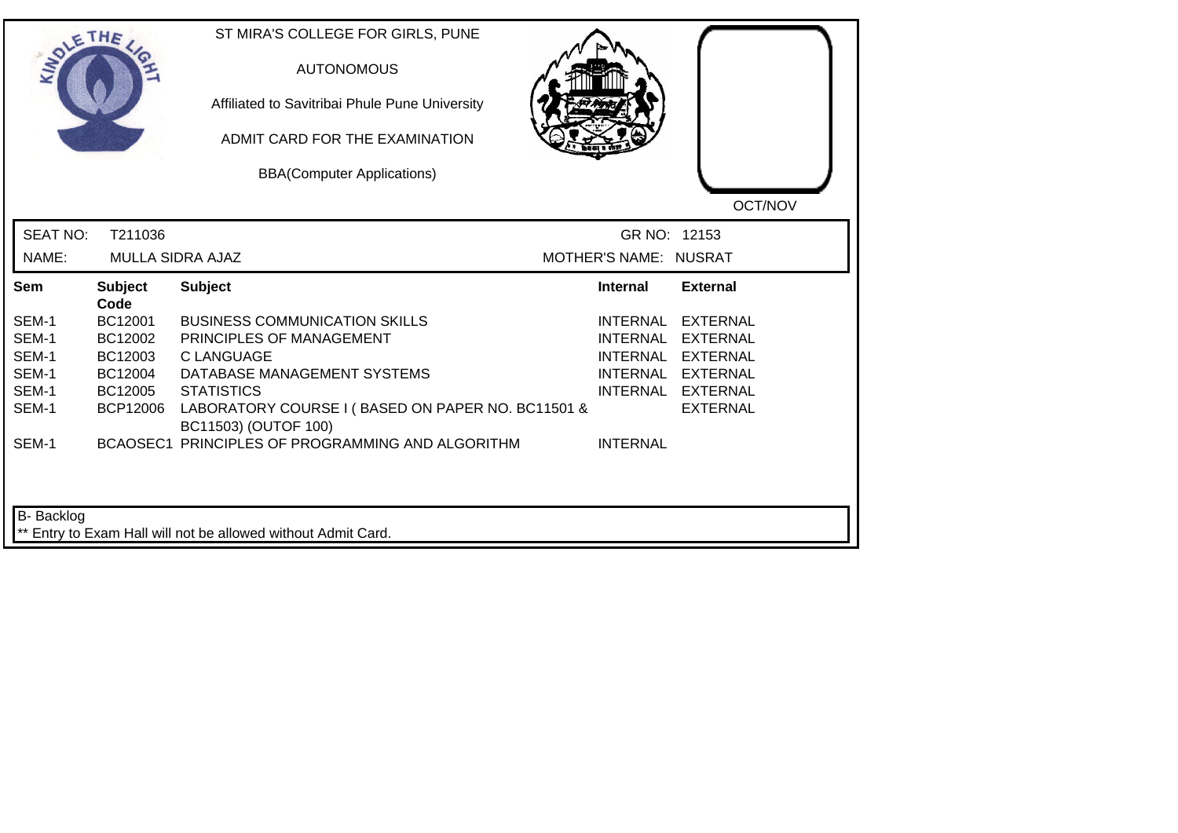ST MIRA'S COLLEGE FOR GIRLS, PUNE

AUTONOMOUS

Affiliated to Savitribai Phule Pune University

ADMIT CARD FOR THE EXAMINATION

BBA(Computer Applications)

OCT/NOV

SEAT NO: T211036 GR NO: 12153

NAME: MULLA SIDRA AJAZ MOTHER'S NAME: NUSRAT

| Sem | Subject Code | Subject | Internal | External |
|---|---|---|---|---|
| SEM-1 | BC12001 | BUSINESS COMMUNICATION SKILLS | INTERNAL | EXTERNAL |
| SEM-1 | BC12002 | PRINCIPLES OF MANAGEMENT | INTERNAL | EXTERNAL |
| SEM-1 | BC12003 | C LANGUAGE | INTERNAL | EXTERNAL |
| SEM-1 | BC12004 | DATABASE MANAGEMENT SYSTEMS | INTERNAL | EXTERNAL |
| SEM-1 | BC12005 | STATISTICS | INTERNAL | EXTERNAL |
| SEM-1 | BCP12006 | LABORATORY COURSE I ( BASED ON PAPER NO. BC11501 & BC11503) (OUTOF 100) | | EXTERNAL |
| SEM-1 | BCAOSEC1 | PRINCIPLES OF PROGRAMMING AND ALGORITHM | INTERNAL | |

B- Backlog

** Entry to Exam Hall will not be allowed without Admit Card.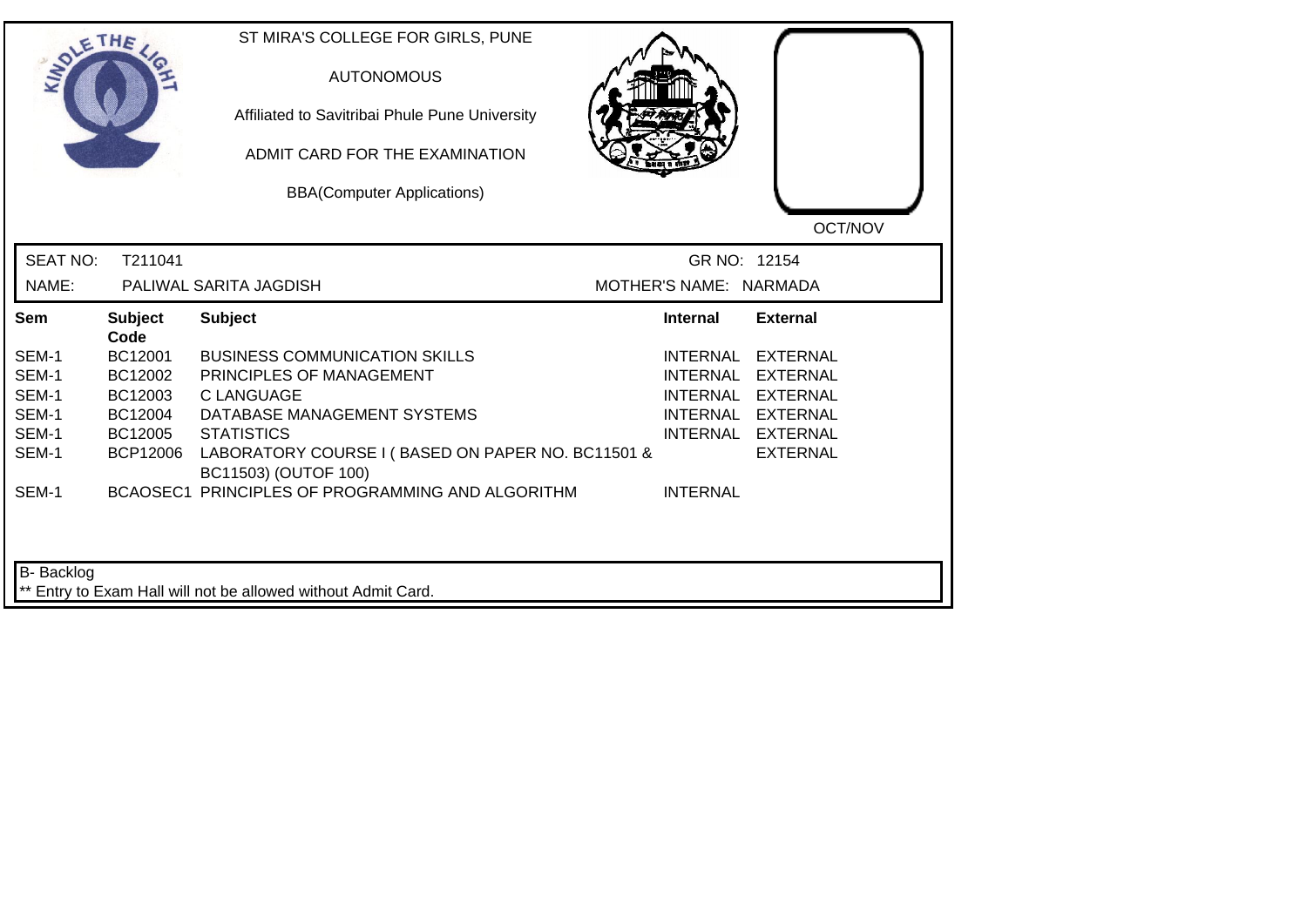ST MIRA'S COLLEGE FOR GIRLS, PUNE

AUTONOMOUS

Affiliated to Savitribai Phule Pune University

ADMIT CARD FOR THE EXAMINATION

BBA(Computer Applications)

OCT/NOV

SEAT NO: T211041 GR NO: 12154

NAME: PALIWAL SARITA JAGDISH MOTHER'S NAME: NARMADA

| Sem | Subject Code | Subject | Internal | External |
|---|---|---|---|---|
| SEM-1 | BC12001 | BUSINESS COMMUNICATION SKILLS | INTERNAL | EXTERNAL |
| SEM-1 | BC12002 | PRINCIPLES OF MANAGEMENT | INTERNAL | EXTERNAL |
| SEM-1 | BC12003 | C LANGUAGE | INTERNAL | EXTERNAL |
| SEM-1 | BC12004 | DATABASE MANAGEMENT SYSTEMS | INTERNAL | EXTERNAL |
| SEM-1 | BC12005 | STATISTICS | INTERNAL | EXTERNAL |
| SEM-1 | BCP12006 | LABORATORY COURSE I ( BASED ON PAPER NO. BC11501 & BC11503) (OUTOF 100) | | EXTERNAL |
| SEM-1 | BCAOSEC1 | PRINCIPLES OF PROGRAMMING AND ALGORITHM | INTERNAL | |

B- Backlog

** Entry to Exam Hall will not be allowed without Admit Card.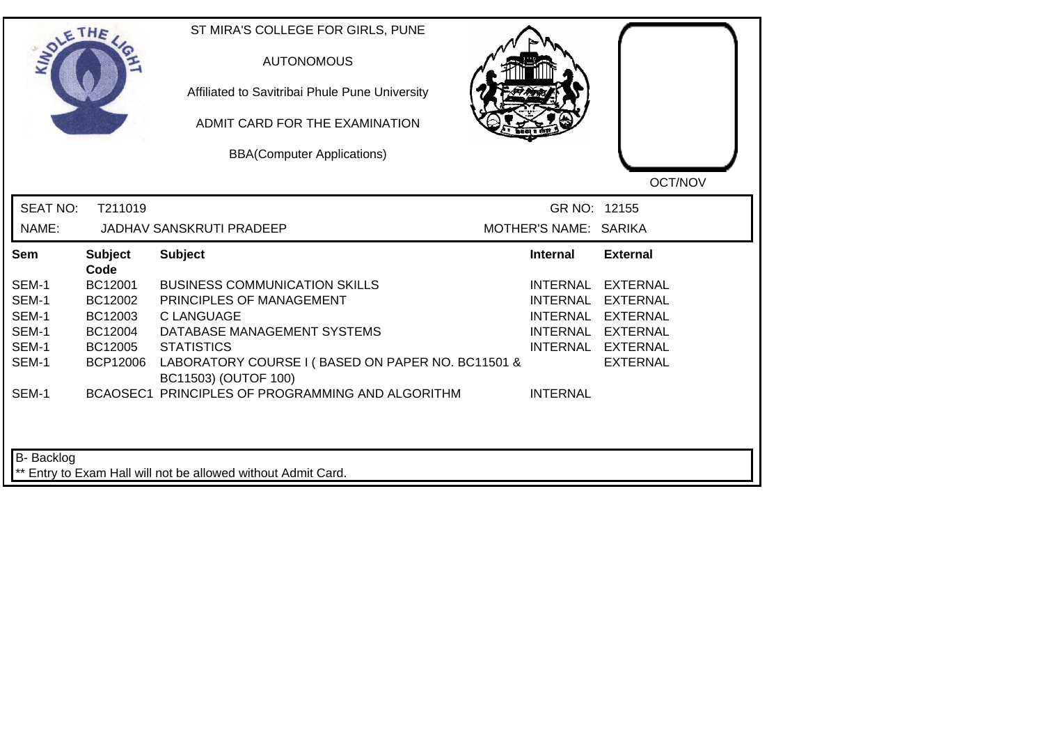ST MIRA'S COLLEGE FOR GIRLS, PUNE

AUTONOMOUS

Affiliated to Savitribai Phule Pune University

ADMIT CARD FOR THE EXAMINATION

BBA(Computer Applications)

OCT/NOV

SEAT NO: T211019 GR NO: 12155

NAME: JADHAV SANSKRUTI PRADEEP MOTHER'S NAME: SARIKA

| Sem | Subject Code | Subject | Internal | External |
|---|---|---|---|---|
| SEM-1 | BC12001 | BUSINESS COMMUNICATION SKILLS | INTERNAL | EXTERNAL |
| SEM-1 | BC12002 | PRINCIPLES OF MANAGEMENT | INTERNAL | EXTERNAL |
| SEM-1 | BC12003 | C LANGUAGE | INTERNAL | EXTERNAL |
| SEM-1 | BC12004 | DATABASE MANAGEMENT SYSTEMS | INTERNAL | EXTERNAL |
| SEM-1 | BC12005 | STATISTICS | INTERNAL | EXTERNAL |
| SEM-1 | BCP12006 | LABORATORY COURSE I ( BASED ON PAPER NO. BC11501 & BC11503) (OUTOF 100) | | EXTERNAL |
| SEM-1 | BCAOSEC1 | PRINCIPLES OF PROGRAMMING AND ALGORITHM | INTERNAL | |

B- Backlog

** Entry to Exam Hall will not be allowed without Admit Card.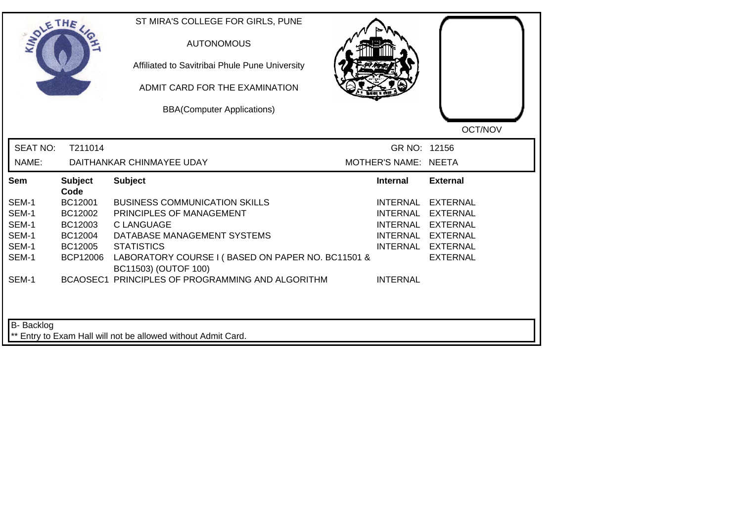ST MIRA'S COLLEGE FOR GIRLS, PUNE

AUTONOMOUS

Affiliated to Savitribai Phule Pune University

ADMIT CARD FOR THE EXAMINATION

BBA(Computer Applications)

OCT/NOV

SEAT NO: T211014 GR NO: 12156

NAME: DAITHANKAR CHINMAYEE UDAY MOTHER'S NAME: NEETA

| Sem | Subject Code | Subject | Internal | External |
|---|---|---|---|---|
| SEM-1 | BC12001 | BUSINESS COMMUNICATION SKILLS | INTERNAL | EXTERNAL |
| SEM-1 | BC12002 | PRINCIPLES OF MANAGEMENT | INTERNAL | EXTERNAL |
| SEM-1 | BC12003 | C LANGUAGE | INTERNAL | EXTERNAL |
| SEM-1 | BC12004 | DATABASE MANAGEMENT SYSTEMS | INTERNAL | EXTERNAL |
| SEM-1 | BC12005 | STATISTICS | INTERNAL | EXTERNAL |
| SEM-1 | BCP12006 | LABORATORY COURSE I ( BASED ON PAPER NO. BC11501 & BC11503) (OUTOF 100) | | EXTERNAL |
| SEM-1 | BCAOSEC1 | PRINCIPLES OF PROGRAMMING AND ALGORITHM | INTERNAL | |

B- Backlog

** Entry to Exam Hall will not be allowed without Admit Card.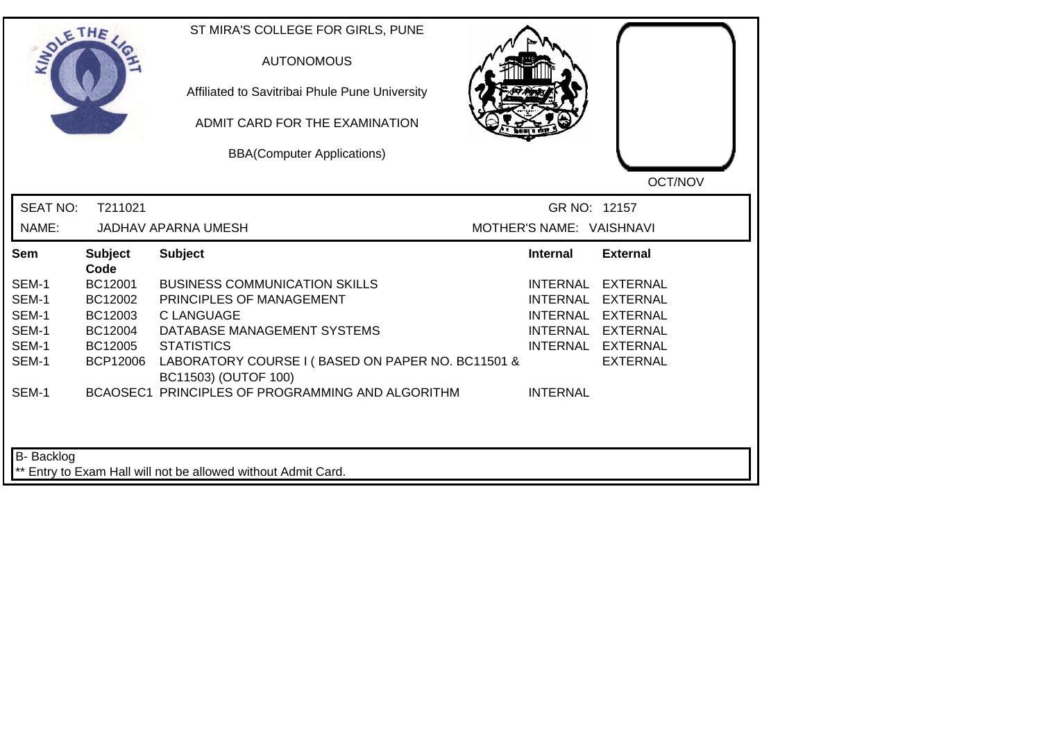ST MIRA'S COLLEGE FOR GIRLS, PUNE

AUTONOMOUS

Affiliated to Savitribai Phule Pune University

ADMIT CARD FOR THE EXAMINATION

BBA(Computer Applications)

OCT/NOV

SEAT NO: T211021 GR NO: 12157

NAME: JADHAV APARNA UMESH MOTHER'S NAME: VAISHNAVI

| Sem | Subject Code | Subject | Internal | External |
|---|---|---|---|---|
| SEM-1 | BC12001 | BUSINESS COMMUNICATION SKILLS | INTERNAL | EXTERNAL |
| SEM-1 | BC12002 | PRINCIPLES OF MANAGEMENT | INTERNAL | EXTERNAL |
| SEM-1 | BC12003 | C LANGUAGE | INTERNAL | EXTERNAL |
| SEM-1 | BC12004 | DATABASE MANAGEMENT SYSTEMS | INTERNAL | EXTERNAL |
| SEM-1 | BC12005 | STATISTICS | INTERNAL | EXTERNAL |
| SEM-1 | BCP12006 | LABORATORY COURSE I ( BASED ON PAPER NO. BC11501 & BC11503) (OUTOF 100) | | EXTERNAL |
| SEM-1 | BCAOSEC1 | PRINCIPLES OF PROGRAMMING AND ALGORITHM | INTERNAL | |

B- Backlog

** Entry to Exam Hall will not be allowed without Admit Card.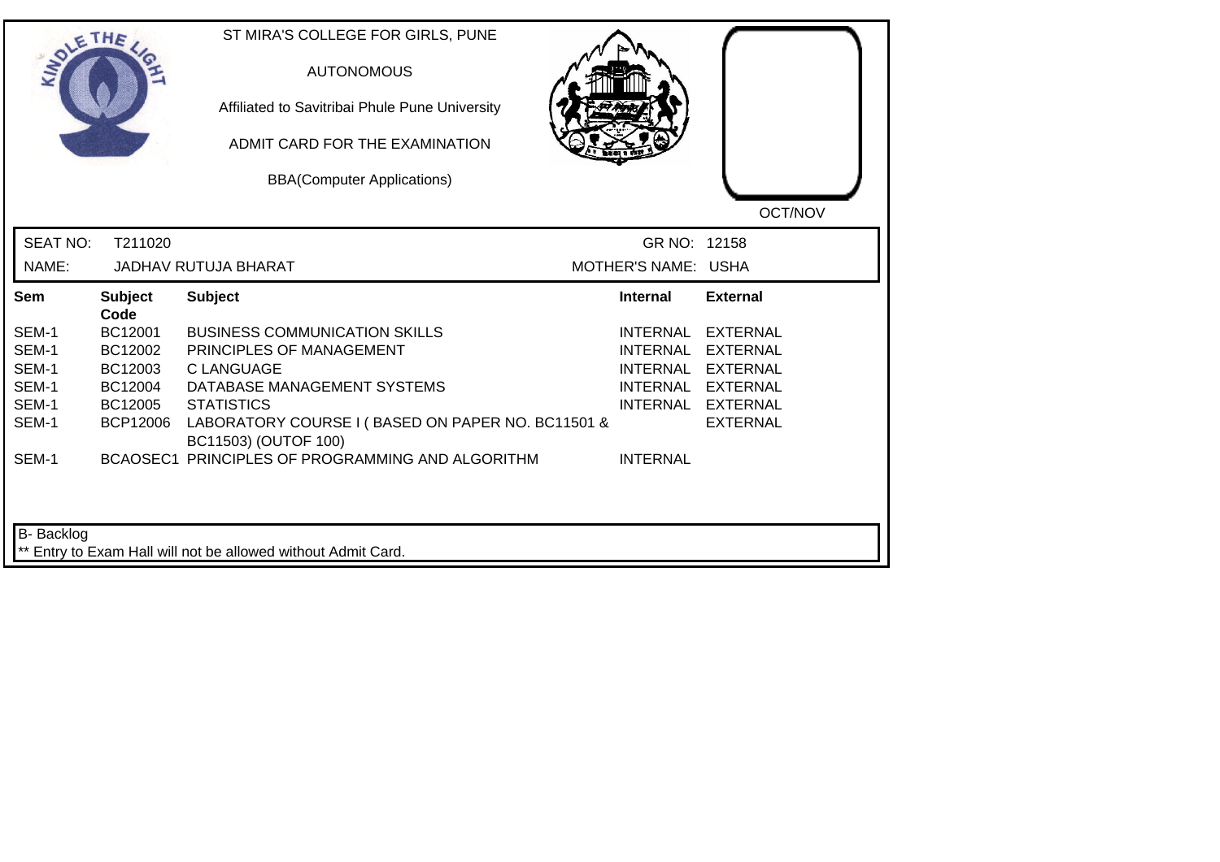ST MIRA'S COLLEGE FOR GIRLS, PUNE

AUTONOMOUS

Affiliated to Savitribai Phule Pune University

ADMIT CARD FOR THE EXAMINATION

BBA(Computer Applications)

OCT/NOV

SEAT NO: T211020 GR NO: 12158

NAME: JADHAV RUTUJA BHARAT MOTHER'S NAME: USHA

| Sem | Subject Code | Subject | Internal | External |
|---|---|---|---|---|
| SEM-1 | BC12001 | BUSINESS COMMUNICATION SKILLS | INTERNAL | EXTERNAL |
| SEM-1 | BC12002 | PRINCIPLES OF MANAGEMENT | INTERNAL | EXTERNAL |
| SEM-1 | BC12003 | C LANGUAGE | INTERNAL | EXTERNAL |
| SEM-1 | BC12004 | DATABASE MANAGEMENT SYSTEMS | INTERNAL | EXTERNAL |
| SEM-1 | BC12005 | STATISTICS | INTERNAL | EXTERNAL |
| SEM-1 | BCP12006 | LABORATORY COURSE I ( BASED ON PAPER NO. BC11501 & BC11503) (OUTOF 100) | | EXTERNAL |
| SEM-1 | BCAOSEC1 | PRINCIPLES OF PROGRAMMING AND ALGORITHM | INTERNAL | |

B- Backlog

** Entry to Exam Hall will not be allowed without Admit Card.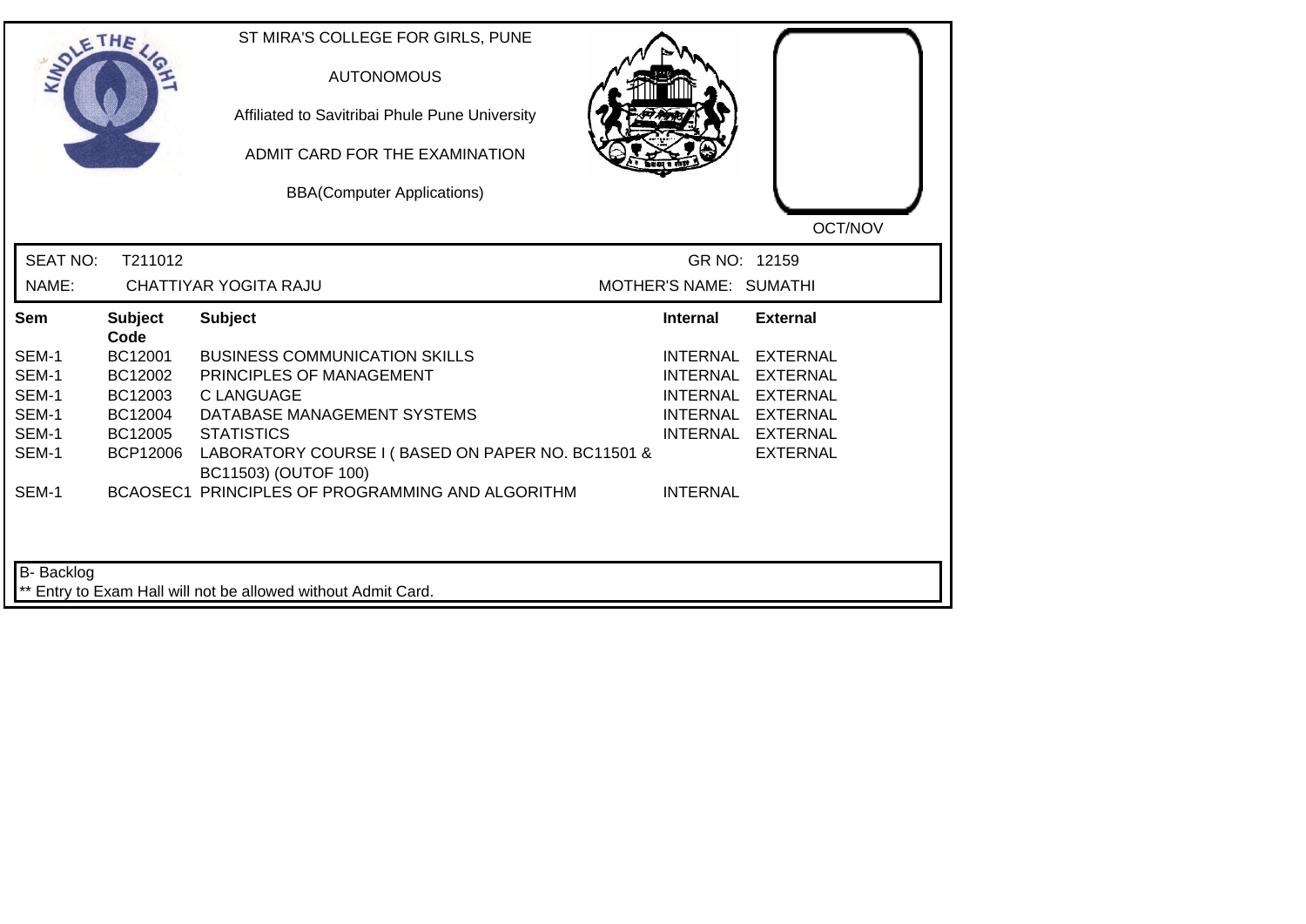ST MIRA'S COLLEGE FOR GIRLS, PUNE

AUTONOMOUS

Affiliated to Savitribai Phule Pune University

ADMIT CARD FOR THE EXAMINATION

BBA(Computer Applications)

OCT/NOV

SEAT NO: T211012 GR NO: 12159

NAME: CHATTIYAR YOGITA RAJU MOTHER'S NAME: SUMATHI

| Sem | Subject Code | Subject | Internal | External |
|---|---|---|---|---|
| SEM-1 | BC12001 | BUSINESS COMMUNICATION SKILLS | INTERNAL | EXTERNAL |
| SEM-1 | BC12002 | PRINCIPLES OF MANAGEMENT | INTERNAL | EXTERNAL |
| SEM-1 | BC12003 | C LANGUAGE | INTERNAL | EXTERNAL |
| SEM-1 | BC12004 | DATABASE MANAGEMENT SYSTEMS | INTERNAL | EXTERNAL |
| SEM-1 | BC12005 | STATISTICS | INTERNAL | EXTERNAL |
| SEM-1 | BCP12006 | LABORATORY COURSE I ( BASED ON PAPER NO. BC11501 & BC11503) (OUTOF 100) | | EXTERNAL |
| SEM-1 | BCAOSEC1 | PRINCIPLES OF PROGRAMMING AND ALGORITHM | INTERNAL | |

B- Backlog

** Entry to Exam Hall will not be allowed without Admit Card.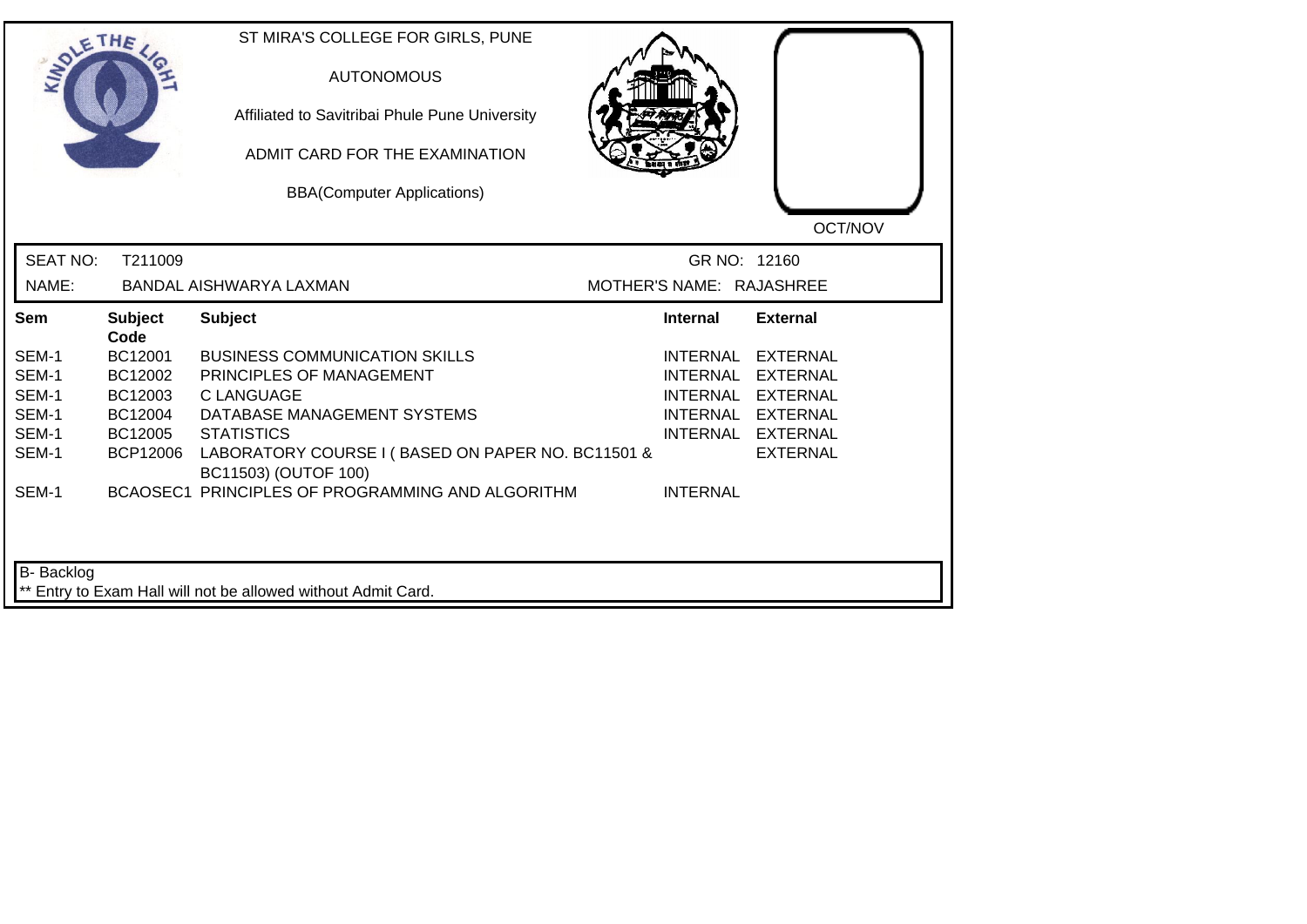ST MIRA'S COLLEGE FOR GIRLS, PUNE

AUTONOMOUS

Affiliated to Savitribai Phule Pune University

ADMIT CARD FOR THE EXAMINATION

BBA(Computer Applications)

OCT/NOV

SEAT NO: T211009 GR NO: 12160

NAME: BANDAL AISHWARYA LAXMAN MOTHER'S NAME: RAJASHREE

| Sem | Subject Code | Subject | Internal | External |
|---|---|---|---|---|
| SEM-1 | BC12001 | BUSINESS COMMUNICATION SKILLS | INTERNAL | EXTERNAL |
| SEM-1 | BC12002 | PRINCIPLES OF MANAGEMENT | INTERNAL | EXTERNAL |
| SEM-1 | BC12003 | C LANGUAGE | INTERNAL | EXTERNAL |
| SEM-1 | BC12004 | DATABASE MANAGEMENT SYSTEMS | INTERNAL | EXTERNAL |
| SEM-1 | BC12005 | STATISTICS | INTERNAL | EXTERNAL |
| SEM-1 | BCP12006 | LABORATORY COURSE I ( BASED ON PAPER NO. BC11501 & BC11503) (OUTOF 100) | | EXTERNAL |
| SEM-1 | BCAOSEC1 | PRINCIPLES OF PROGRAMMING AND ALGORITHM | INTERNAL | |

B- Backlog

** Entry to Exam Hall will not be allowed without Admit Card.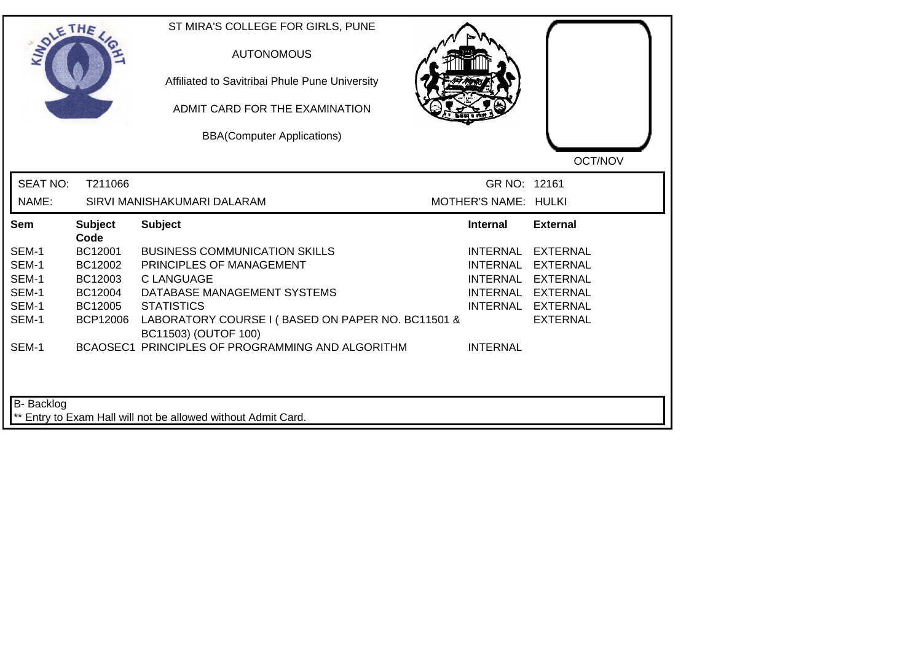ST MIRA'S COLLEGE FOR GIRLS, PUNE

AUTONOMOUS

Affiliated to Savitribai Phule Pune University

ADMIT CARD FOR THE EXAMINATION

BBA(Computer Applications)

OCT/NOV

SEAT NO: T211066 GR NO: 12161

NAME: SIRVI MANISHAKUMARI DALARAM MOTHER'S NAME: HULKI

| Sem | Subject Code | Subject | Internal | External |
|---|---|---|---|---|
| SEM-1 | BC12001 | BUSINESS COMMUNICATION SKILLS | INTERNAL | EXTERNAL |
| SEM-1 | BC12002 | PRINCIPLES OF MANAGEMENT | INTERNAL | EXTERNAL |
| SEM-1 | BC12003 | C LANGUAGE | INTERNAL | EXTERNAL |
| SEM-1 | BC12004 | DATABASE MANAGEMENT SYSTEMS | INTERNAL | EXTERNAL |
| SEM-1 | BC12005 | STATISTICS | INTERNAL | EXTERNAL |
| SEM-1 | BCP12006 | LABORATORY COURSE I ( BASED ON PAPER NO. BC11501 & BC11503) (OUTOF 100) | | EXTERNAL |
| SEM-1 | BCAOSEC1 | PRINCIPLES OF PROGRAMMING AND ALGORITHM | INTERNAL | |

B- Backlog

** Entry to Exam Hall will not be allowed without Admit Card.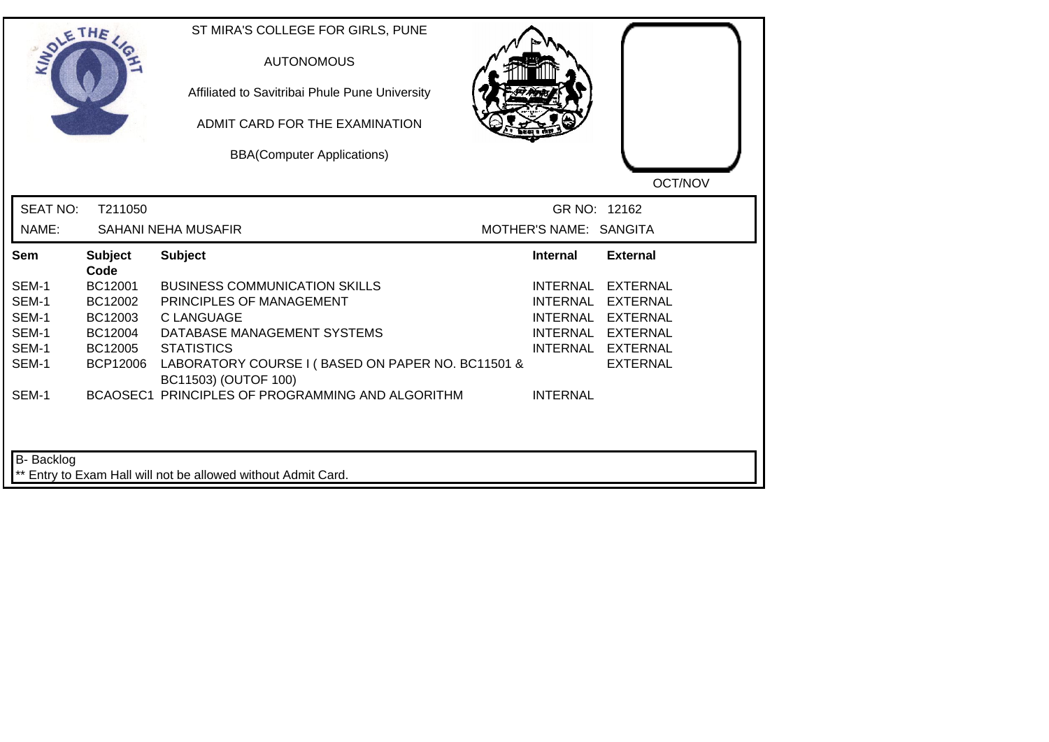ST MIRA'S COLLEGE FOR GIRLS, PUNE

AUTONOMOUS

Affiliated to Savitribai Phule Pune University

ADMIT CARD FOR THE EXAMINATION

BBA(Computer Applications)

OCT/NOV

SEAT NO: T211050 GR NO: 12162

NAME: SAHANI NEHA MUSAFIR MOTHER'S NAME: SANGITA

| Sem | Subject Code | Subject | Internal | External |
|---|---|---|---|---|
| SEM-1 | BC12001 | BUSINESS COMMUNICATION SKILLS | INTERNAL | EXTERNAL |
| SEM-1 | BC12002 | PRINCIPLES OF MANAGEMENT | INTERNAL | EXTERNAL |
| SEM-1 | BC12003 | C LANGUAGE | INTERNAL | EXTERNAL |
| SEM-1 | BC12004 | DATABASE MANAGEMENT SYSTEMS | INTERNAL | EXTERNAL |
| SEM-1 | BC12005 | STATISTICS | INTERNAL | EXTERNAL |
| SEM-1 | BCP12006 | LABORATORY COURSE I ( BASED ON PAPER NO. BC11501 & BC11503) (OUTOF 100) | | EXTERNAL |
| SEM-1 | BCAOSEC1 | PRINCIPLES OF PROGRAMMING AND ALGORITHM | INTERNAL | |

B- Backlog

** Entry to Exam Hall will not be allowed without Admit Card.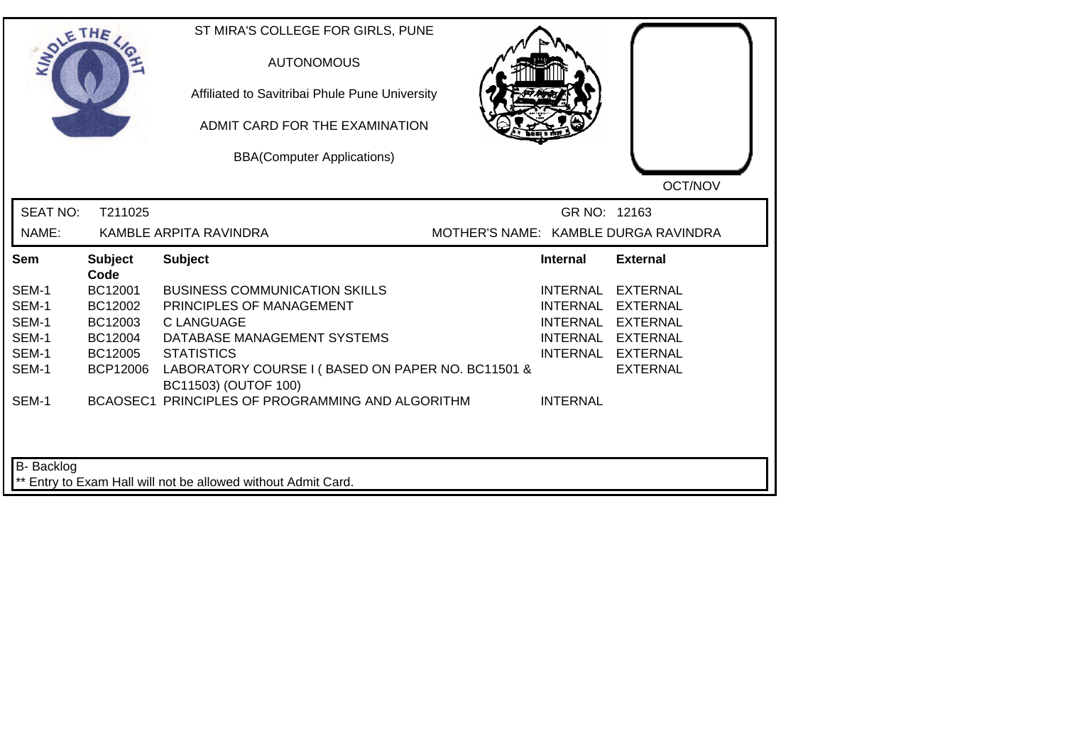ST MIRA'S COLLEGE FOR GIRLS, PUNE

AUTONOMOUS

Affiliated to Savitribai Phule Pune University

ADMIT CARD FOR THE EXAMINATION

BBA(Computer Applications)

OCT/NOV

SEAT NO: T211025 GR NO: 12163

NAME: KAMBLE ARPITA RAVINDRA MOTHER'S NAME: KAMBLE DURGA RAVINDRA

| Sem | Subject Code | Subject | Internal | External |
|---|---|---|---|---|
| SEM-1 | BC12001 | BUSINESS COMMUNICATION SKILLS | INTERNAL | EXTERNAL |
| SEM-1 | BC12002 | PRINCIPLES OF MANAGEMENT | INTERNAL | EXTERNAL |
| SEM-1 | BC12003 | C LANGUAGE | INTERNAL | EXTERNAL |
| SEM-1 | BC12004 | DATABASE MANAGEMENT SYSTEMS | INTERNAL | EXTERNAL |
| SEM-1 | BC12005 | STATISTICS | INTERNAL | EXTERNAL |
| SEM-1 | BCP12006 | LABORATORY COURSE I ( BASED ON PAPER NO. BC11501 & BC11503) (OUTOF 100) | | EXTERNAL |
| SEM-1 | BCAOSEC1 | PRINCIPLES OF PROGRAMMING AND ALGORITHM | INTERNAL | |

B- Backlog

** Entry to Exam Hall will not be allowed without Admit Card.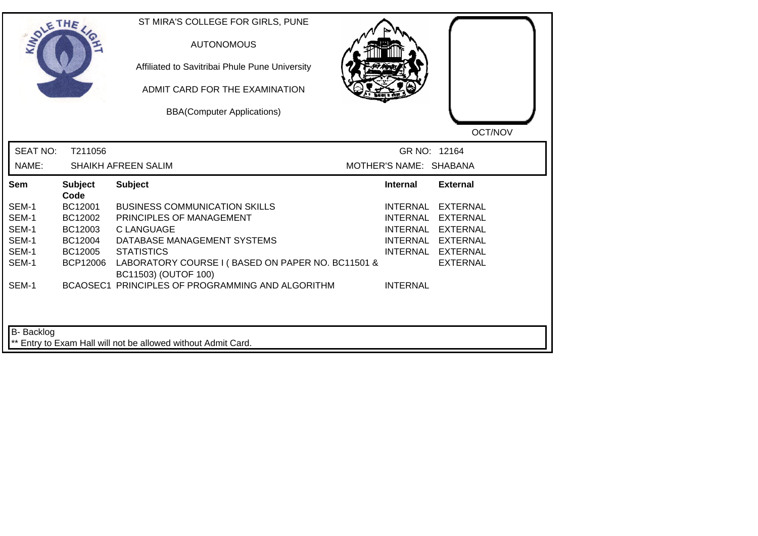ST MIRA'S COLLEGE FOR GIRLS, PUNE

AUTONOMOUS

Affiliated to Savitribai Phule Pune University

ADMIT CARD FOR THE EXAMINATION

BBA(Computer Applications)

OCT/NOV

SEAT NO: T211056 GR NO: 12164

NAME: SHAIKH AFREEN SALIM MOTHER'S NAME: SHABANA

| Sem | Subject Code | Subject | Internal | External |
|---|---|---|---|---|
| SEM-1 | BC12001 | BUSINESS COMMUNICATION SKILLS | INTERNAL | EXTERNAL |
| SEM-1 | BC12002 | PRINCIPLES OF MANAGEMENT | INTERNAL | EXTERNAL |
| SEM-1 | BC12003 | C LANGUAGE | INTERNAL | EXTERNAL |
| SEM-1 | BC12004 | DATABASE MANAGEMENT SYSTEMS | INTERNAL | EXTERNAL |
| SEM-1 | BC12005 | STATISTICS | INTERNAL | EXTERNAL |
| SEM-1 | BCP12006 | LABORATORY COURSE I ( BASED ON PAPER NO. BC11501 & BC11503) (OUTOF 100) | | EXTERNAL |
| SEM-1 | BCAOSEC1 | PRINCIPLES OF PROGRAMMING AND ALGORITHM | INTERNAL | |

B- Backlog

** Entry to Exam Hall will not be allowed without Admit Card.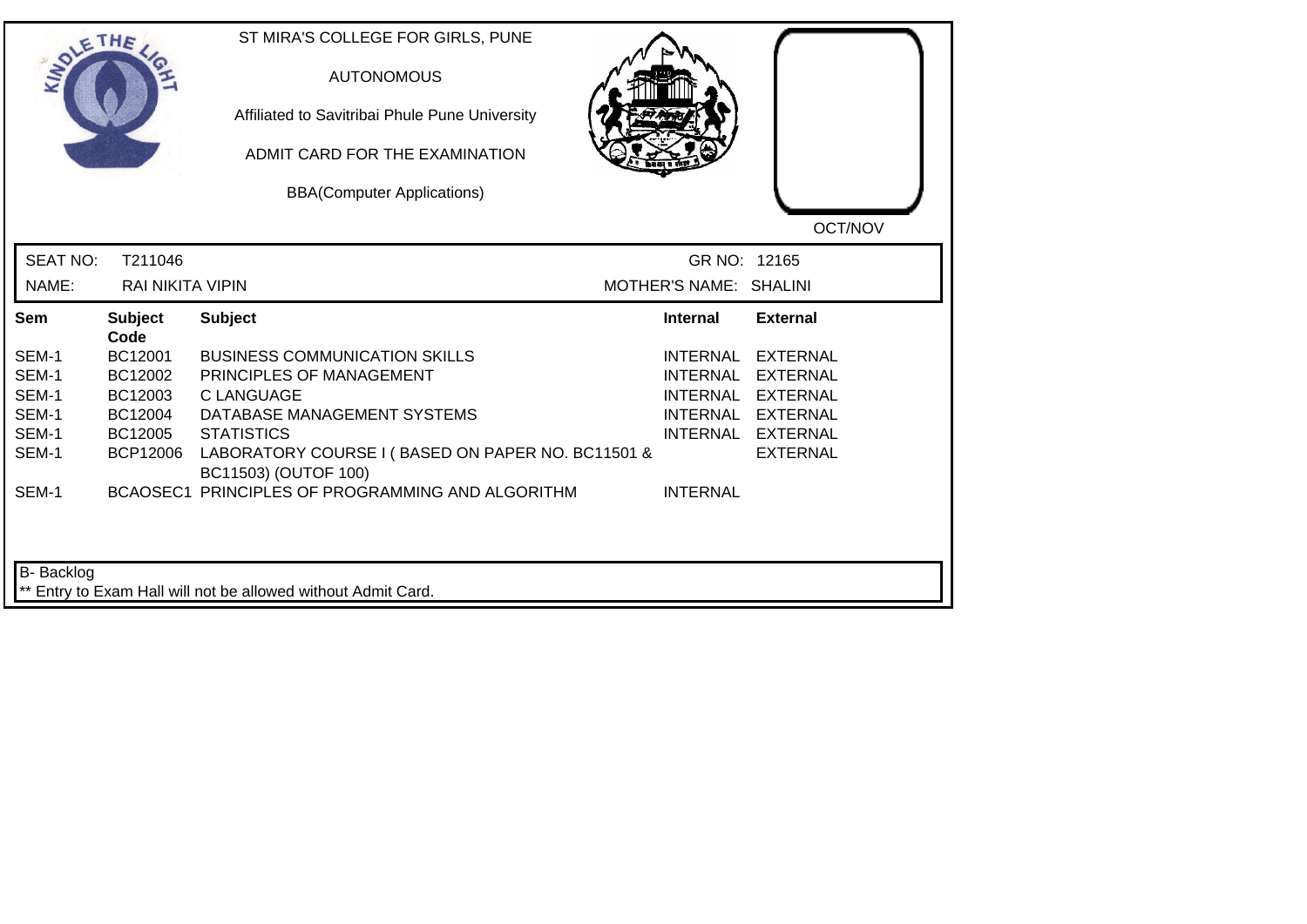ST MIRA'S COLLEGE FOR GIRLS, PUNE

AUTONOMOUS

Affiliated to Savitribai Phule Pune University

ADMIT CARD FOR THE EXAMINATION

BBA(Computer Applications)

OCT/NOV

SEAT NO: T211046 GR NO: 12165

NAME: RAI NIKITA VIPIN MOTHER'S NAME: SHALINI

| Sem | Subject Code | Subject | Internal | External |
|---|---|---|---|---|
| SEM-1 | BC12001 | BUSINESS COMMUNICATION SKILLS | INTERNAL | EXTERNAL |
| SEM-1 | BC12002 | PRINCIPLES OF MANAGEMENT | INTERNAL | EXTERNAL |
| SEM-1 | BC12003 | C LANGUAGE | INTERNAL | EXTERNAL |
| SEM-1 | BC12004 | DATABASE MANAGEMENT SYSTEMS | INTERNAL | EXTERNAL |
| SEM-1 | BC12005 | STATISTICS | INTERNAL | EXTERNAL |
| SEM-1 | BCP12006 | LABORATORY COURSE I ( BASED ON PAPER NO. BC11501 & BC11503) (OUTOF 100) | | EXTERNAL |
| SEM-1 | BCAOSEC1 | PRINCIPLES OF PROGRAMMING AND ALGORITHM | INTERNAL | |

B- Backlog

** Entry to Exam Hall will not be allowed without Admit Card.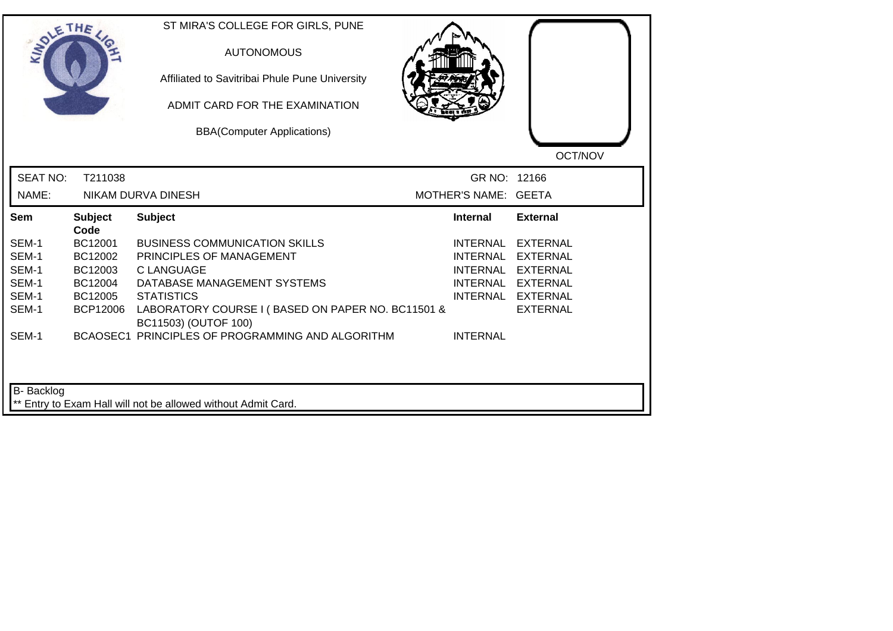ST MIRA'S COLLEGE FOR GIRLS, PUNE

AUTONOMOUS

Affiliated to Savitribai Phule Pune University

ADMIT CARD FOR THE EXAMINATION

BBA(Computer Applications)

OCT/NOV

SEAT NO: T211038 GR NO: 12166

NAME: NIKAM DURVA DINESH MOTHER'S NAME: GEETA

| Sem | Subject Code | Subject | Internal | External |
|---|---|---|---|---|
| SEM-1 | BC12001 | BUSINESS COMMUNICATION SKILLS | INTERNAL | EXTERNAL |
| SEM-1 | BC12002 | PRINCIPLES OF MANAGEMENT | INTERNAL | EXTERNAL |
| SEM-1 | BC12003 | C LANGUAGE | INTERNAL | EXTERNAL |
| SEM-1 | BC12004 | DATABASE MANAGEMENT SYSTEMS | INTERNAL | EXTERNAL |
| SEM-1 | BC12005 | STATISTICS | INTERNAL | EXTERNAL |
| SEM-1 | BCP12006 | LABORATORY COURSE I ( BASED ON PAPER NO. BC11501 & BC11503) (OUTOF 100) | | EXTERNAL |
| SEM-1 | BCAOSEC1 | PRINCIPLES OF PROGRAMMING AND ALGORITHM | INTERNAL | |

B- Backlog

** Entry to Exam Hall will not be allowed without Admit Card.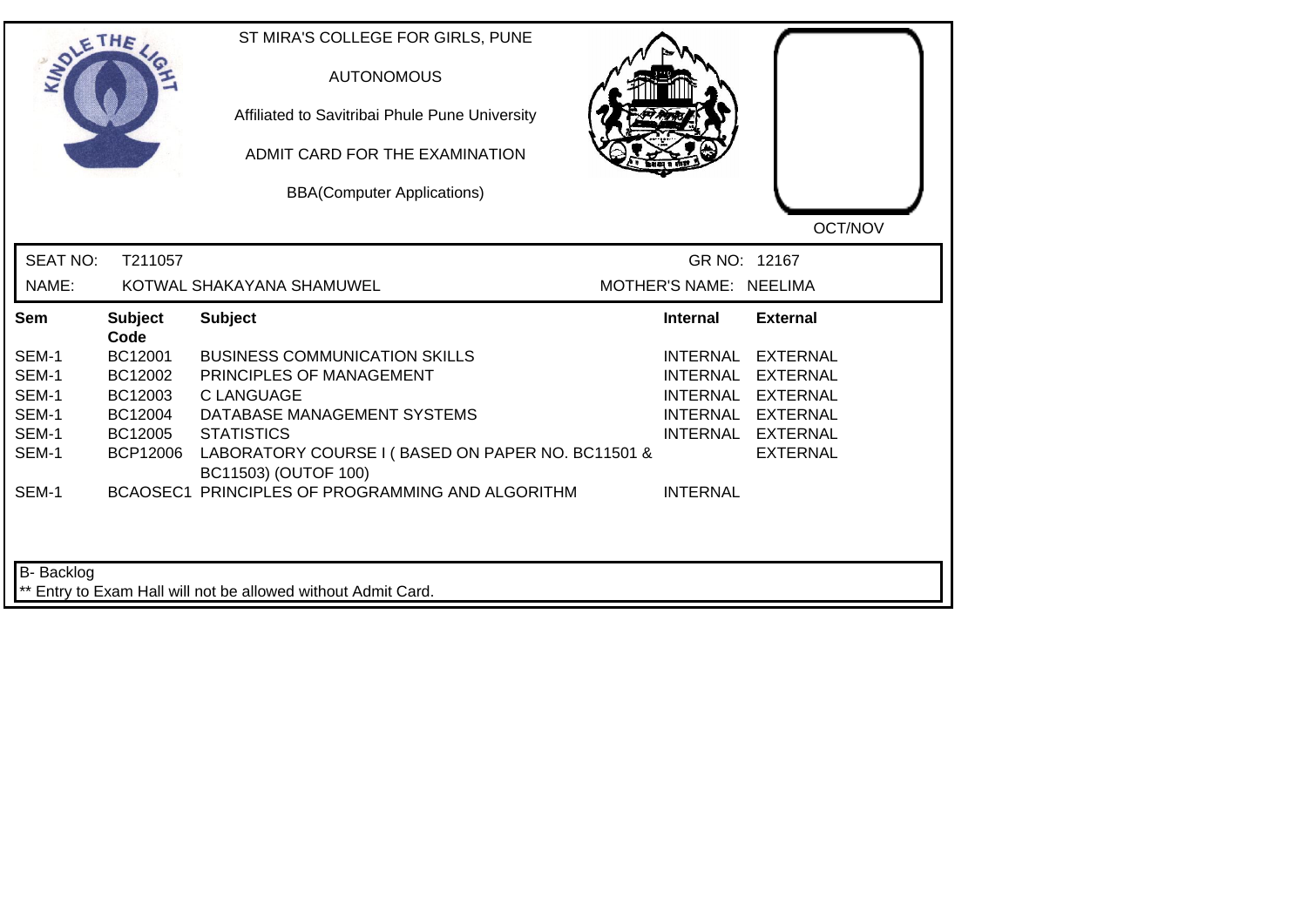ST MIRA'S COLLEGE FOR GIRLS, PUNE

AUTONOMOUS

Affiliated to Savitribai Phule Pune University

ADMIT CARD FOR THE EXAMINATION

BBA(Computer Applications)

OCT/NOV

SEAT NO: T211057 GR NO: 12167

NAME: KOTWAL SHAKAYANA SHAMUWEL MOTHER'S NAME: NEELIMA

| Sem | Subject Code | Subject | Internal | External |
|---|---|---|---|---|
| SEM-1 | BC12001 | BUSINESS COMMUNICATION SKILLS | INTERNAL | EXTERNAL |
| SEM-1 | BC12002 | PRINCIPLES OF MANAGEMENT | INTERNAL | EXTERNAL |
| SEM-1 | BC12003 | C LANGUAGE | INTERNAL | EXTERNAL |
| SEM-1 | BC12004 | DATABASE MANAGEMENT SYSTEMS | INTERNAL | EXTERNAL |
| SEM-1 | BC12005 | STATISTICS | INTERNAL | EXTERNAL |
| SEM-1 | BCP12006 | LABORATORY COURSE I ( BASED ON PAPER NO. BC11501 & BC11503) (OUTOF 100) | | EXTERNAL |
| SEM-1 | BCAOSEC1 | PRINCIPLES OF PROGRAMMING AND ALGORITHM | INTERNAL | |

B- Backlog

** Entry to Exam Hall will not be allowed without Admit Card.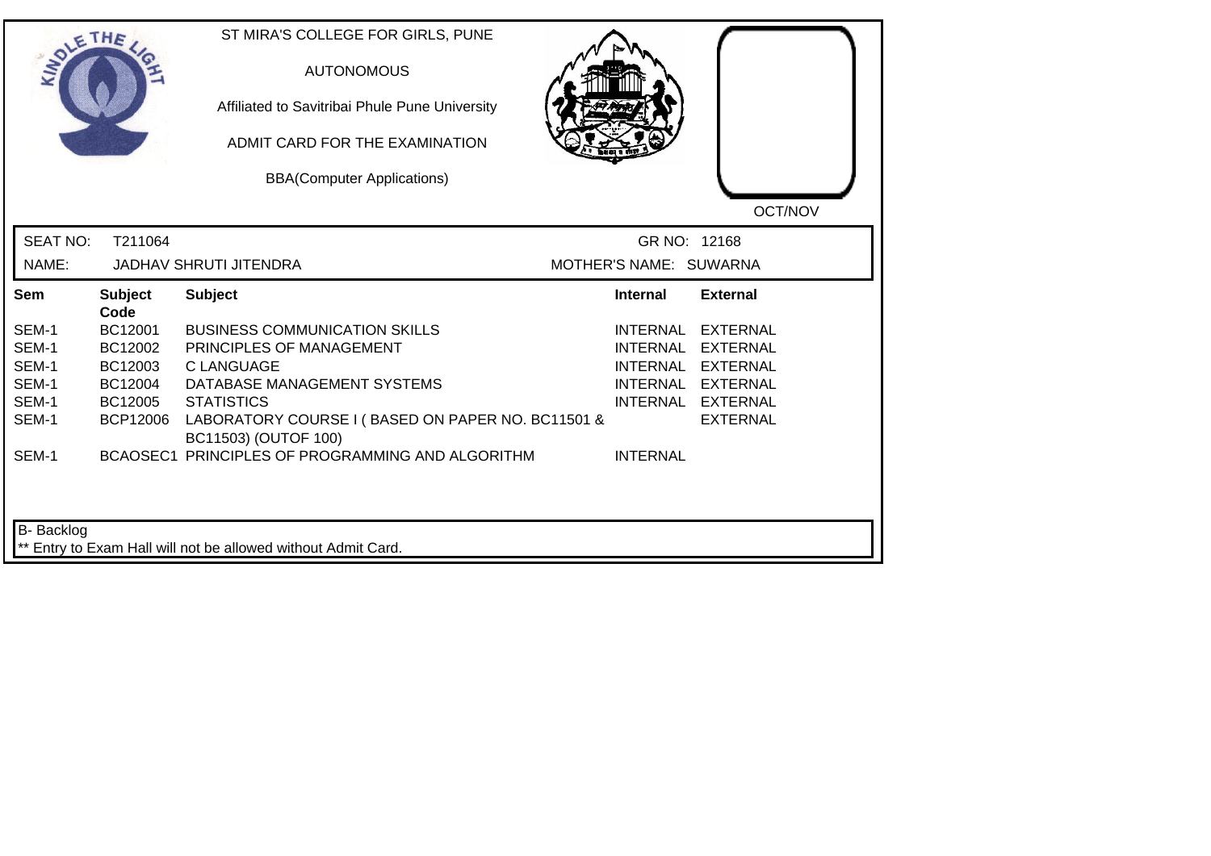ST MIRA'S COLLEGE FOR GIRLS, PUNE

AUTONOMOUS

Affiliated to Savitribai Phule Pune University

ADMIT CARD FOR THE EXAMINATION

BBA(Computer Applications)

OCT/NOV

SEAT NO: T211064 GR NO: 12168

NAME: JADHAV SHRUTI JITENDRA MOTHER'S NAME: SUWARNA

| Sem | Subject Code | Subject | Internal | External |
|---|---|---|---|---|
| SEM-1 | BC12001 | BUSINESS COMMUNICATION SKILLS | INTERNAL | EXTERNAL |
| SEM-1 | BC12002 | PRINCIPLES OF MANAGEMENT | INTERNAL | EXTERNAL |
| SEM-1 | BC12003 | C LANGUAGE | INTERNAL | EXTERNAL |
| SEM-1 | BC12004 | DATABASE MANAGEMENT SYSTEMS | INTERNAL | EXTERNAL |
| SEM-1 | BC12005 | STATISTICS | INTERNAL | EXTERNAL |
| SEM-1 | BCP12006 | LABORATORY COURSE I ( BASED ON PAPER NO. BC11501 & BC11503) (OUTOF 100) | | EXTERNAL |
| SEM-1 | BCAOSEC1 | PRINCIPLES OF PROGRAMMING AND ALGORITHM | INTERNAL | |

B- Backlog

** Entry to Exam Hall will not be allowed without Admit Card.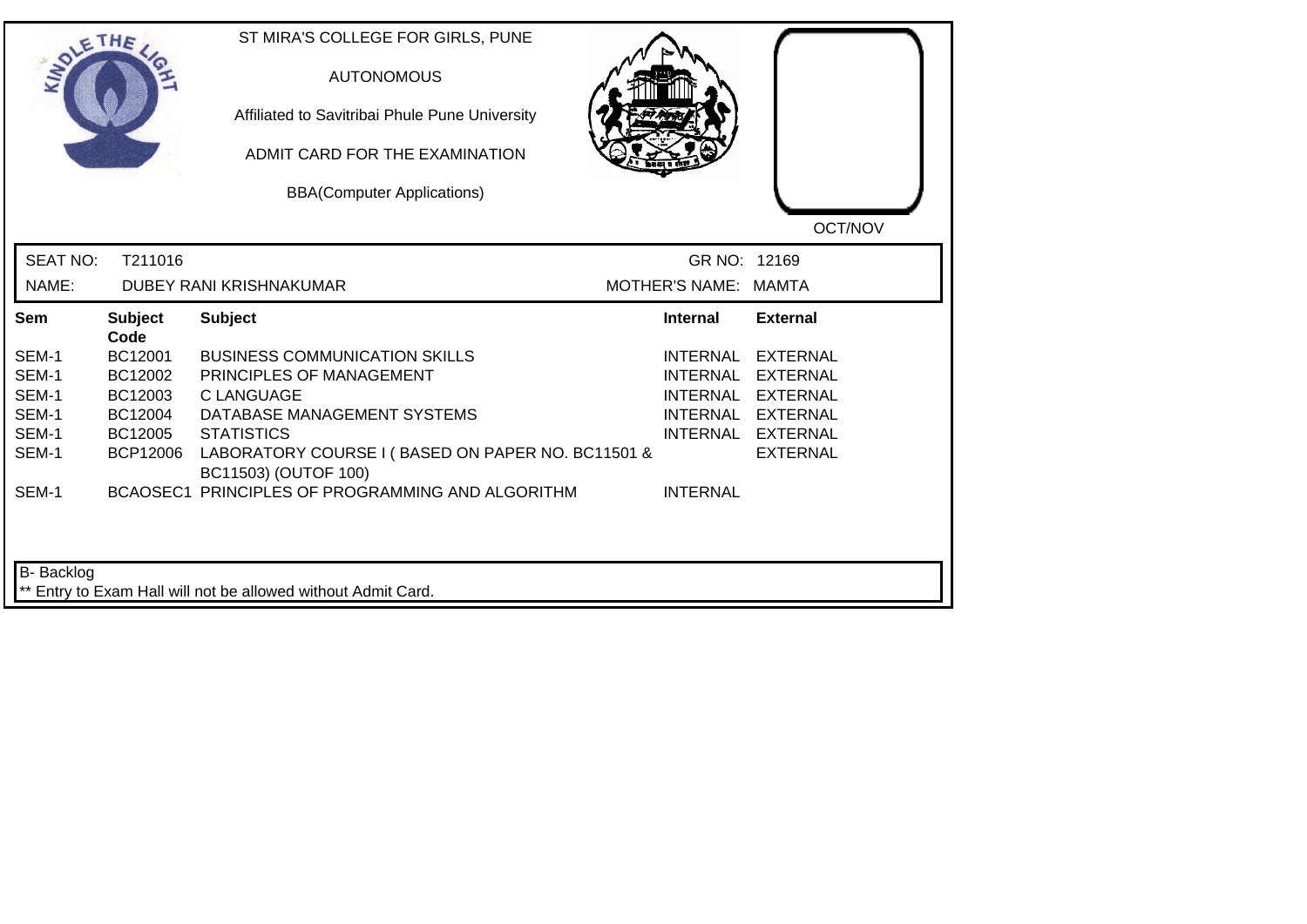ST MIRA'S COLLEGE FOR GIRLS, PUNE

AUTONOMOUS

Affiliated to Savitribai Phule Pune University

ADMIT CARD FOR THE EXAMINATION

BBA(Computer Applications)

OCT/NOV

| SEAT NO: | T211016 | GR NO: | 12169 |
|---|---|---|---|
| NAME: | DUBEY RANI KRISHNAKUMAR | MOTHER'S NAME: | MAMTA |

| Sem | Subject Code | Subject | Internal | External |
|---|---|---|---|---|
| SEM-1 | BC12001 | BUSINESS COMMUNICATION SKILLS | INTERNAL | EXTERNAL |
| SEM-1 | BC12002 | PRINCIPLES OF MANAGEMENT | INTERNAL | EXTERNAL |
| SEM-1 | BC12003 | C LANGUAGE | INTERNAL | EXTERNAL |
| SEM-1 | BC12004 | DATABASE MANAGEMENT SYSTEMS | INTERNAL | EXTERNAL |
| SEM-1 | BC12005 | STATISTICS | INTERNAL | EXTERNAL |
| SEM-1 | BCP12006 | LABORATORY COURSE I ( BASED ON PAPER NO. BC11501 & BC11503) (OUTOF 100) | | EXTERNAL |
| SEM-1 | BCAOSEC1 | PRINCIPLES OF PROGRAMMING AND ALGORITHM | INTERNAL | |

B- Backlog

** Entry to Exam Hall will not be allowed without Admit Card.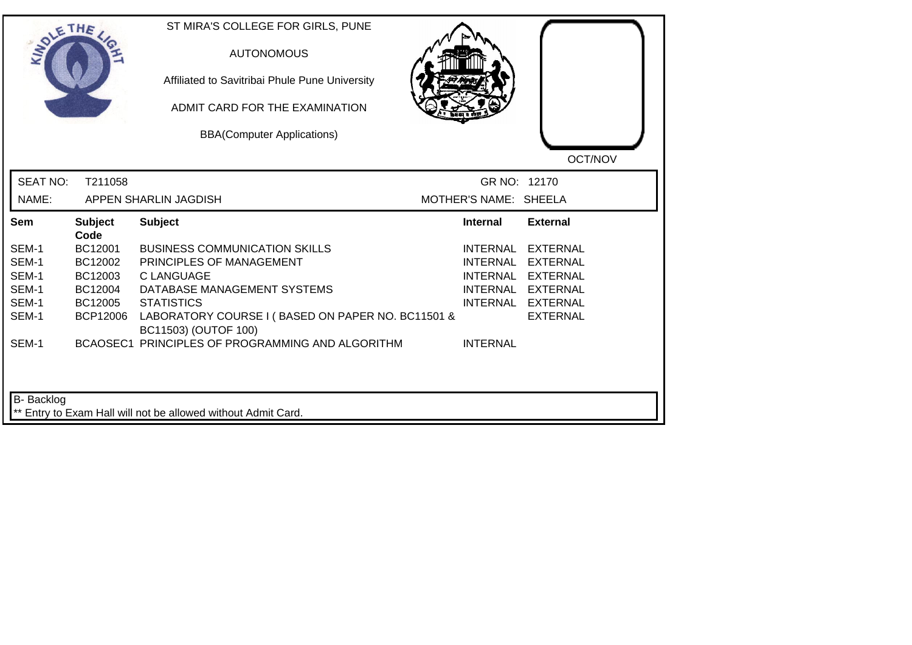ST MIRA'S COLLEGE FOR GIRLS, PUNE

AUTONOMOUS

Affiliated to Savitribai Phule Pune University

ADMIT CARD FOR THE EXAMINATION

BBA(Computer Applications)

OCT/NOV

SEAT NO: T211058 GR NO: 12170

NAME: APPEN SHARLIN JAGDISH MOTHER'S NAME: SHEELA

| Sem | Subject Code | Subject | Internal | External |
|---|---|---|---|---|
| SEM-1 | BC12001 | BUSINESS COMMUNICATION SKILLS | INTERNAL | EXTERNAL |
| SEM-1 | BC12002 | PRINCIPLES OF MANAGEMENT | INTERNAL | EXTERNAL |
| SEM-1 | BC12003 | C LANGUAGE | INTERNAL | EXTERNAL |
| SEM-1 | BC12004 | DATABASE MANAGEMENT SYSTEMS | INTERNAL | EXTERNAL |
| SEM-1 | BC12005 | STATISTICS | INTERNAL | EXTERNAL |
| SEM-1 | BCP12006 | LABORATORY COURSE I ( BASED ON PAPER NO. BC11501 & BC11503) (OUTOF 100) | | EXTERNAL |
| SEM-1 | BCAOSEC1 | PRINCIPLES OF PROGRAMMING AND ALGORITHM | INTERNAL | |

B- Backlog

** Entry to Exam Hall will not be allowed without Admit Card.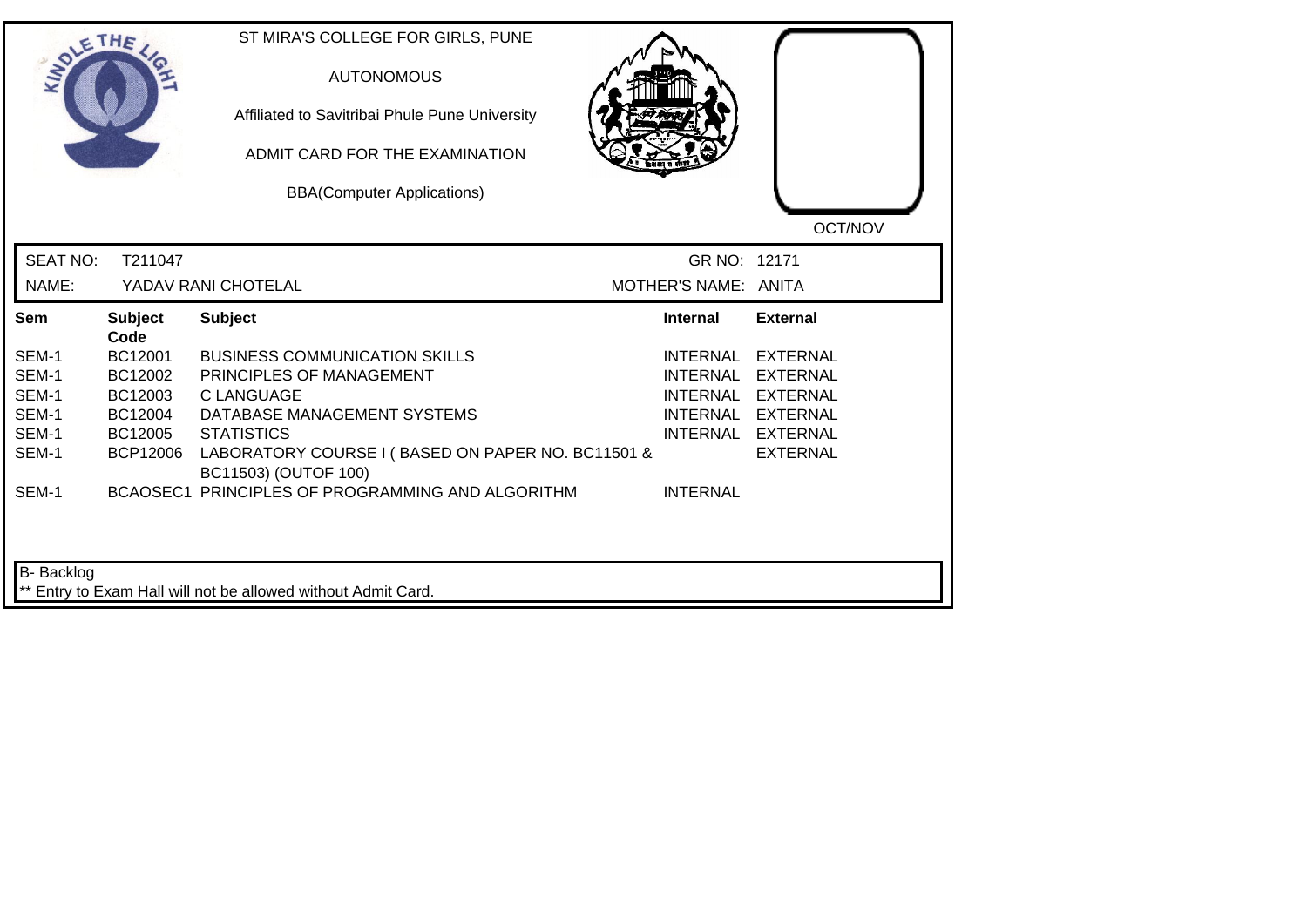ST MIRA'S COLLEGE FOR GIRLS, PUNE

AUTONOMOUS

Affiliated to Savitribai Phule Pune University

ADMIT CARD FOR THE EXAMINATION

BBA(Computer Applications)

OCT/NOV

SEAT NO: T211047 GR NO: 12171

NAME: YADAV RANI CHOTELAL MOTHER'S NAME: ANITA

| Sem | Subject Code | Subject | Internal | External |
|---|---|---|---|---|
| SEM-1 | BC12001 | BUSINESS COMMUNICATION SKILLS | INTERNAL | EXTERNAL |
| SEM-1 | BC12002 | PRINCIPLES OF MANAGEMENT | INTERNAL | EXTERNAL |
| SEM-1 | BC12003 | C LANGUAGE | INTERNAL | EXTERNAL |
| SEM-1 | BC12004 | DATABASE MANAGEMENT SYSTEMS | INTERNAL | EXTERNAL |
| SEM-1 | BC12005 | STATISTICS | INTERNAL | EXTERNAL |
| SEM-1 | BCP12006 | LABORATORY COURSE I ( BASED ON PAPER NO. BC11501 & BC11503) (OUTOF 100) | | EXTERNAL |
| SEM-1 | BCAOSEC1 | PRINCIPLES OF PROGRAMMING AND ALGORITHM | INTERNAL | |

B- Backlog

** Entry to Exam Hall will not be allowed without Admit Card.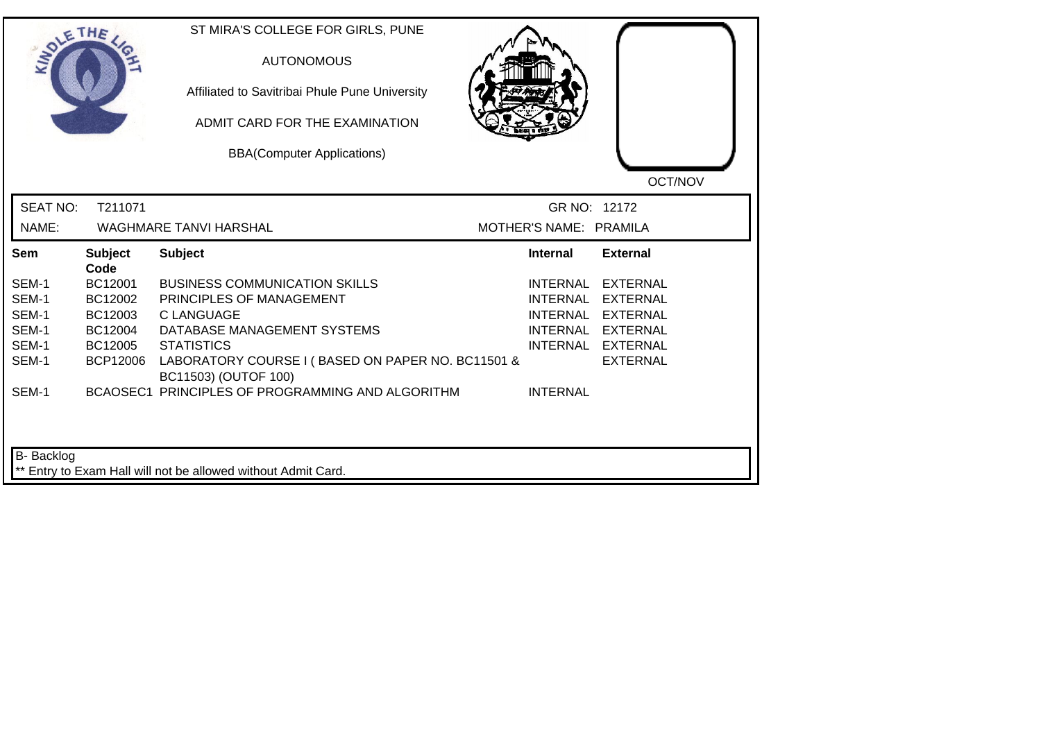ST MIRA'S COLLEGE FOR GIRLS, PUNE

AUTONOMOUS

Affiliated to Savitribai Phule Pune University

ADMIT CARD FOR THE EXAMINATION

BBA(Computer Applications)

OCT/NOV

SEAT NO: T211071 GR NO: 12172

NAME: WAGHMARE TANVI HARSHAL MOTHER'S NAME: PRAMILA

| Sem | Subject Code | Subject | Internal | External |
|---|---|---|---|---|
| SEM-1 | BC12001 | BUSINESS COMMUNICATION SKILLS | INTERNAL | EXTERNAL |
| SEM-1 | BC12002 | PRINCIPLES OF MANAGEMENT | INTERNAL | EXTERNAL |
| SEM-1 | BC12003 | C LANGUAGE | INTERNAL | EXTERNAL |
| SEM-1 | BC12004 | DATABASE MANAGEMENT SYSTEMS | INTERNAL | EXTERNAL |
| SEM-1 | BC12005 | STATISTICS | INTERNAL | EXTERNAL |
| SEM-1 | BCP12006 | LABORATORY COURSE I ( BASED ON PAPER NO. BC11501 & BC11503) (OUTOF 100) | | EXTERNAL |
| SEM-1 | BCAOSEC1 | PRINCIPLES OF PROGRAMMING AND ALGORITHM | INTERNAL | |

B- Backlog

** Entry to Exam Hall will not be allowed without Admit Card.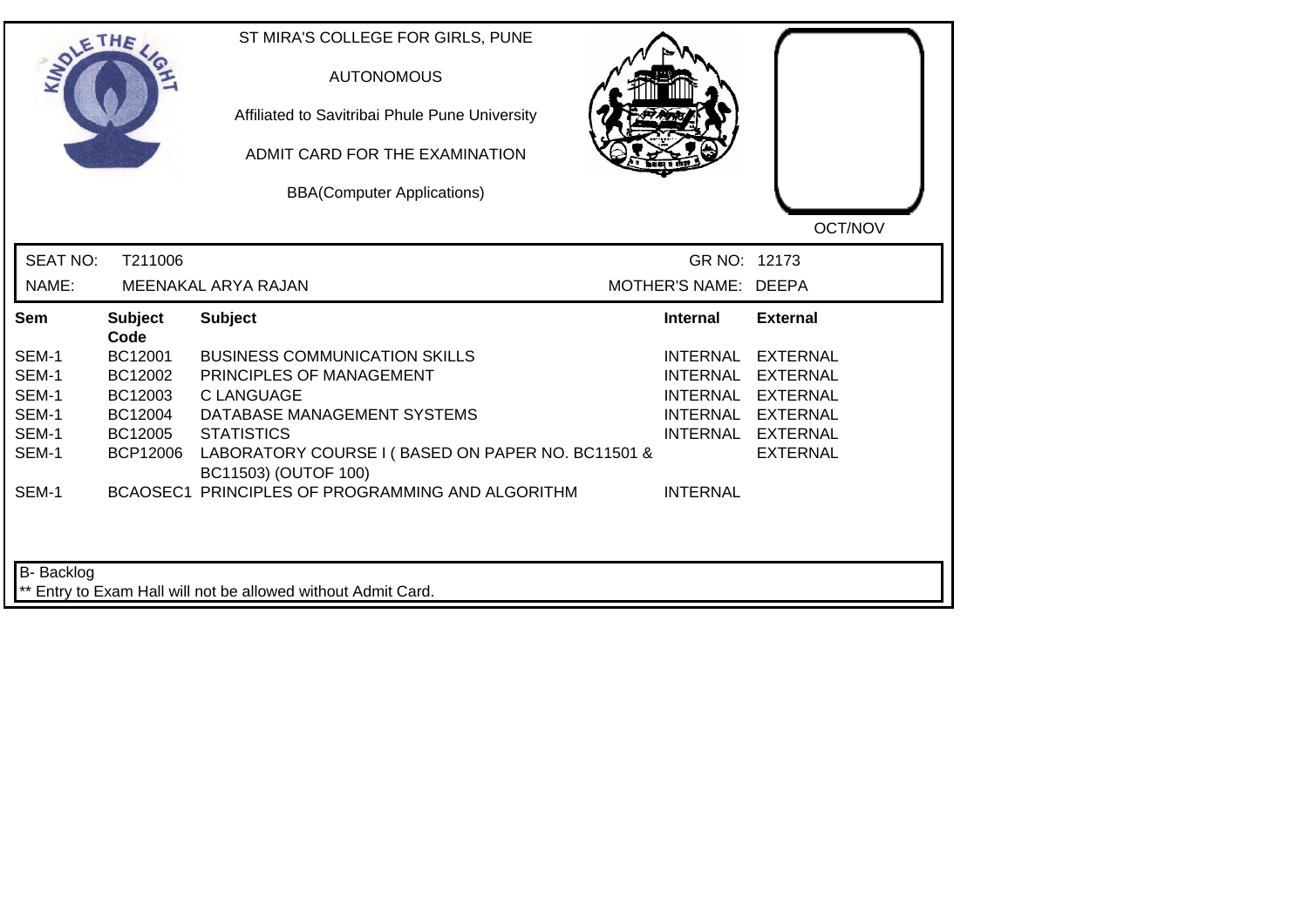ST MIRA'S COLLEGE FOR GIRLS, PUNE

AUTONOMOUS

Affiliated to Savitribai Phule Pune University

ADMIT CARD FOR THE EXAMINATION

BBA(Computer Applications)

OCT/NOV

| SEAT NO: | T211006 | GR NO: | 12173 |
|---|---|---|---|
| NAME: | MEENAKAL ARYA RAJAN | MOTHER'S NAME: | DEEPA |

| Sem | Subject Code | Subject | Internal | External |
|---|---|---|---|---|
| SEM-1 | BC12001 | BUSINESS COMMUNICATION SKILLS | INTERNAL | EXTERNAL |
| SEM-1 | BC12002 | PRINCIPLES OF MANAGEMENT | INTERNAL | EXTERNAL |
| SEM-1 | BC12003 | C LANGUAGE | INTERNAL | EXTERNAL |
| SEM-1 | BC12004 | DATABASE MANAGEMENT SYSTEMS | INTERNAL | EXTERNAL |
| SEM-1 | BC12005 | STATISTICS | INTERNAL | EXTERNAL |
| SEM-1 | BCP12006 | LABORATORY COURSE I ( BASED ON PAPER NO. BC11501 & BC11503) (OUTOF 100) | | EXTERNAL |
| SEM-1 | BCAOSEC1 | PRINCIPLES OF PROGRAMMING AND ALGORITHM | INTERNAL | |

B- Backlog

** Entry to Exam Hall will not be allowed without Admit Card.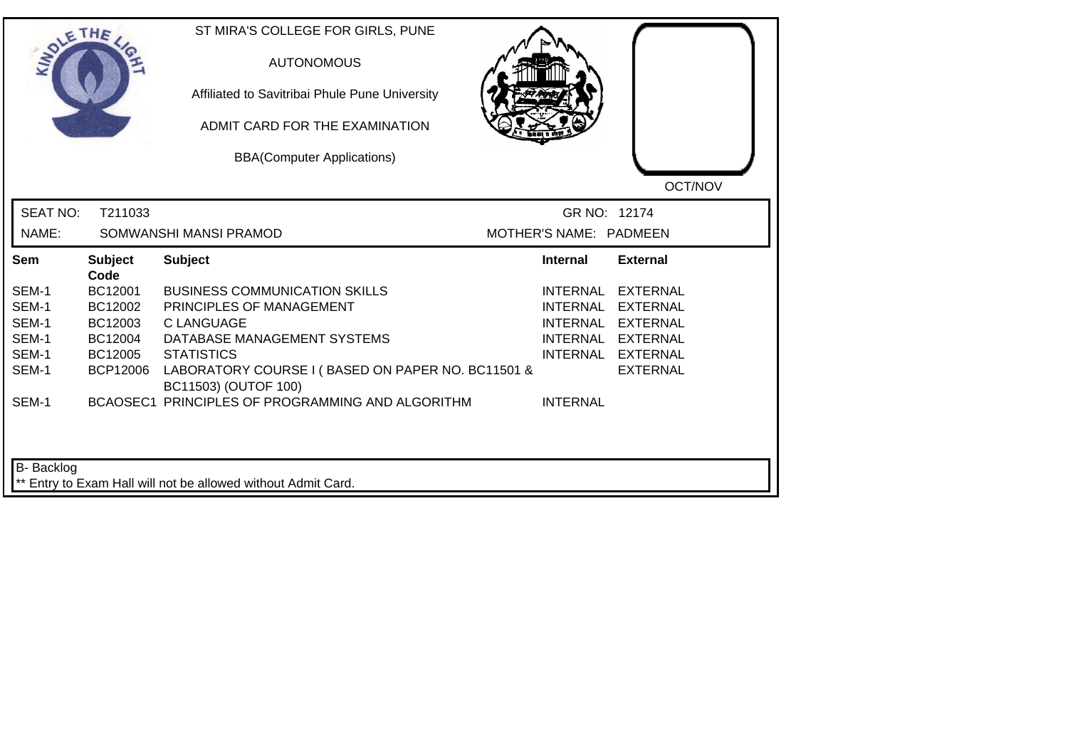ST MIRA'S COLLEGE FOR GIRLS, PUNE

AUTONOMOUS

Affiliated to Savitribai Phule Pune University

ADMIT CARD FOR THE EXAMINATION

BBA(Computer Applications)

OCT/NOV

SEAT NO: T211033 GR NO: 12174

NAME: SOMWANSHI MANSI PRAMOD MOTHER'S NAME: PADMEEN

| Sem | Subject Code | Subject | Internal | External |
|---|---|---|---|---|
| SEM-1 | BC12001 | BUSINESS COMMUNICATION SKILLS | INTERNAL | EXTERNAL |
| SEM-1 | BC12002 | PRINCIPLES OF MANAGEMENT | INTERNAL | EXTERNAL |
| SEM-1 | BC12003 | C LANGUAGE | INTERNAL | EXTERNAL |
| SEM-1 | BC12004 | DATABASE MANAGEMENT SYSTEMS | INTERNAL | EXTERNAL |
| SEM-1 | BC12005 | STATISTICS | INTERNAL | EXTERNAL |
| SEM-1 | BCP12006 | LABORATORY COURSE I ( BASED ON PAPER NO. BC11501 & BC11503) (OUTOF 100) | | EXTERNAL |
| SEM-1 | BCAOSEC1 | PRINCIPLES OF PROGRAMMING AND ALGORITHM | INTERNAL | |

B- Backlog

** Entry to Exam Hall will not be allowed without Admit Card.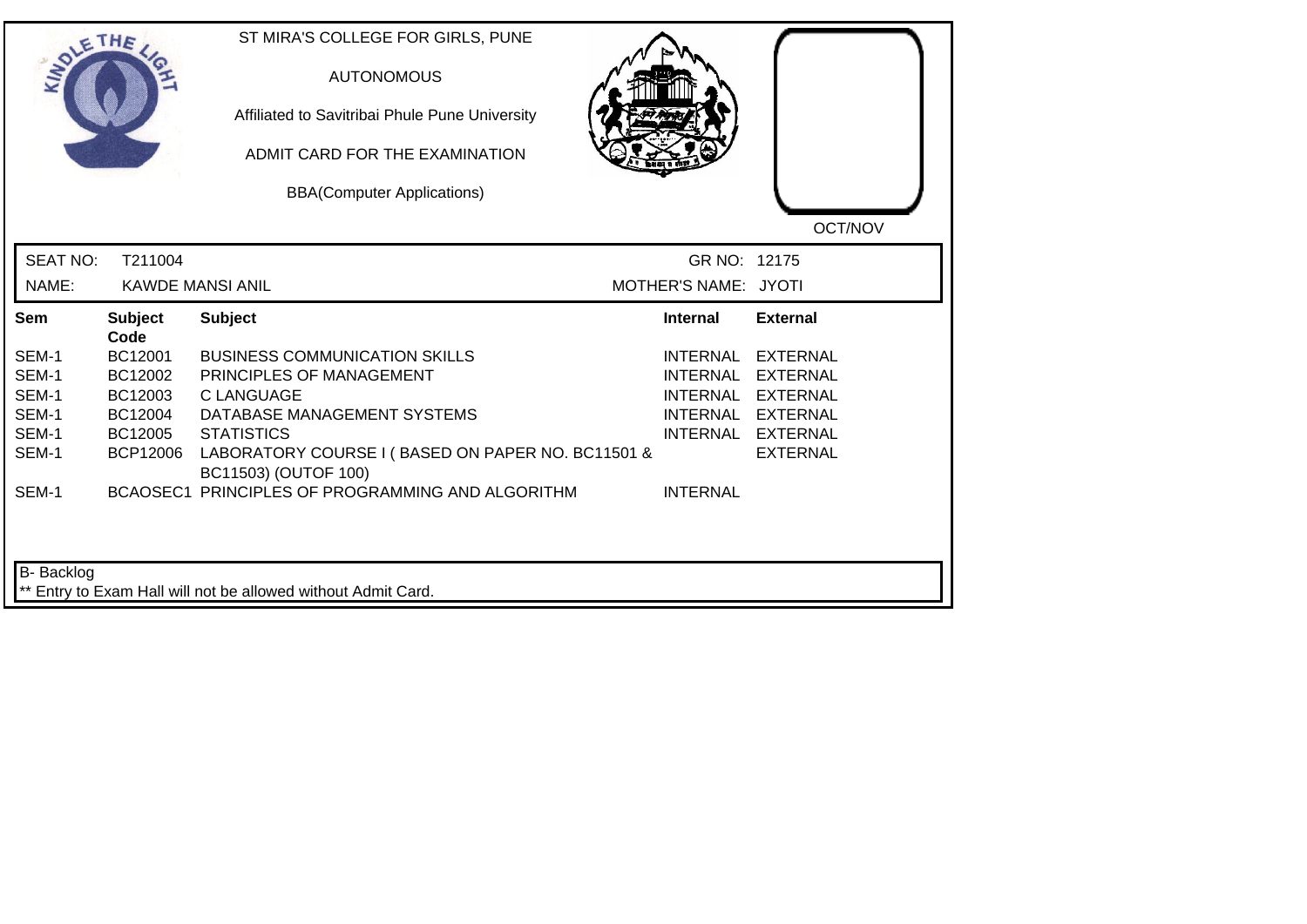ST MIRA'S COLLEGE FOR GIRLS, PUNE

AUTONOMOUS

Affiliated to Savitribai Phule Pune University

ADMIT CARD FOR THE EXAMINATION

BBA(Computer Applications)

OCT/NOV

SEAT NO: T211004 GR NO: 12175

NAME: KAWDE MANSI ANIL MOTHER'S NAME: JYOTI

| Sem | Subject Code | Subject | Internal | External |
|---|---|---|---|---|
| SEM-1 | BC12001 | BUSINESS COMMUNICATION SKILLS | INTERNAL | EXTERNAL |
| SEM-1 | BC12002 | PRINCIPLES OF MANAGEMENT | INTERNAL | EXTERNAL |
| SEM-1 | BC12003 | C LANGUAGE | INTERNAL | EXTERNAL |
| SEM-1 | BC12004 | DATABASE MANAGEMENT SYSTEMS | INTERNAL | EXTERNAL |
| SEM-1 | BC12005 | STATISTICS | INTERNAL | EXTERNAL |
| SEM-1 | BCP12006 | LABORATORY COURSE I ( BASED ON PAPER NO. BC11501 & BC11503) (OUTOF 100) | | EXTERNAL |
| SEM-1 | BCAOSEC1 | PRINCIPLES OF PROGRAMMING AND ALGORITHM | INTERNAL | |

B- Backlog

** Entry to Exam Hall will not be allowed without Admit Card.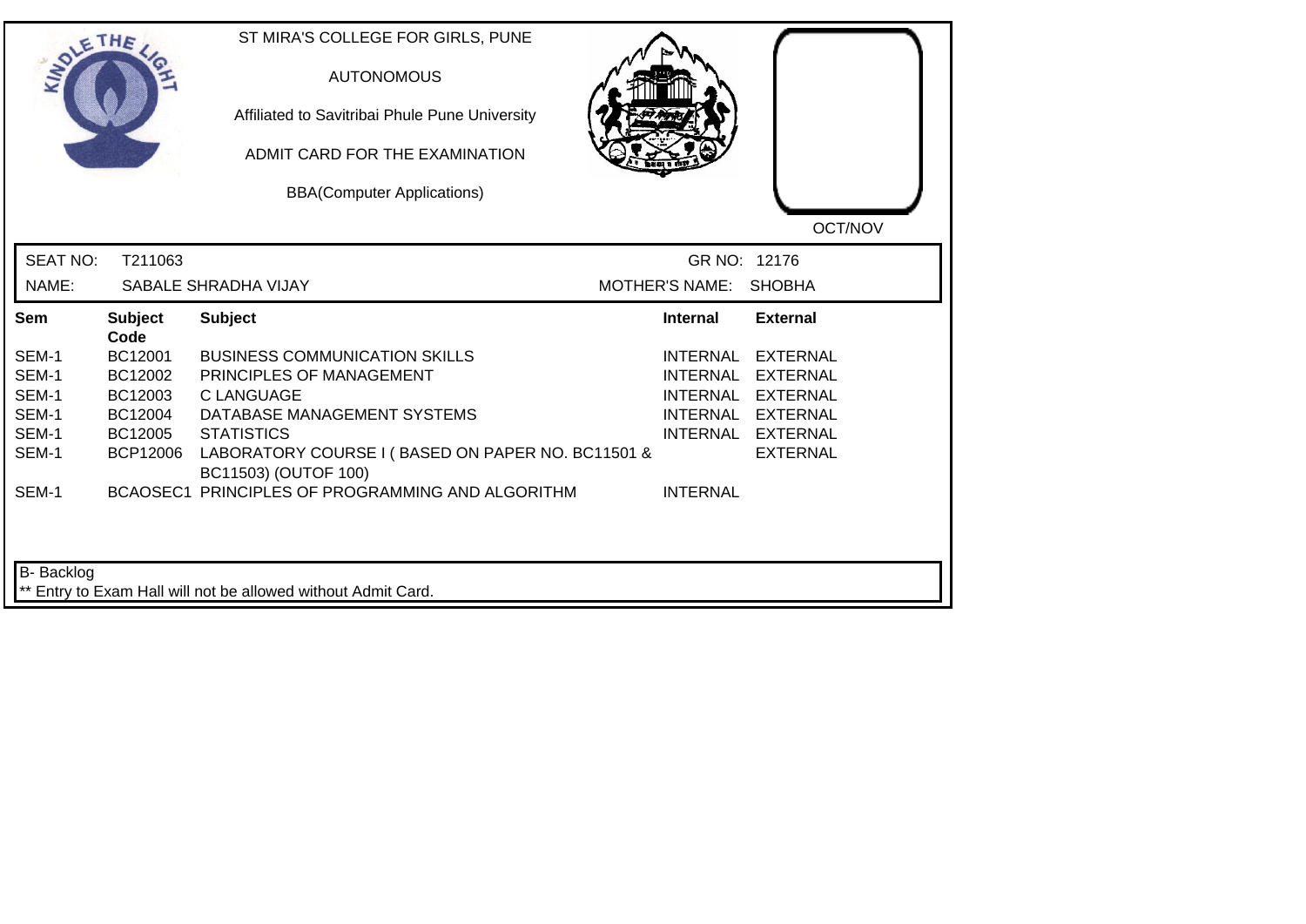ST MIRA'S COLLEGE FOR GIRLS, PUNE

AUTONOMOUS

Affiliated to Savitribai Phule Pune University

ADMIT CARD FOR THE EXAMINATION

BBA(Computer Applications)

OCT/NOV

SEAT NO: T211063 GR NO: 12176

NAME: SABALE SHRADHA VIJAY MOTHER'S NAME: SHOBHA

| Sem | Subject Code | Subject | Internal | External |
|---|---|---|---|---|
| SEM-1 | BC12001 | BUSINESS COMMUNICATION SKILLS | INTERNAL | EXTERNAL |
| SEM-1 | BC12002 | PRINCIPLES OF MANAGEMENT | INTERNAL | EXTERNAL |
| SEM-1 | BC12003 | C LANGUAGE | INTERNAL | EXTERNAL |
| SEM-1 | BC12004 | DATABASE MANAGEMENT SYSTEMS | INTERNAL | EXTERNAL |
| SEM-1 | BC12005 | STATISTICS | INTERNAL | EXTERNAL |
| SEM-1 | BCP12006 | LABORATORY COURSE I ( BASED ON PAPER NO. BC11501 & BC11503) (OUTOF 100) | | EXTERNAL |
| SEM-1 | BCAOSEC1 | PRINCIPLES OF PROGRAMMING AND ALGORITHM | INTERNAL | |

B- Backlog

** Entry to Exam Hall will not be allowed without Admit Card.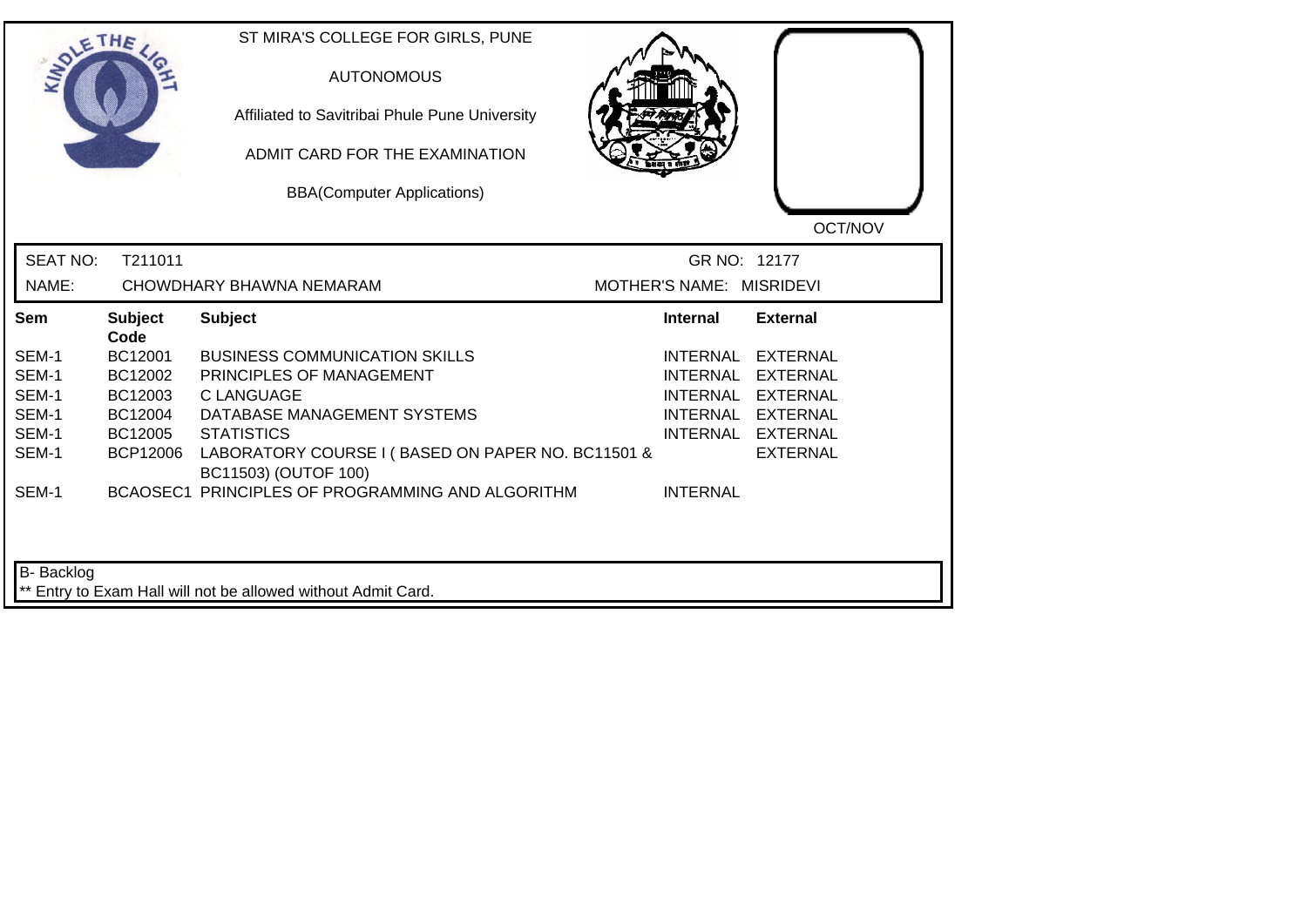ST MIRA'S COLLEGE FOR GIRLS, PUNE

AUTONOMOUS

Affiliated to Savitribai Phule Pune University

ADMIT CARD FOR THE EXAMINATION

BBA(Computer Applications)

OCT/NOV

SEAT NO: T211011 GR NO: 12177

NAME: CHOWDHARY BHAWNA NEMARAM MOTHER'S NAME: MISRIDEVI

| Sem | Subject Code | Subject | Internal | External |
|---|---|---|---|---|
| SEM-1 | BC12001 | BUSINESS COMMUNICATION SKILLS | INTERNAL | EXTERNAL |
| SEM-1 | BC12002 | PRINCIPLES OF MANAGEMENT | INTERNAL | EXTERNAL |
| SEM-1 | BC12003 | C LANGUAGE | INTERNAL | EXTERNAL |
| SEM-1 | BC12004 | DATABASE MANAGEMENT SYSTEMS | INTERNAL | EXTERNAL |
| SEM-1 | BC12005 | STATISTICS | INTERNAL | EXTERNAL |
| SEM-1 | BCP12006 | LABORATORY COURSE I ( BASED ON PAPER NO. BC11501 & BC11503) (OUTOF 100) | | EXTERNAL |
| SEM-1 | BCAOSEC1 | PRINCIPLES OF PROGRAMMING AND ALGORITHM | INTERNAL | |

B- Backlog

** Entry to Exam Hall will not be allowed without Admit Card.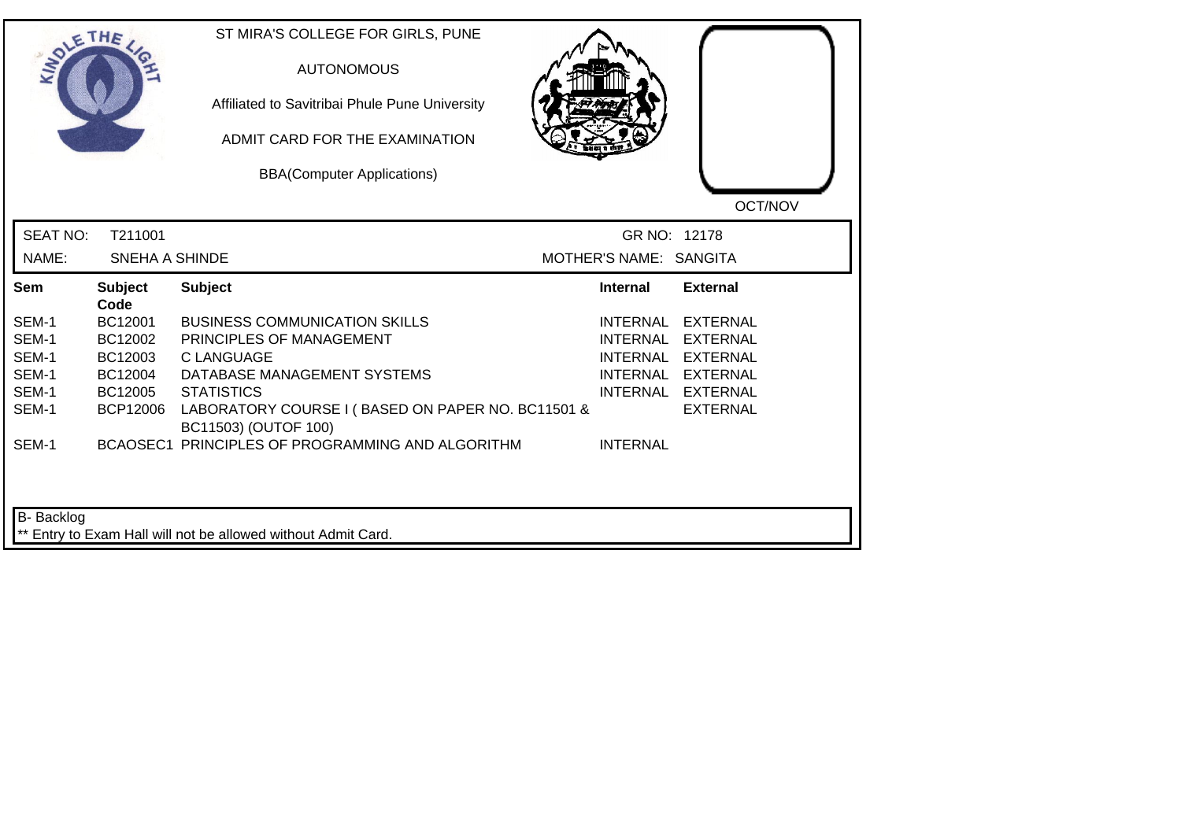ST MIRA'S COLLEGE FOR GIRLS, PUNE

AUTONOMOUS

Affiliated to Savitribai Phule Pune University

ADMIT CARD FOR THE EXAMINATION

BBA(Computer Applications)

OCT/NOV

| SEAT NO: | T211001 | GR NO: | 12178 |
|---|---|---|---|
| NAME: | SNEHA A SHINDE | MOTHER'S NAME: | SANGITA |

| Sem | Subject Code | Subject | Internal | External |
|---|---|---|---|---|
| SEM-1 | BC12001 | BUSINESS COMMUNICATION SKILLS | INTERNAL | EXTERNAL |
| SEM-1 | BC12002 | PRINCIPLES OF MANAGEMENT | INTERNAL | EXTERNAL |
| SEM-1 | BC12003 | C LANGUAGE | INTERNAL | EXTERNAL |
| SEM-1 | BC12004 | DATABASE MANAGEMENT SYSTEMS | INTERNAL | EXTERNAL |
| SEM-1 | BC12005 | STATISTICS | INTERNAL | EXTERNAL |
| SEM-1 | BCP12006 | LABORATORY COURSE I ( BASED ON PAPER NO. BC11501 & BC11503) (OUTOF 100) | | EXTERNAL |
| SEM-1 | BCAOSEC1 | PRINCIPLES OF PROGRAMMING AND ALGORITHM | INTERNAL | |

B- Backlog

** Entry to Exam Hall will not be allowed without Admit Card.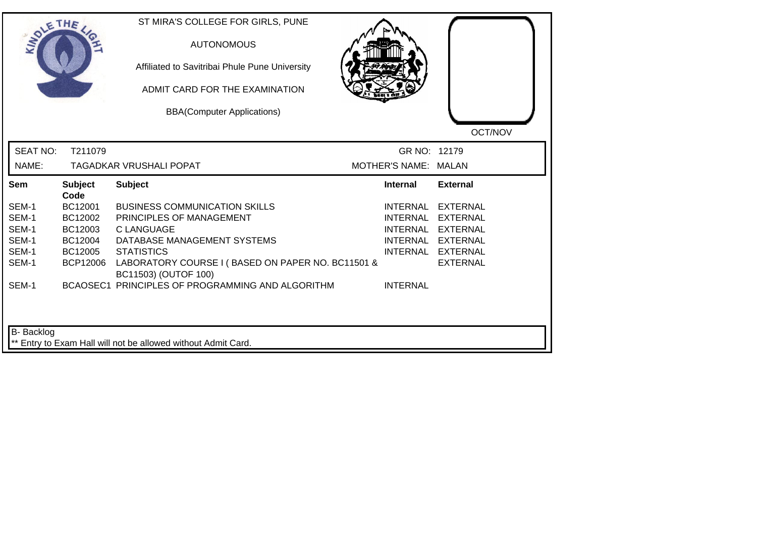ST MIRA'S COLLEGE FOR GIRLS, PUNE

AUTONOMOUS

Affiliated to Savitribai Phule Pune University

ADMIT CARD FOR THE EXAMINATION

BBA(Computer Applications)

OCT/NOV

SEAT NO: T211079 GR NO: 12179

NAME: TAGADKAR VRUSHALI POPAT MOTHER'S NAME: MALAN

| Sem | Subject Code | Subject | Internal | External |
|---|---|---|---|---|
| SEM-1 | BC12001 | BUSINESS COMMUNICATION SKILLS | INTERNAL | EXTERNAL |
| SEM-1 | BC12002 | PRINCIPLES OF MANAGEMENT | INTERNAL | EXTERNAL |
| SEM-1 | BC12003 | C LANGUAGE | INTERNAL | EXTERNAL |
| SEM-1 | BC12004 | DATABASE MANAGEMENT SYSTEMS | INTERNAL | EXTERNAL |
| SEM-1 | BC12005 | STATISTICS | INTERNAL | EXTERNAL |
| SEM-1 | BCP12006 | LABORATORY COURSE I ( BASED ON PAPER NO. BC11501 & BC11503) (OUTOF 100) | | EXTERNAL |
| SEM-1 | BCAOSEC1 | PRINCIPLES OF PROGRAMMING AND ALGORITHM | INTERNAL | |

B- Backlog

** Entry to Exam Hall will not be allowed without Admit Card.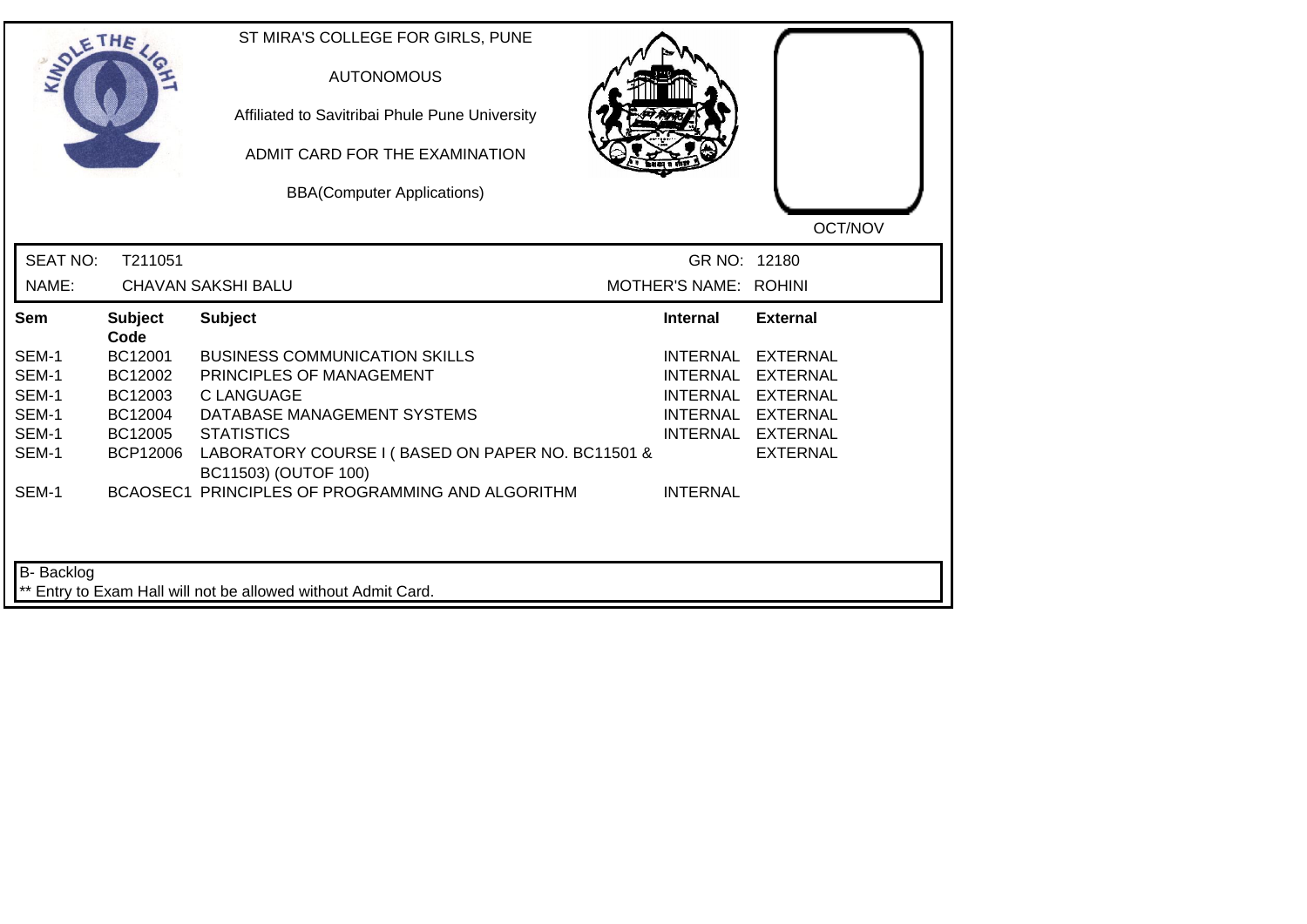ST MIRA'S COLLEGE FOR GIRLS, PUNE

AUTONOMOUS

Affiliated to Savitribai Phule Pune University

ADMIT CARD FOR THE EXAMINATION

BBA(Computer Applications)

OCT/NOV

SEAT NO: T211051 GR NO: 12180

NAME: CHAVAN SAKSHI BALU MOTHER'S NAME: ROHINI

| Sem | Subject Code | Subject | Internal | External |
|---|---|---|---|---|
| SEM-1 | BC12001 | BUSINESS COMMUNICATION SKILLS | INTERNAL | EXTERNAL |
| SEM-1 | BC12002 | PRINCIPLES OF MANAGEMENT | INTERNAL | EXTERNAL |
| SEM-1 | BC12003 | C LANGUAGE | INTERNAL | EXTERNAL |
| SEM-1 | BC12004 | DATABASE MANAGEMENT SYSTEMS | INTERNAL | EXTERNAL |
| SEM-1 | BC12005 | STATISTICS | INTERNAL | EXTERNAL |
| SEM-1 | BCP12006 | LABORATORY COURSE I ( BASED ON PAPER NO. BC11501 & BC11503) (OUTOF 100) | | EXTERNAL |
| SEM-1 | BCAOSEC1 | PRINCIPLES OF PROGRAMMING AND ALGORITHM | INTERNAL | |

B- Backlog

** Entry to Exam Hall will not be allowed without Admit Card.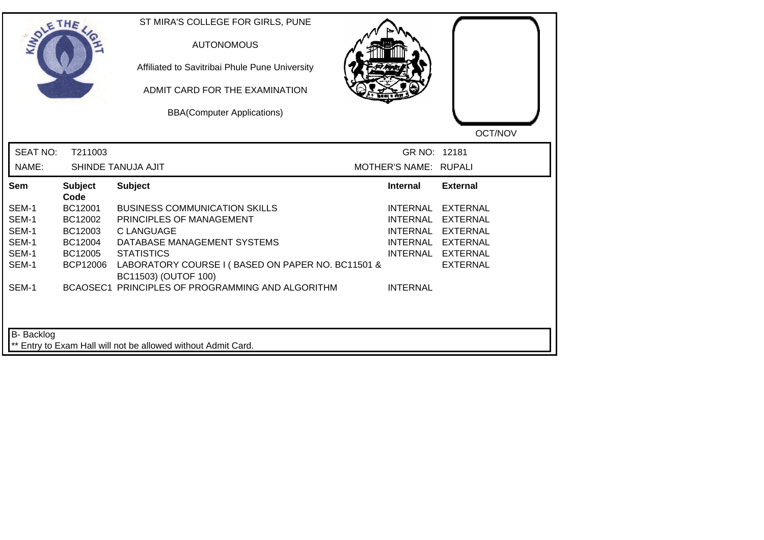ST MIRA'S COLLEGE FOR GIRLS, PUNE

AUTONOMOUS

Affiliated to Savitribai Phule Pune University

ADMIT CARD FOR THE EXAMINATION

BBA(Computer Applications)

OCT/NOV

SEAT NO: T211003 GR NO: 12181

NAME: SHINDE TANUJA AJIT MOTHER'S NAME: RUPALI

| Sem | Subject Code | Subject | Internal | External |
|---|---|---|---|---|
| SEM-1 | BC12001 | BUSINESS COMMUNICATION SKILLS | INTERNAL | EXTERNAL |
| SEM-1 | BC12002 | PRINCIPLES OF MANAGEMENT | INTERNAL | EXTERNAL |
| SEM-1 | BC12003 | C LANGUAGE | INTERNAL | EXTERNAL |
| SEM-1 | BC12004 | DATABASE MANAGEMENT SYSTEMS | INTERNAL | EXTERNAL |
| SEM-1 | BC12005 | STATISTICS | INTERNAL | EXTERNAL |
| SEM-1 | BCP12006 | LABORATORY COURSE I ( BASED ON PAPER NO. BC11501 & BC11503) (OUTOF 100) | | EXTERNAL |
| SEM-1 | BCAOSEC1 | PRINCIPLES OF PROGRAMMING AND ALGORITHM | INTERNAL | |

B- Backlog

** Entry to Exam Hall will not be allowed without Admit Card.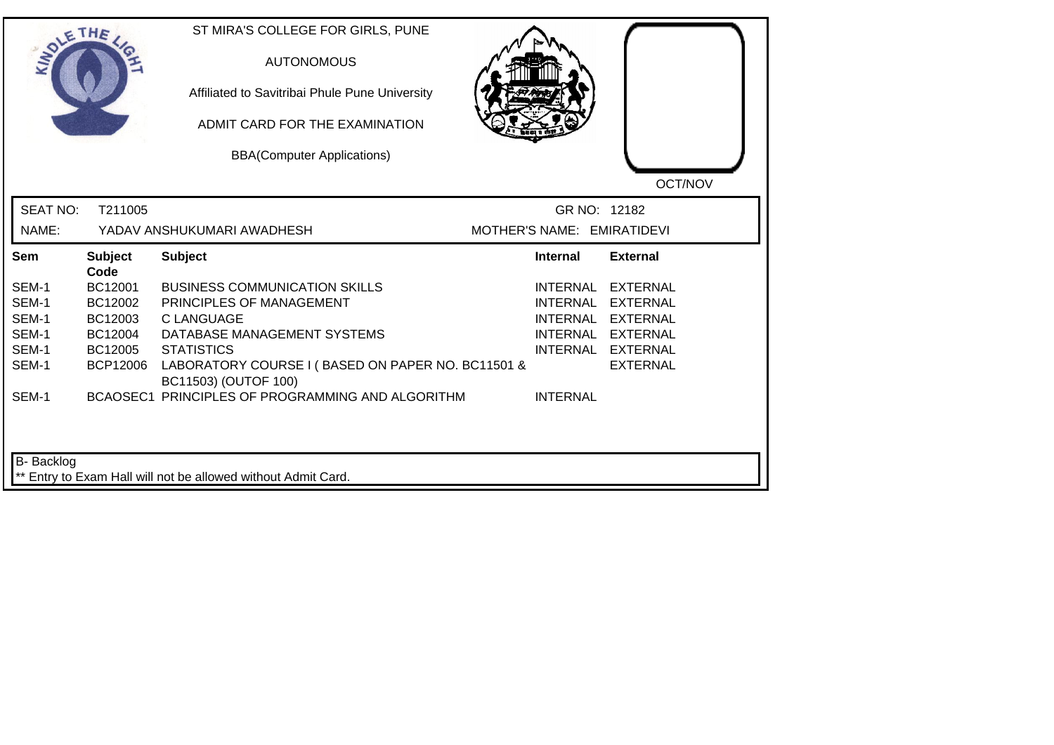ST MIRA'S COLLEGE FOR GIRLS, PUNE

AUTONOMOUS

Affiliated to Savitribai Phule Pune University

ADMIT CARD FOR THE EXAMINATION

BBA(Computer Applications)

OCT/NOV

SEAT NO: T211005 GR NO: 12182

NAME: YADAV ANSHUKUMARI AWADHESH MOTHER'S NAME: EMIRATIDEVI

| Sem | Subject Code | Subject | Internal | External |
|---|---|---|---|---|
| SEM-1 | BC12001 | BUSINESS COMMUNICATION SKILLS | INTERNAL | EXTERNAL |
| SEM-1 | BC12002 | PRINCIPLES OF MANAGEMENT | INTERNAL | EXTERNAL |
| SEM-1 | BC12003 | C LANGUAGE | INTERNAL | EXTERNAL |
| SEM-1 | BC12004 | DATABASE MANAGEMENT SYSTEMS | INTERNAL | EXTERNAL |
| SEM-1 | BC12005 | STATISTICS | INTERNAL | EXTERNAL |
| SEM-1 | BCP12006 | LABORATORY COURSE I ( BASED ON PAPER NO. BC11501 & BC11503) (OUTOF 100) | | EXTERNAL |
| SEM-1 | BCAOSEC1 | PRINCIPLES OF PROGRAMMING AND ALGORITHM | INTERNAL | |

B- Backlog

** Entry to Exam Hall will not be allowed without Admit Card.